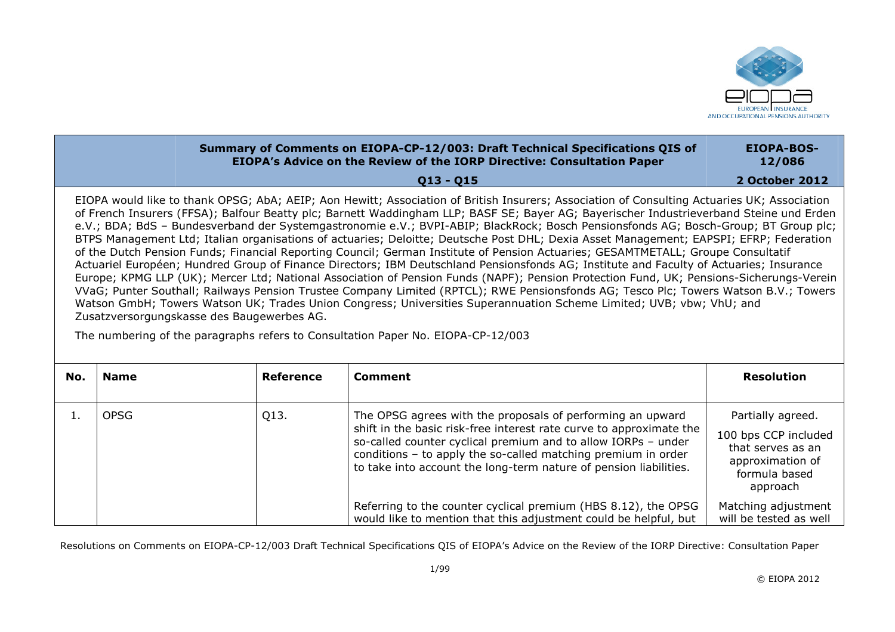| Summary of Comments on EIOPA-CP-12/003: Draft Technical Specifications QIS of EIOPA's Advice on the Review of the IORP Directive: Consultation Paper | EIOPA-BOS-12/086 |
|---|---|
| Q13 - Q15 | 2 October 2012 |

EIOPA would like to thank OPSG; AbA; AEIP; Aon Hewitt; Association of British Insurers; Association of Consulting Actuaries UK; Association of French Insurers (FFSA); Balfour Beatty plc; Barnett Waddingham LLP; BASF SE; Bayer AG; Bayerischer Industrieverband Steine und Erden e.V.; BDA; BdS – Bundesverband der Systemgastronomie e.V.; BVPI-ABIP; BlackRock; Bosch Pensionsfonds AG; Bosch-Group; BT Group plc; BTPS Management Ltd; Italian organisations of actuaries; Deloitte; Deutsche Post DHL; Dexia Asset Management; EAPSPI; EFRP; Federation of the Dutch Pension Funds; Financial Reporting Council; German Institute of Pension Actuaries; GESAMTMETALL; Groupe Consultatif Actuariel Européen; Hundred Group of Finance Directors; IBM Deutschland Pensionsfonds AG; Institute and Faculty of Actuaries; Insurance Europe; KPMG LLP (UK); Mercer Ltd; National Association of Pension Funds (NAPF); Pension Protection Fund, UK; Pensions-Sicherungs-Verein VVaG; Punter Southall; Railways Pension Trustee Company Limited (RPTCL); RWE Pensionsfonds AG; Tesco Plc; Towers Watson B.V.; Towers Watson GmbH; Towers Watson UK; Trades Union Congress; Universities Superannuation Scheme Limited; UVB; vbw; VhU; and Zusatzversorgungskasse des Baugewerbes AG.

The numbering of the paragraphs refers to Consultation Paper No. EIOPA-CP-12/003

| No. | Name | Reference | Comment | Resolution |
|---|---|---|---|---|
| 1. | OPSG | Q13. | The OPSG agrees with the proposals of performing an upward shift in the basic risk-free interest rate curve to approximate the so-called counter cyclical premium and to allow IORPs – under conditions – to apply the so-called matching premium in order to take into account the long-term nature of pension liabilities.<br><br>Referring to the counter cyclical premium (HBS 8.12), the OPSG would like to mention that this adjustment could be helpful, but | Partially agreed.<br><br>100 bps CCP included that serves as an approximation of formula based approach<br><br>Matching adjustment will be tested as well |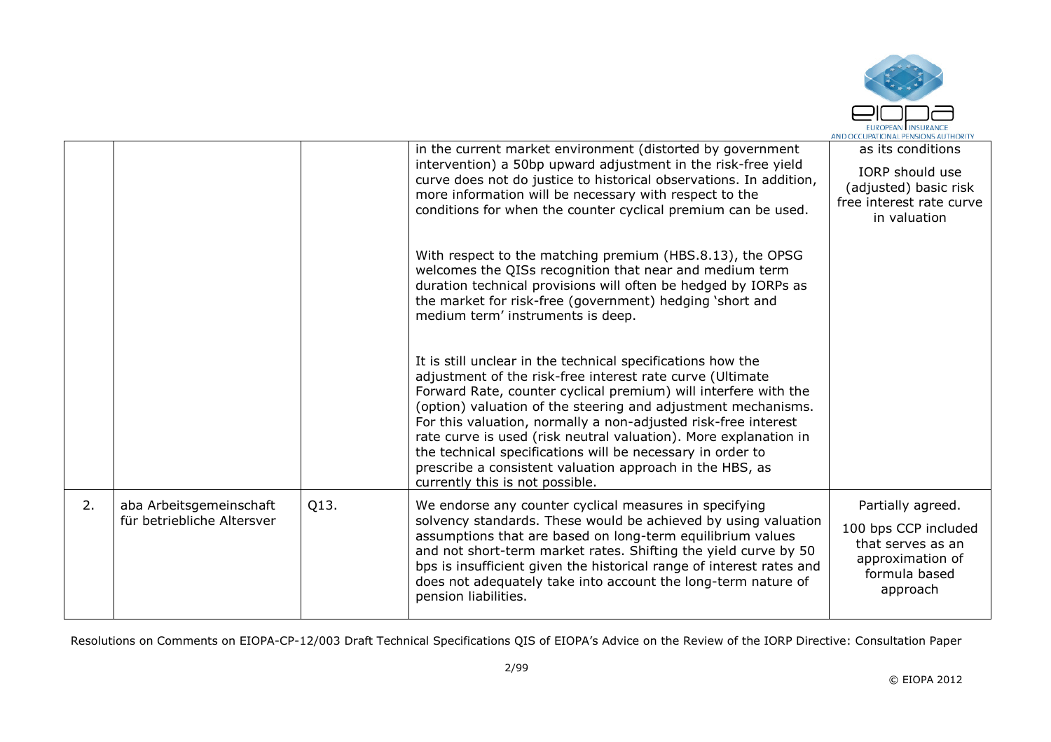|  |  |  | in the current market environment (distorted by government intervention) a 50bp upward adjustment in the risk-free yield curve does not do justice to historical observations. In addition, more information will be necessary with respect to the conditions for when the counter cyclical premium can be used.<br><br>With respect to the matching premium (HBS.8.13), the OPSG welcomes the QISs recognition that near and medium term duration technical provisions will often be hedged by IORPs as the market for risk-free (government) hedging 'short and medium term' instruments is deep.<br><br>It is still unclear in the technical specifications how the adjustment of the risk-free interest rate curve (Ultimate Forward Rate, counter cyclical premium) will interfere with the (option) valuation of the steering and adjustment mechanisms. For this valuation, normally a non-adjusted risk-free interest rate curve is used (risk neutral valuation). More explanation in the technical specifications will be necessary in order to prescribe a consistent valuation approach in the HBS, as currently this is not possible. | as its conditions<br><br>IORP should use (adjusted) basic risk free interest rate curve in valuation |
|---|---|---|---|---|
| 2. | aba Arbeitsgemeinschaft für betriebliche Altersver | Q13. | We endorse any counter cyclical measures in specifying solvency standards. These would be achieved by using valuation assumptions that are based on long-term equilibrium values and not short-term market rates. Shifting the yield curve by 50 bps is insufficient given the historical range of interest rates and does not adequately take into account the long-term nature of pension liabilities. | Partially agreed.<br><br>100 bps CCP included that serves as an approximation of formula based approach |

Resolutions on Comments on EIOPA-CP-12/003 Draft Technical Specifications QIS of EIOPA's Advice on the Review of the IORP Directive: Consultation Paper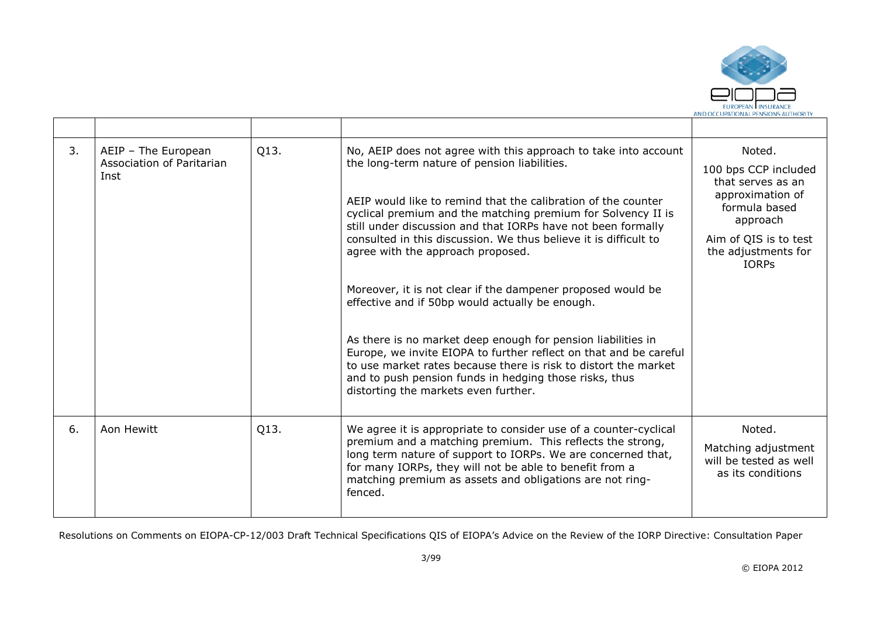| | | | | |
|---|---|---|---|---|
| 3. | AEIP – The European Association of Paritarian Inst | Q13. | No, AEIP does not agree with this approach to take into account the long-term nature of pension liabilities.<br><br>AEIP would like to remind that the calibration of the counter cyclical premium and the matching premium for Solvency II is still under discussion and that IORPs have not been formally consulted in this discussion. We thus believe it is difficult to agree with the approach proposed.<br><br>Moreover, it is not clear if the dampener proposed would be effective and if 50bp would actually be enough.<br><br>As there is no market deep enough for pension liabilities in Europe, we invite EIOPA to further reflect on that and be careful to use market rates because there is risk to distort the market and to push pension funds in hedging those risks, thus distorting the markets even further. | Noted.<br><br>100 bps CCP included that serves as an approximation of formula based approach<br><br>Aim of QIS is to test the adjustments for IORPs |
| 6. | Aon Hewitt | Q13. | We agree it is appropriate to consider use of a counter-cyclical premium and a matching premium. This reflects the strong, long term nature of support to IORPs. We are concerned that, for many IORPs, they will not be able to benefit from a matching premium as assets and obligations are not ring-fenced. | Noted.<br><br>Matching adjustment will be tested as well as its conditions |

Resolutions on Comments on EIOPA-CP-12/003 Draft Technical Specifications QIS of EIOPA's Advice on the Review of the IORP Directive: Consultation Paper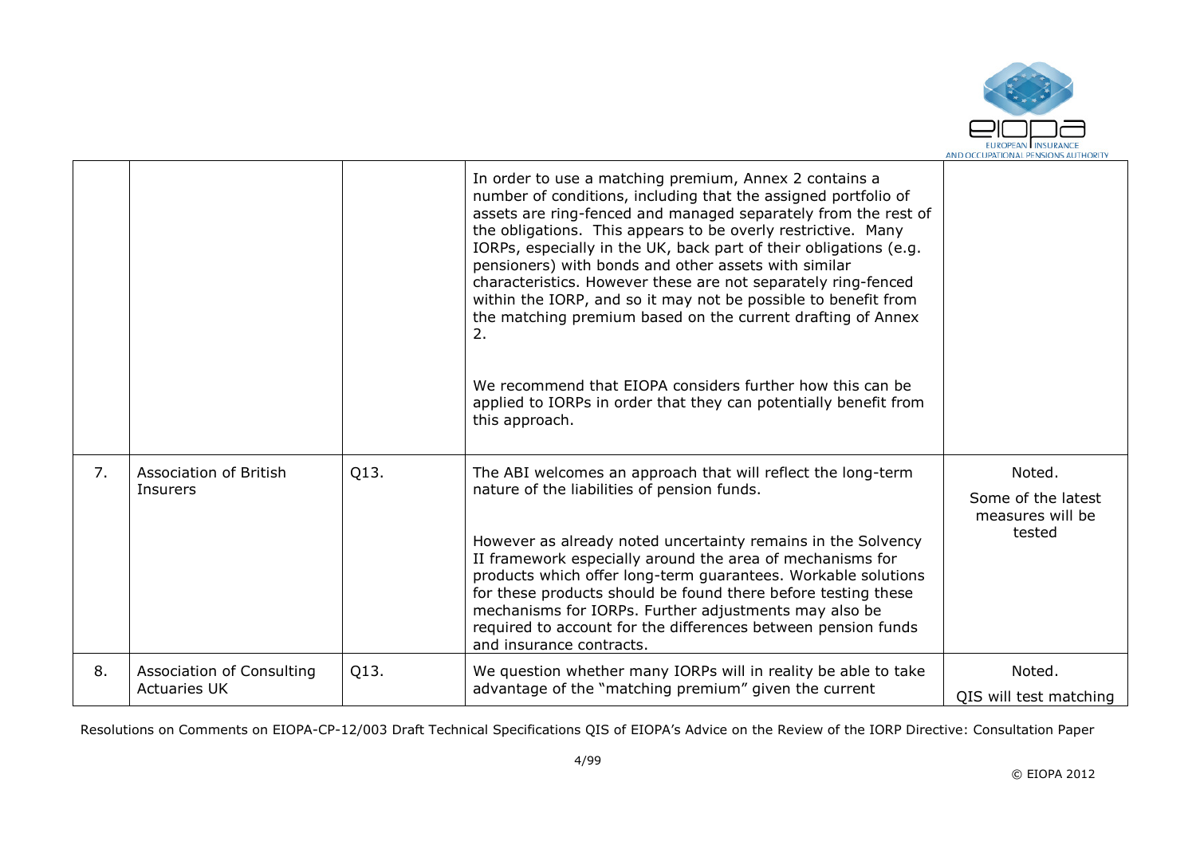|  |  |  |  |  |
|---|---|---|---|---|
|  |  |  | In order to use a matching premium, Annex 2 contains a number of conditions, including that the assigned portfolio of assets are ring-fenced and managed separately from the rest of the obligations. This appears to be overly restrictive. Many IORPs, especially in the UK, back part of their obligations (e.g. pensioners) with bonds and other assets with similar characteristics. However these are not separately ring-fenced within the IORP, and so it may not be possible to benefit from the matching premium based on the current drafting of Annex 2.<br><br>We recommend that EIOPA considers further how this can be applied to IORPs in order that they can potentially benefit from this approach. |  |
| 7. | Association of British Insurers | Q13. | The ABI welcomes an approach that will reflect the long-term nature of the liabilities of pension funds.<br><br>However as already noted uncertainty remains in the Solvency II framework especially around the area of mechanisms for products which offer long-term guarantees. Workable solutions for these products should be found there before testing these mechanisms for IORPs. Further adjustments may also be required to account for the differences between pension funds and insurance contracts. | Noted.<br>Some of the latest measures will be tested |
| 8. | Association of Consulting Actuaries UK | Q13. | We question whether many IORPs will in reality be able to take advantage of the "matching premium" given the current | Noted.<br>QIS will test matching |

Resolutions on Comments on EIOPA-CP-12/003 Draft Technical Specifications QIS of EIOPA's Advice on the Review of the IORP Directive: Consultation Paper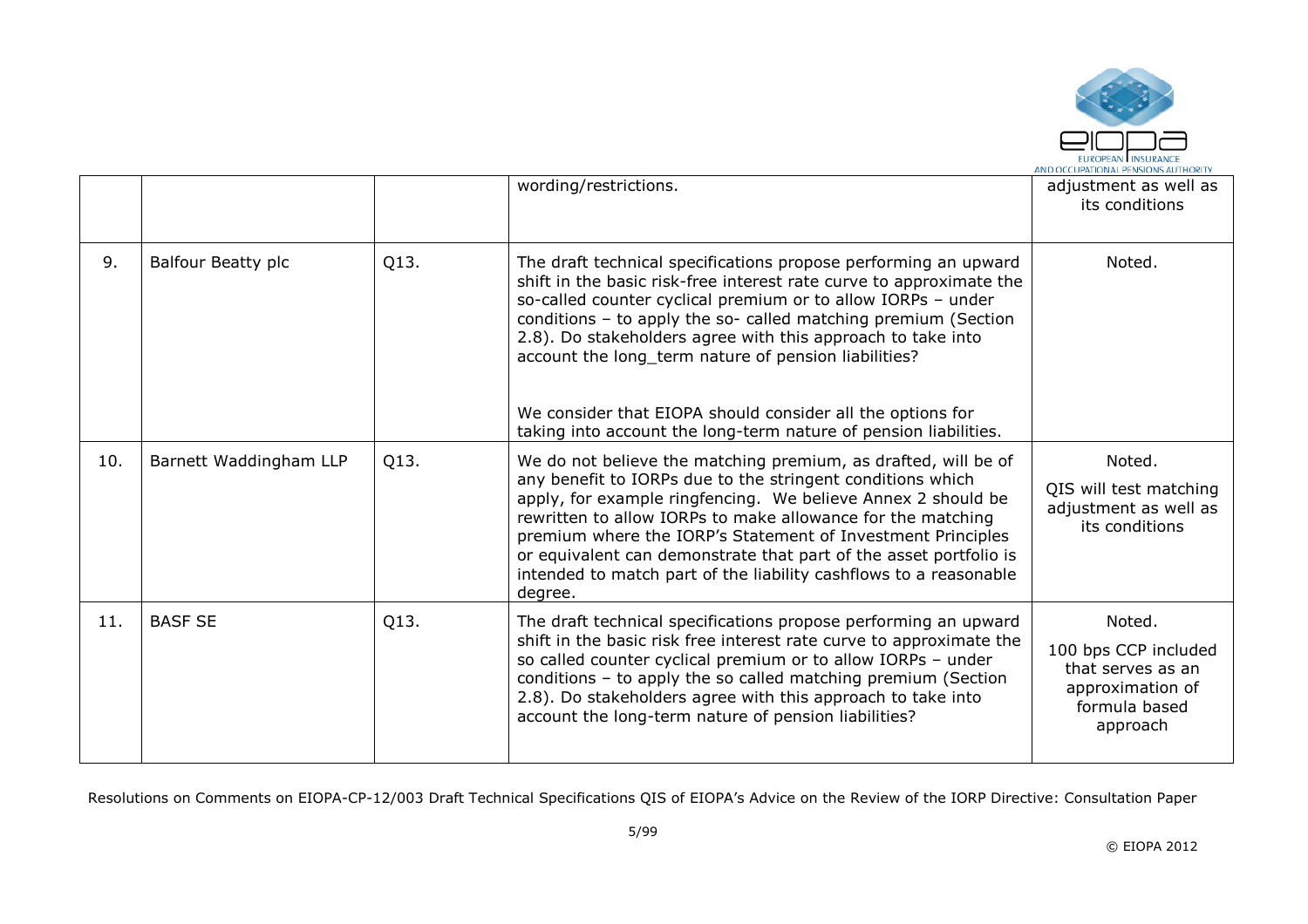| | | | | |
|---|---|---|---|---|
| | | | wording/restrictions. | adjustment as well as its conditions |
| 9. | Balfour Beatty plc | Q13. | The draft technical specifications propose performing an upward shift in the basic risk-free interest rate curve to approximate the so-called counter cyclical premium or to allow IORPs – under conditions – to apply the so- called matching premium (Section 2.8). Do stakeholders agree with this approach to take into account the long_term nature of pension liabilities?<br><br>We consider that EIOPA should consider all the options for taking into account the long-term nature of pension liabilities. | Noted. |
| 10. | Barnett Waddingham LLP | Q13. | We do not believe the matching premium, as drafted, will be of any benefit to IORPs due to the stringent conditions which apply, for example ringfencing. We believe Annex 2 should be rewritten to allow IORPs to make allowance for the matching premium where the IORP's Statement of Investment Principles or equivalent can demonstrate that part of the asset portfolio is intended to match part of the liability cashflows to a reasonable degree. | Noted.<br><br>QIS will test matching adjustment as well as its conditions |
| 11. | BASF SE | Q13. | The draft technical specifications propose performing an upward shift in the basic risk free interest rate curve to approximate the so called counter cyclical premium or to allow IORPs – under conditions – to apply the so called matching premium (Section 2.8). Do stakeholders agree with this approach to take into account the long-term nature of pension liabilities? | Noted.<br><br>100 bps CCP included that serves as an approximation of formula based approach |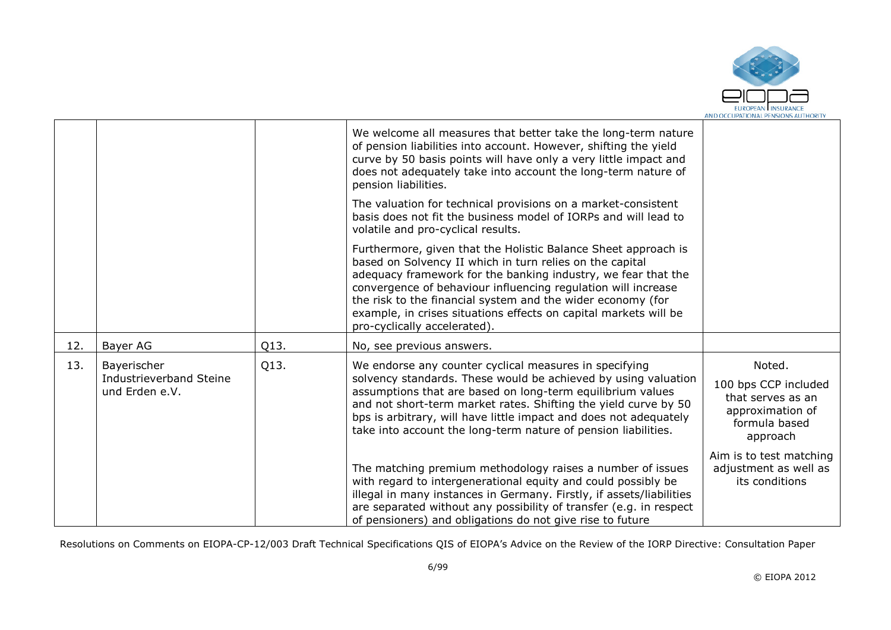| | | | | |
|---|---|---|---|---|
| | | | We welcome all measures that better take the long-term nature of pension liabilities into account. However, shifting the yield curve by 50 basis points will have only a very little impact and does not adequately take into account the long-term nature of pension liabilities.<br><br>The valuation for technical provisions on a market-consistent basis does not fit the business model of IORPs and will lead to volatile and pro-cyclical results.<br><br>Furthermore, given that the Holistic Balance Sheet approach is based on Solvency II which in turn relies on the capital adequacy framework for the banking industry, we fear that the convergence of behaviour influencing regulation will increase the risk to the financial system and the wider economy (for example, in crises situations effects on capital markets will be pro-cyclically accelerated). | |
| 12. | Bayer AG | Q13. | No, see previous answers. | |
| 13. | Bayerischer Industrieverband Steine und Erden e.V. | Q13. | We endorse any counter cyclical measures in specifying solvency standards. These would be achieved by using valuation assumptions that are based on long-term equilibrium values and not short-term market rates. Shifting the yield curve by 50 bps is arbitrary, will have little impact and does not adequately take into account the long-term nature of pension liabilities.<br><br>The matching premium methodology raises a number of issues with regard to intergenerational equity and could possibly be illegal in many instances in Germany. Firstly, if assets/liabilities are separated without any possibility of transfer (e.g. in respect of pensioners) and obligations do not give rise to future | Noted.<br><br>100 bps CCP included that serves as an approximation of formula based approach<br><br>Aim is to test matching adjustment as well as its conditions |

Resolutions on Comments on EIOPA-CP-12/003 Draft Technical Specifications QIS of EIOPA's Advice on the Review of the IORP Directive: Consultation Paper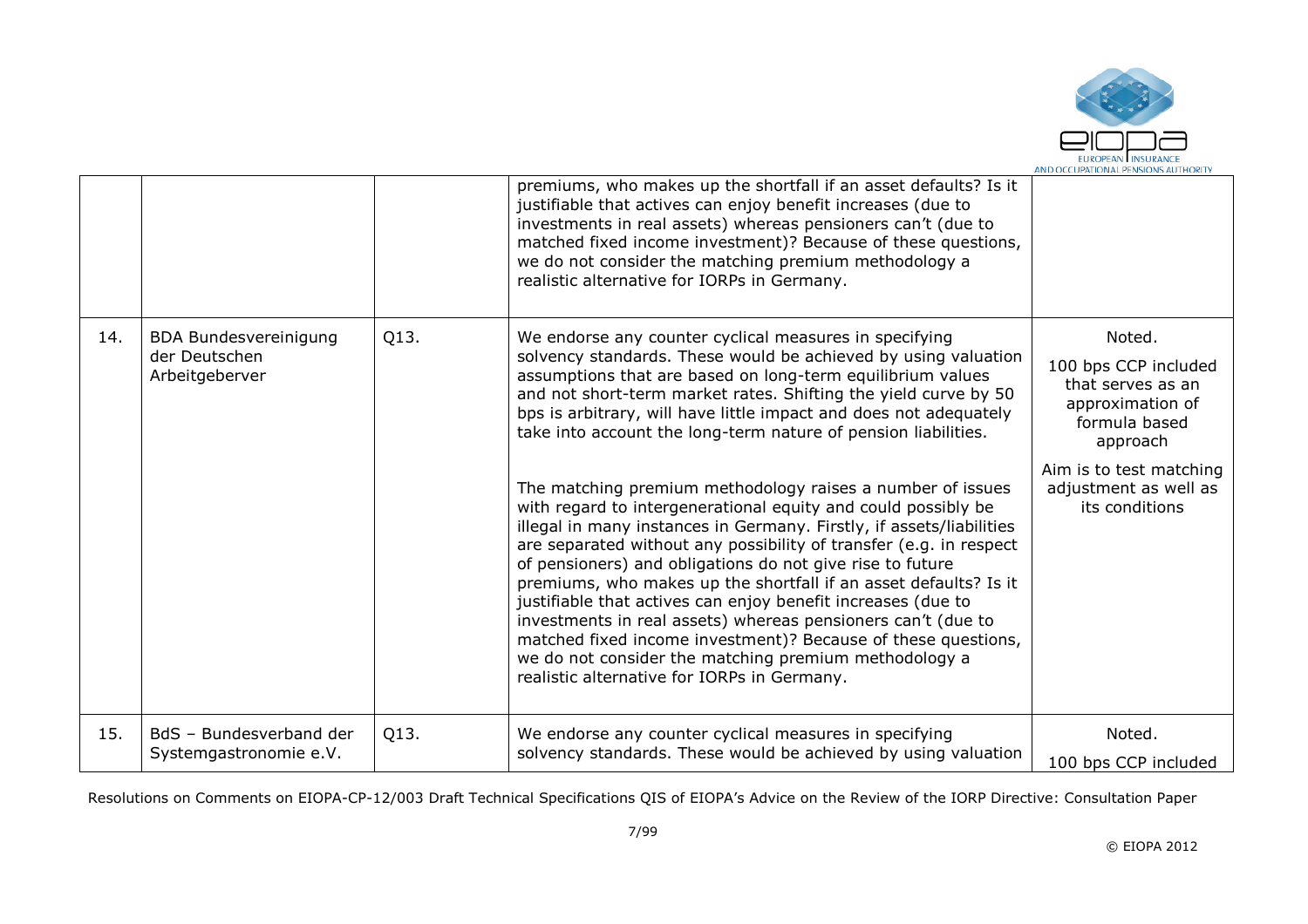| | | | | |
|---|---|---|---|---|
| | | | premiums, who makes up the shortfall if an asset defaults? Is it justifiable that actives can enjoy benefit increases (due to investments in real assets) whereas pensioners can't (due to matched fixed income investment)? Because of these questions, we do not consider the matching premium methodology a realistic alternative for IORPs in Germany. | |
| 14. | BDA Bundesvereinigung der Deutschen Arbeitgeberver | Q13. | We endorse any counter cyclical measures in specifying solvency standards. These would be achieved by using valuation assumptions that are based on long-term equilibrium values and not short-term market rates. Shifting the yield curve by 50 bps is arbitrary, will have little impact and does not adequately take into account the long-term nature of pension liabilities.<br><br>The matching premium methodology raises a number of issues with regard to intergenerational equity and could possibly be illegal in many instances in Germany. Firstly, if assets/liabilities are separated without any possibility of transfer (e.g. in respect of pensioners) and obligations do not give rise to future premiums, who makes up the shortfall if an asset defaults? Is it justifiable that actives can enjoy benefit increases (due to investments in real assets) whereas pensioners can't (due to matched fixed income investment)? Because of these questions, we do not consider the matching premium methodology a realistic alternative for IORPs in Germany. | Noted.<br><br>100 bps CCP included that serves as an approximation of formula based approach<br><br>Aim is to test matching adjustment as well as its conditions |
| 15. | BdS – Bundesverband der Systemgastronomie e.V. | Q13. | We endorse any counter cyclical measures in specifying solvency standards. These would be achieved by using valuation | Noted.<br><br>100 bps CCP included |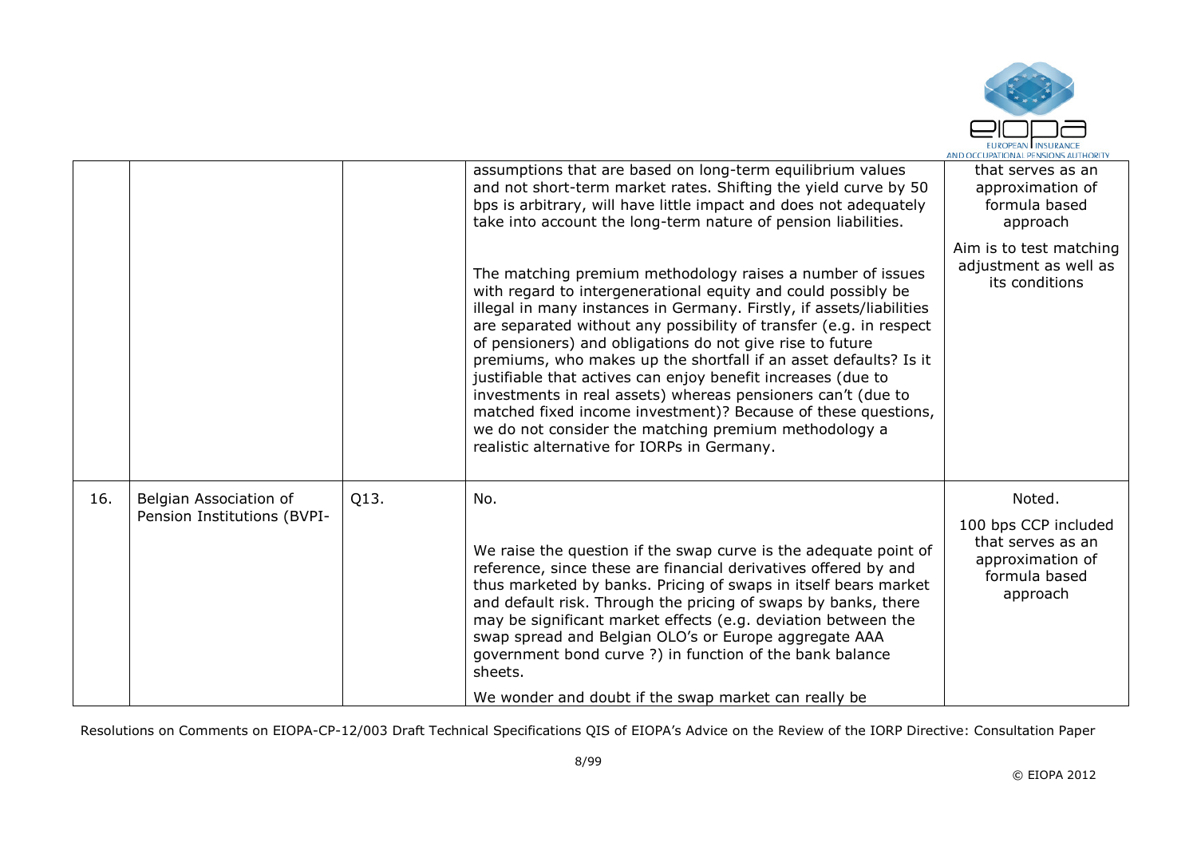| | | | | |
|---|---|---|---|---|
| | | | assumptions that are based on long-term equilibrium values and not short-term market rates. Shifting the yield curve by 50 bps is arbitrary, will have little impact and does not adequately take into account the long-term nature of pension liabilities.<br><br>The matching premium methodology raises a number of issues with regard to intergenerational equity and could possibly be illegal in many instances in Germany. Firstly, if assets/liabilities are separated without any possibility of transfer (e.g. in respect of pensioners) and obligations do not give rise to future premiums, who makes up the shortfall if an asset defaults? Is it justifiable that actives can enjoy benefit increases (due to investments in real assets) whereas pensioners can't (due to matched fixed income investment)? Because of these questions, we do not consider the matching premium methodology a realistic alternative for IORPs in Germany. | that serves as an approximation of formula based approach<br><br>Aim is to test matching adjustment as well as its conditions |
| 16. | Belgian Association of Pension Institutions (BVPI- | Q13. | No.<br><br>We raise the question if the swap curve is the adequate point of reference, since these are financial derivatives offered by and thus marketed by banks. Pricing of swaps in itself bears market and default risk. Through the pricing of swaps by banks, there may be significant market effects (e.g. deviation between the swap spread and Belgian OLO's or Europe aggregate AAA government bond curve ?) in function of the bank balance sheets.<br><br>We wonder and doubt if the swap market can really be | Noted.<br><br>100 bps CCP included that serves as an approximation of formula based approach |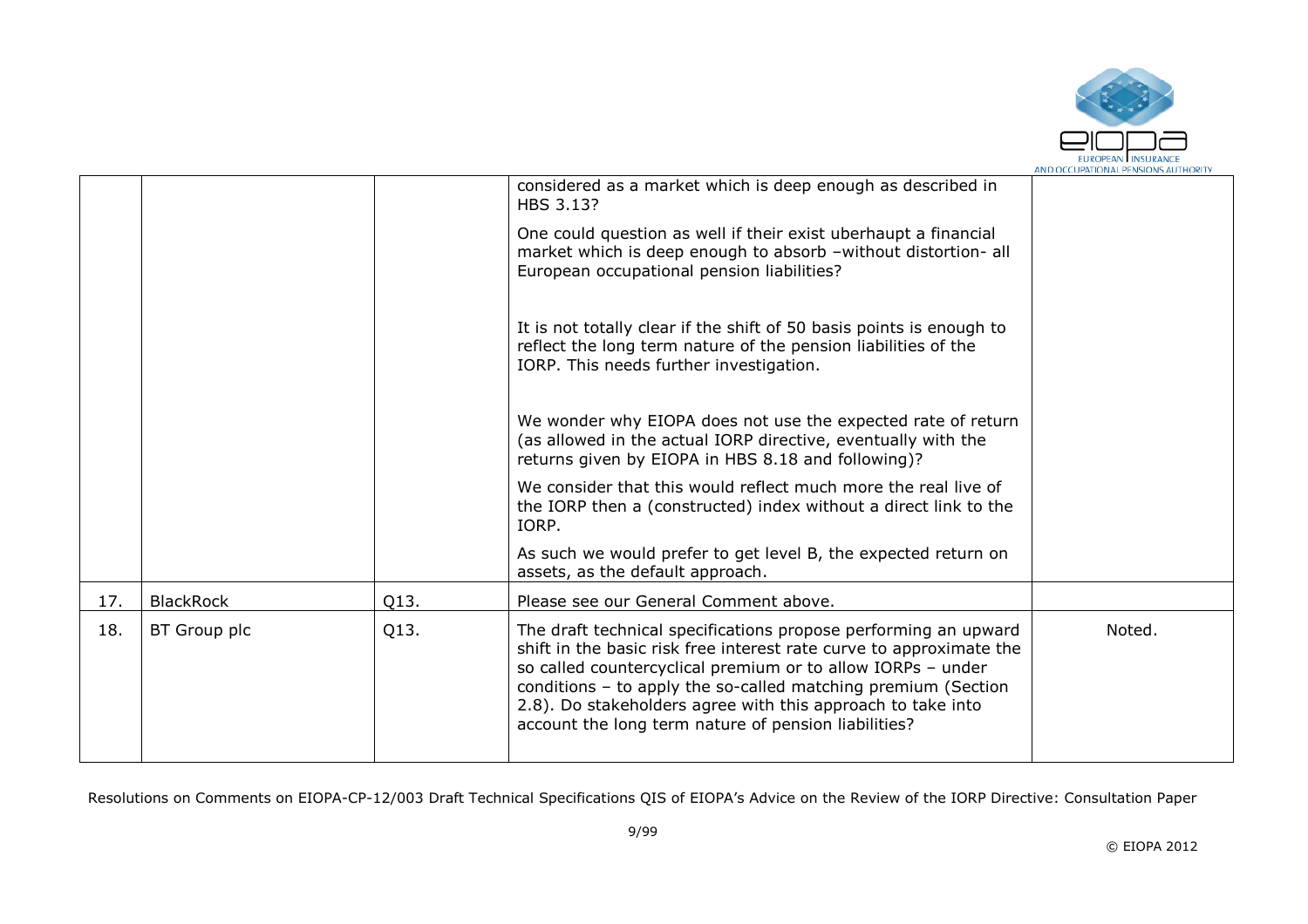| | | | | |
|---|---|---|---|---|
| | | | considered as a market which is deep enough as described in HBS 3.13?<br><br>One could question as well if their exist uberhaupt a financial market which is deep enough to absorb –without distortion- all European occupational pension liabilities?<br><br>It is not totally clear if the shift of 50 basis points is enough to reflect the long term nature of the pension liabilities of the IORP. This needs further investigation.<br><br>We wonder why EIOPA does not use the expected rate of return (as allowed in the actual IORP directive, eventually with the returns given by EIOPA in HBS 8.18 and following)?<br><br>We consider that this would reflect much more the real live of the IORP then a (constructed) index without a direct link to the IORP.<br><br>As such we would prefer to get level B, the expected return on assets, as the default approach. | |
| 17. | BlackRock | Q13. | Please see our General Comment above. | |
| 18. | BT Group plc | Q13. | The draft technical specifications propose performing an upward shift in the basic risk free interest rate curve to approximate the so called countercyclical premium or to allow IORPs – under conditions – to apply the so-called matching premium (Section 2.8). Do stakeholders agree with this approach to take into account the long term nature of pension liabilities? | Noted. |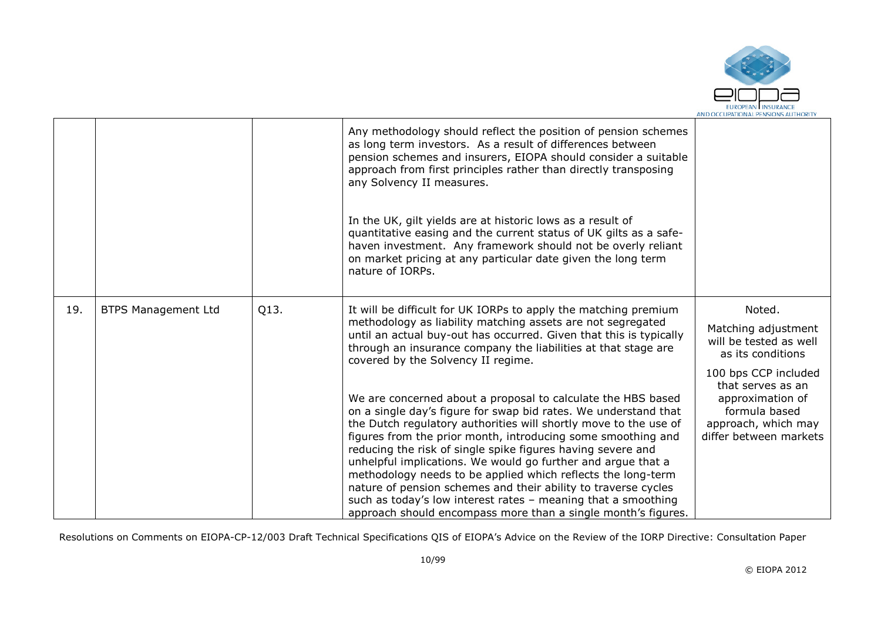| | | | | |
|---|---|---|---|---|
| | | | Any methodology should reflect the position of pension schemes as long term investors. As a result of differences between pension schemes and insurers, EIOPA should consider a suitable approach from first principles rather than directly transposing any Solvency II measures.<br><br>In the UK, gilt yields are at historic lows as a result of quantitative easing and the current status of UK gilts as a safe-haven investment. Any framework should not be overly reliant on market pricing at any particular date given the long term nature of IORPs. | |
| 19. | BTPS Management Ltd | Q13. | It will be difficult for UK IORPs to apply the matching premium methodology as liability matching assets are not segregated until an actual buy-out has occurred. Given that this is typically through an insurance company the liabilities at that stage are covered by the Solvency II regime.<br><br>We are concerned about a proposal to calculate the HBS based on a single day's figure for swap bid rates. We understand that the Dutch regulatory authorities will shortly move to the use of figures from the prior month, introducing some smoothing and reducing the risk of single spike figures having severe and unhelpful implications. We would go further and argue that a methodology needs to be applied which reflects the long-term nature of pension schemes and their ability to traverse cycles such as today's low interest rates – meaning that a smoothing approach should encompass more than a single month's figures. | Noted.<br><br>Matching adjustment will be tested as well as its conditions<br><br>100 bps CCP included that serves as an approximation of formula based approach, which may differ between markets |

Resolutions on Comments on EIOPA-CP-12/003 Draft Technical Specifications QIS of EIOPA's Advice on the Review of the IORP Directive: Consultation Paper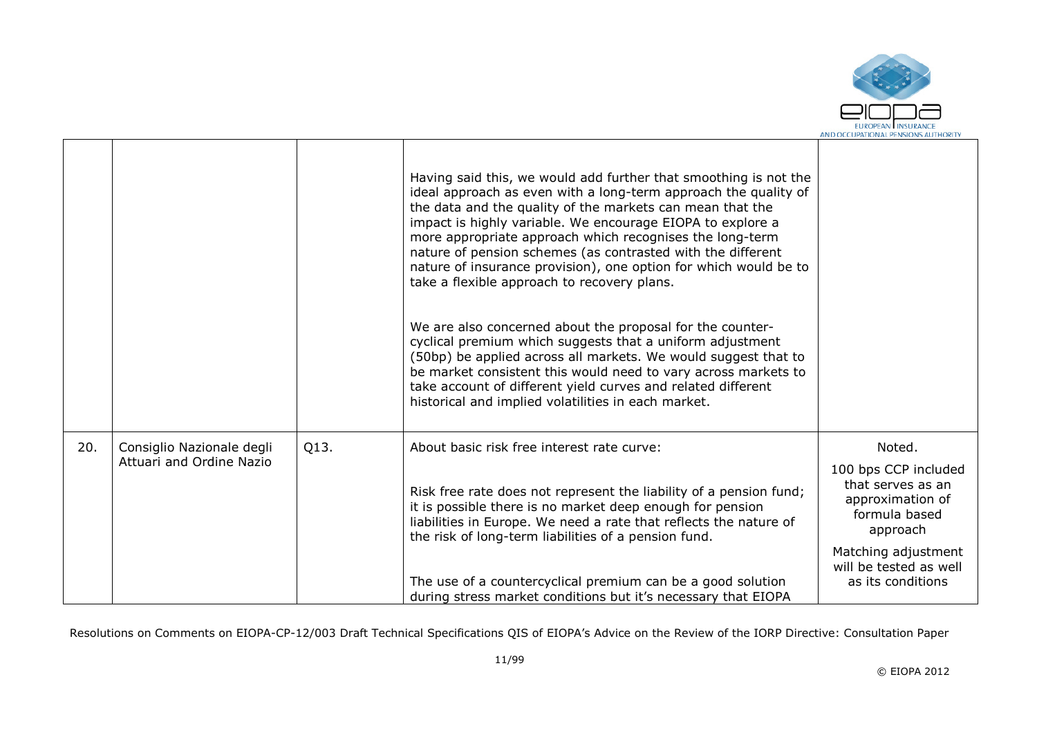| | | | | |
|---|---|---|---|---|
| | | | Having said this, we would add further that smoothing is not the ideal approach as even with a long-term approach the quality of the data and the quality of the markets can mean that the impact is highly variable. We encourage EIOPA to explore a more appropriate approach which recognises the long-term nature of pension schemes (as contrasted with the different nature of insurance provision), one option for which would be to take a flexible approach to recovery plans.<br><br>We are also concerned about the proposal for the counter-cyclical premium which suggests that a uniform adjustment (50bp) be applied across all markets. We would suggest that to be market consistent this would need to vary across markets to take account of different yield curves and related different historical and implied volatilities in each market. | |
| 20. | Consiglio Nazionale degli Attuari and Ordine Nazio | Q13. | About basic risk free interest rate curve:<br><br>Risk free rate does not represent the liability of a pension fund; it is possible there is no market deep enough for pension liabilities in Europe. We need a rate that reflects the nature of the risk of long-term liabilities of a pension fund.<br><br>The use of a countercyclical premium can be a good solution during stress market conditions but it's necessary that EIOPA | Noted.<br><br>100 bps CCP included that serves as an approximation of formula based approach<br><br>Matching adjustment will be tested as well as its conditions |

Resolutions on Comments on EIOPA-CP-12/003 Draft Technical Specifications QIS of EIOPA's Advice on the Review of the IORP Directive: Consultation Paper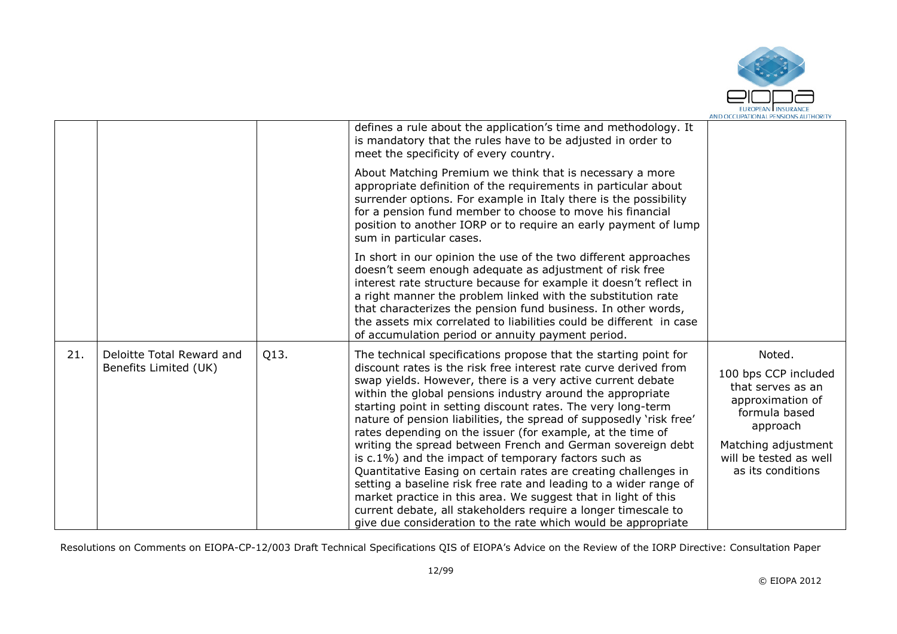| | | | | |
|---|---|---|---|---|
| | | | defines a rule about the application's time and methodology. It is mandatory that the rules have to be adjusted in order to meet the specificity of every country.<br><br>About Matching Premium we think that is necessary a more appropriate definition of the requirements in particular about surrender options. For example in Italy there is the possibility for a pension fund member to choose to move his financial position to another IORP or to require an early payment of lump sum in particular cases.<br><br>In short in our opinion the use of the two different approaches doesn't seem enough adequate as adjustment of risk free interest rate structure because for example it doesn't reflect in a right manner the problem linked with the substitution rate that characterizes the pension fund business. In other words, the assets mix correlated to liabilities could be different in case of accumulation period or annuity payment period. | |
| 21. | Deloitte Total Reward and Benefits Limited (UK) | Q13. | The technical specifications propose that the starting point for discount rates is the risk free interest rate curve derived from swap yields. However, there is a very active current debate within the global pensions industry around the appropriate starting point in setting discount rates. The very long-term nature of pension liabilities, the spread of supposedly 'risk free' rates depending on the issuer (for example, at the time of writing the spread between French and German sovereign debt is c.1%) and the impact of temporary factors such as Quantitative Easing on certain rates are creating challenges in setting a baseline risk free rate and leading to a wider range of market practice in this area. We suggest that in light of this current debate, all stakeholders require a longer timescale to give due consideration to the rate which would be appropriate | Noted.<br><br>100 bps CCP included that serves as an approximation of formula based approach<br><br>Matching adjustment will be tested as well as its conditions |

Resolutions on Comments on EIOPA-CP-12/003 Draft Technical Specifications QIS of EIOPA's Advice on the Review of the IORP Directive: Consultation Paper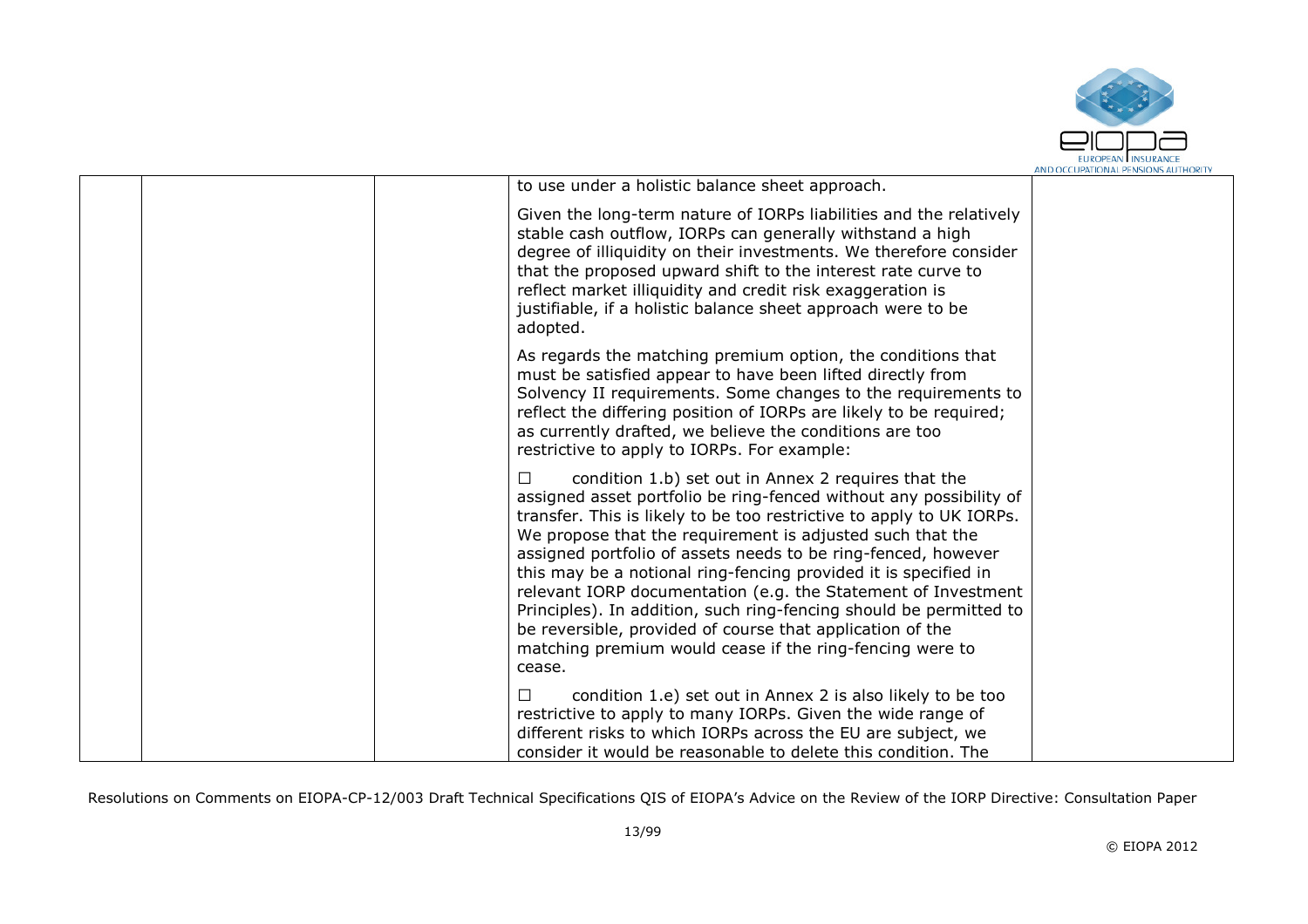|  |  |  | to use under a holistic balance sheet approach.<br><br>Given the long-term nature of IORPs liabilities and the relatively stable cash outflow, IORPs can generally withstand a high degree of illiquidity on their investments. We therefore consider that the proposed upward shift to the interest rate curve to reflect market illiquidity and credit risk exaggeration is justifiable, if a holistic balance sheet approach were to be adopted.<br><br>As regards the matching premium option, the conditions that must be satisfied appear to have been lifted directly from Solvency II requirements. Some changes to the requirements to reflect the differing position of IORPs are likely to be required; as currently drafted, we believe the conditions are too restrictive to apply to IORPs. For example:<br><br>☐ condition 1.b) set out in Annex 2 requires that the assigned asset portfolio be ring-fenced without any possibility of transfer. This is likely to be too restrictive to apply to UK IORPs. We propose that the requirement is adjusted such that the assigned portfolio of assets needs to be ring-fenced, however this may be a notional ring-fencing provided it is specified in relevant IORP documentation (e.g. the Statement of Investment Principles). In addition, such ring-fencing should be permitted to be reversible, provided of course that application of the matching premium would cease if the ring-fencing were to cease.<br><br>☐ condition 1.e) set out in Annex 2 is also likely to be too restrictive to apply to many IORPs. Given the wide range of different risks to which IORPs across the EU are subject, we consider it would be reasonable to delete this condition. The |  |
|---|---|---|---|---|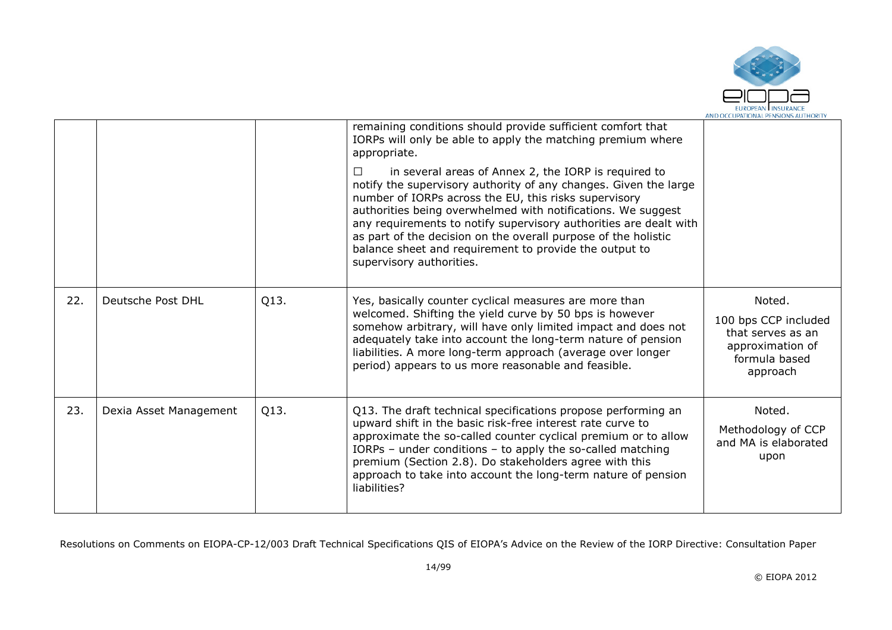|  |  |  |  |  |
| --- | --- | --- | --- | --- |
|  |  |  | remaining conditions should provide sufficient comfort that IORPs will only be able to apply the matching premium where appropriate.<br><br>☐ in several areas of Annex 2, the IORP is required to notify the supervisory authority of any changes. Given the large number of IORPs across the EU, this risks supervisory authorities being overwhelmed with notifications. We suggest any requirements to notify supervisory authorities are dealt with as part of the decision on the overall purpose of the holistic balance sheet and requirement to provide the output to supervisory authorities. |  |
| 22. | Deutsche Post DHL | Q13. | Yes, basically counter cyclical measures are more than welcomed. Shifting the yield curve by 50 bps is however somehow arbitrary, will have only limited impact and does not adequately take into account the long-term nature of pension liabilities. A more long-term approach (average over longer period) appears to us more reasonable and feasible. | Noted.<br><br>100 bps CCP included that serves as an approximation of formula based approach |
| 23. | Dexia Asset Management | Q13. | Q13. The draft technical specifications propose performing an upward shift in the basic risk-free interest rate curve to approximate the so-called counter cyclical premium or to allow IORPs – under conditions – to apply the so-called matching premium (Section 2.8). Do stakeholders agree with this approach to take into account the long-term nature of pension liabilities? | Noted.<br><br>Methodology of CCP and MA is elaborated upon |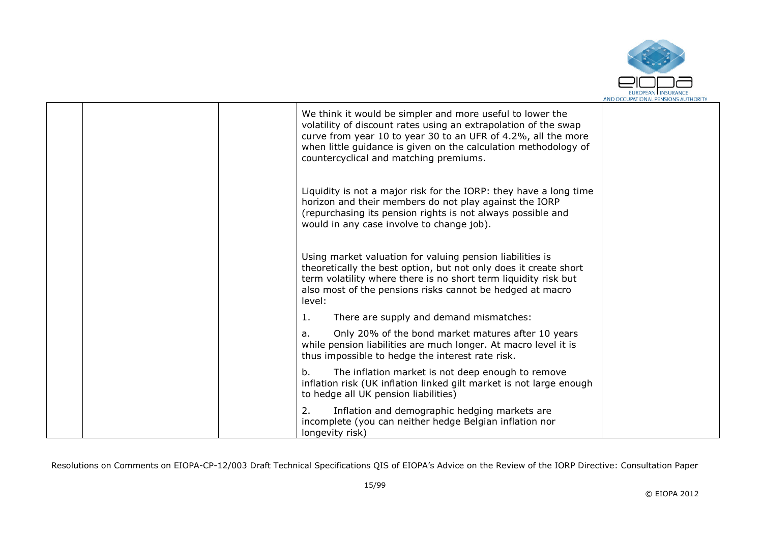| | | | | |
|---|---|---|---|---|
| | | | We think it would be simpler and more useful to lower the volatility of discount rates using an extrapolation of the swap curve from year 10 to year 30 to an UFR of 4.2%, all the more when little guidance is given on the calculation methodology of countercyclical and matching premiums.<br><br>Liquidity is not a major risk for the IORP: they have a long time horizon and their members do not play against the IORP (repurchasing its pension rights is not always possible and would in any case involve to change job).<br><br>Using market valuation for valuing pension liabilities is theoretically the best option, but not only does it create short term volatility where there is no short term liquidity risk but also most of the pensions risks cannot be hedged at macro level:<br><br>1. There are supply and demand mismatches:<br><br>a. Only 20% of the bond market matures after 10 years while pension liabilities are much longer. At macro level it is thus impossible to hedge the interest rate risk.<br><br>b. The inflation market is not deep enough to remove inflation risk (UK inflation linked gilt market is not large enough to hedge all UK pension liabilities)<br><br>2. Inflation and demographic hedging markets are incomplete (you can neither hedge Belgian inflation nor longevity risk) | |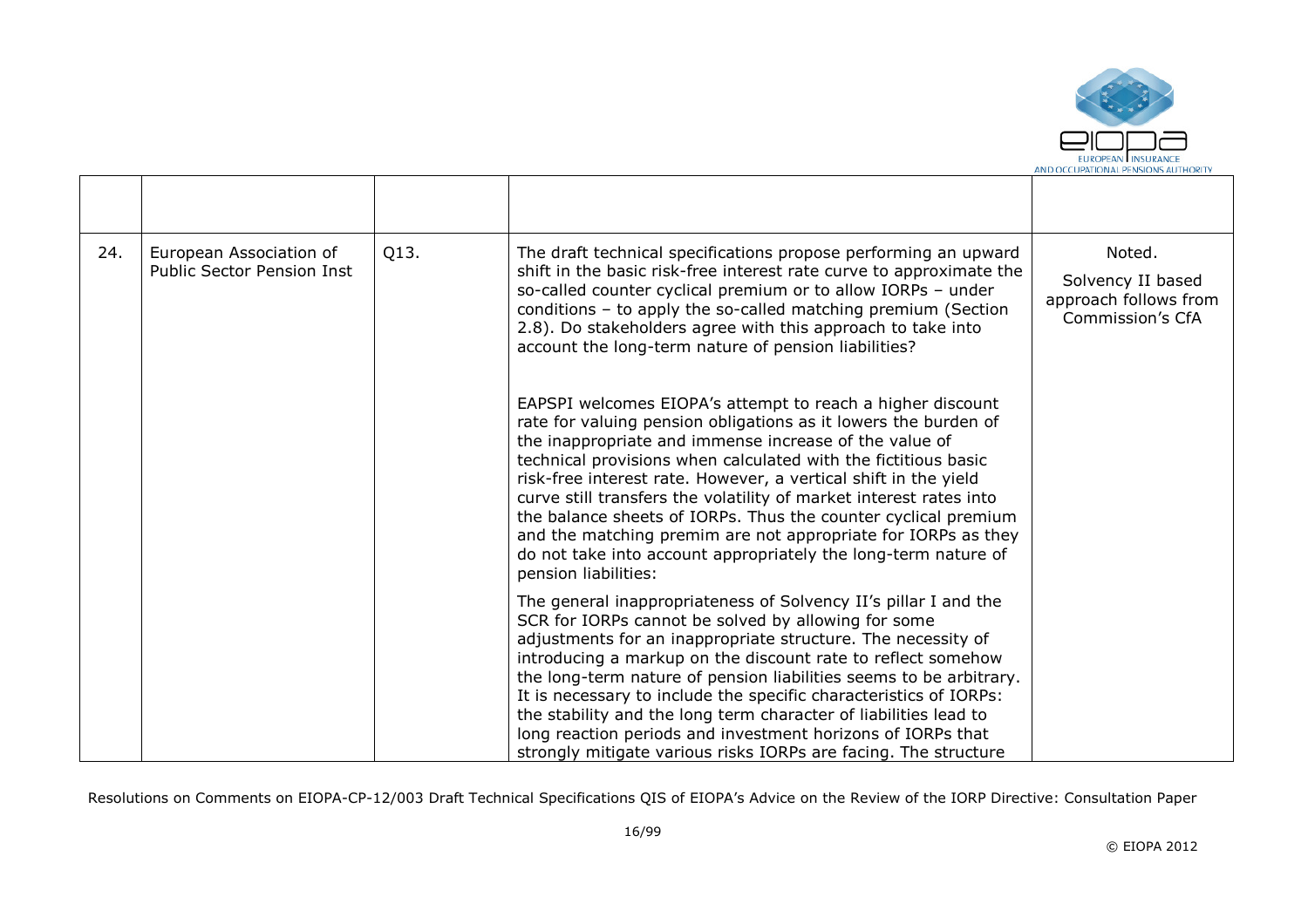|  |  |  |  |  |
|---|---|---|---|---|
| 24. | European Association of Public Sector Pension Inst | Q13. | The draft technical specifications propose performing an upward shift in the basic risk-free interest rate curve to approximate the so-called counter cyclical premium or to allow IORPs – under conditions – to apply the so-called matching premium (Section 2.8). Do stakeholders agree with this approach to take into account the long-term nature of pension liabilities?<br><br>EAPSPI welcomes EIOPA's attempt to reach a higher discount rate for valuing pension obligations as it lowers the burden of the inappropriate and immense increase of the value of technical provisions when calculated with the fictitious basic risk-free interest rate. However, a vertical shift in the yield curve still transfers the volatility of market interest rates into the balance sheets of IORPs. Thus the counter cyclical premium and the matching premim are not appropriate for IORPs as they do not take into account appropriately the long-term nature of pension liabilities:<br><br>The general inappropriateness of Solvency II's pillar I and the SCR for IORPs cannot be solved by allowing for some adjustments for an inappropriate structure. The necessity of introducing a markup on the discount rate to reflect somehow the long-term nature of pension liabilities seems to be arbitrary. It is necessary to include the specific characteristics of IORPs: the stability and the long term character of liabilities lead to long reaction periods and investment horizons of IORPs that strongly mitigate various risks IORPs are facing. The structure | Noted.<br><br>Solvency II based approach follows from Commission's CfA |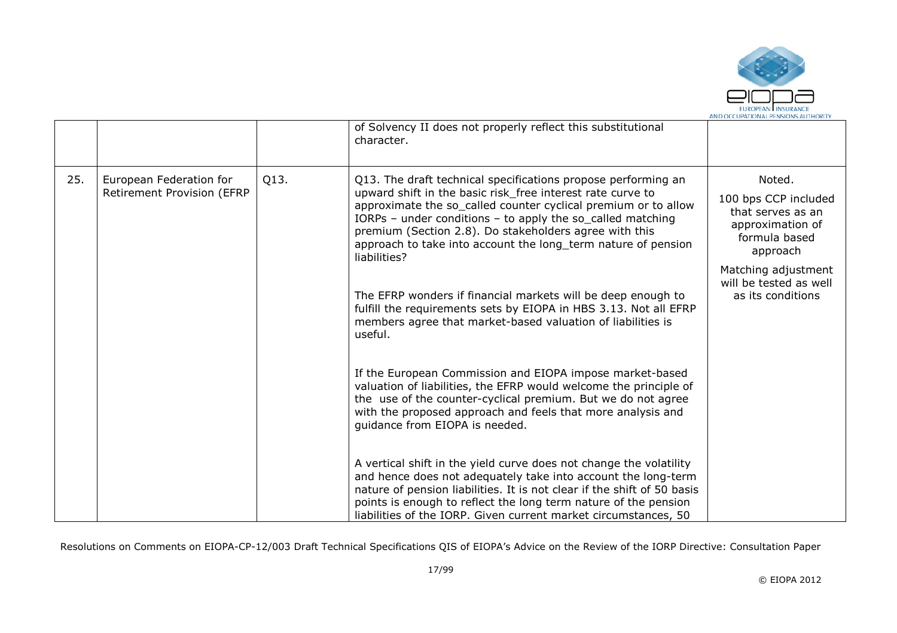|  |  |  | of Solvency II does not properly reflect this substitutional character. |  |
|---|---|---|---|---|
| 25. | European Federation for Retirement Provision (EFRP | Q13. | Q13. The draft technical specifications propose performing an upward shift in the basic risk_free interest rate curve to approximate the so_called counter cyclical premium or to allow IORPs – under conditions – to apply the so_called matching premium (Section 2.8). Do stakeholders agree with this approach to take into account the long_term nature of pension liabilities?<br><br>The EFRP wonders if financial markets will be deep enough to fulfill the requirements sets by EIOPA in HBS 3.13. Not all EFRP members agree that market-based valuation of liabilities is useful.<br><br>If the European Commission and EIOPA impose market-based valuation of liabilities, the EFRP would welcome the principle of the use of the counter-cyclical premium. But we do not agree with the proposed approach and feels that more analysis and guidance from EIOPA is needed.<br><br>A vertical shift in the yield curve does not change the volatility and hence does not adequately take into account the long-term nature of pension liabilities. It is not clear if the shift of 50 basis points is enough to reflect the long term nature of the pension liabilities of the IORP. Given current market circumstances, 50 | Noted.<br><br>100 bps CCP included that serves as an approximation of formula based approach<br><br>Matching adjustment will be tested as well as its conditions |

Resolutions on Comments on EIOPA-CP-12/003 Draft Technical Specifications QIS of EIOPA's Advice on the Review of the IORP Directive: Consultation Paper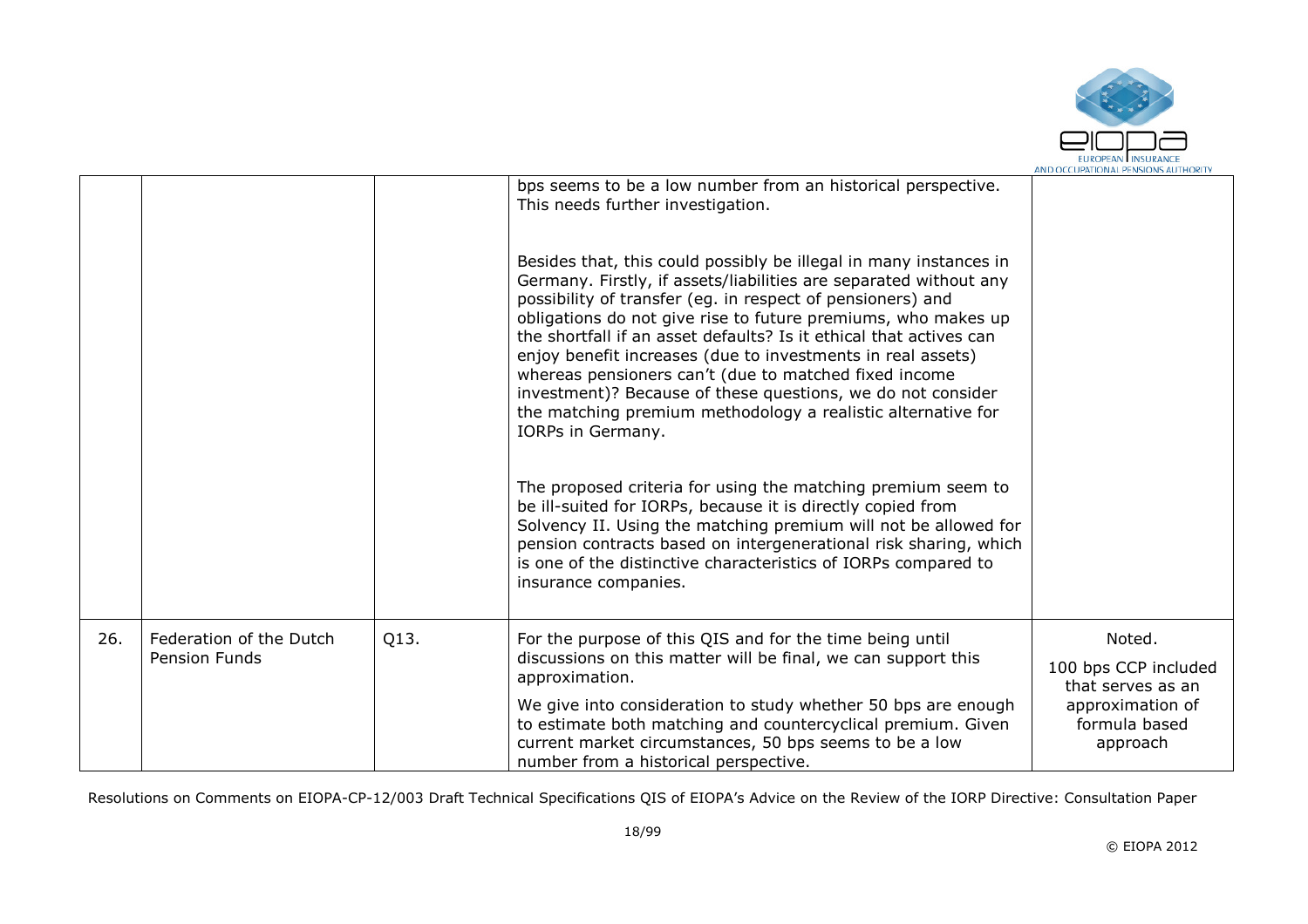| | | | | |
|---|---|---|---|---|
| | | | bps seems to be a low number from an historical perspective. This needs further investigation.<br><br>Besides that, this could possibly be illegal in many instances in Germany. Firstly, if assets/liabilities are separated without any possibility of transfer (eg. in respect of pensioners) and obligations do not give rise to future premiums, who makes up the shortfall if an asset defaults? Is it ethical that actives can enjoy benefit increases (due to investments in real assets) whereas pensioners can't (due to matched fixed income investment)? Because of these questions, we do not consider the matching premium methodology a realistic alternative for IORPs in Germany.<br><br>The proposed criteria for using the matching premium seem to be ill-suited for IORPs, because it is directly copied from Solvency II. Using the matching premium will not be allowed for pension contracts based on intergenerational risk sharing, which is one of the distinctive characteristics of IORPs compared to insurance companies. | |
| 26. | Federation of the Dutch Pension Funds | Q13. | For the purpose of this QIS and for the time being until discussions on this matter will be final, we can support this approximation.<br><br>We give into consideration to study whether 50 bps are enough to estimate both matching and countercyclical premium. Given current market circumstances, 50 bps seems to be a low number from a historical perspective. | Noted.<br><br>100 bps CCP included that serves as an approximation of formula based approach |

Resolutions on Comments on EIOPA-CP-12/003 Draft Technical Specifications QIS of EIOPA's Advice on the Review of the IORP Directive: Consultation Paper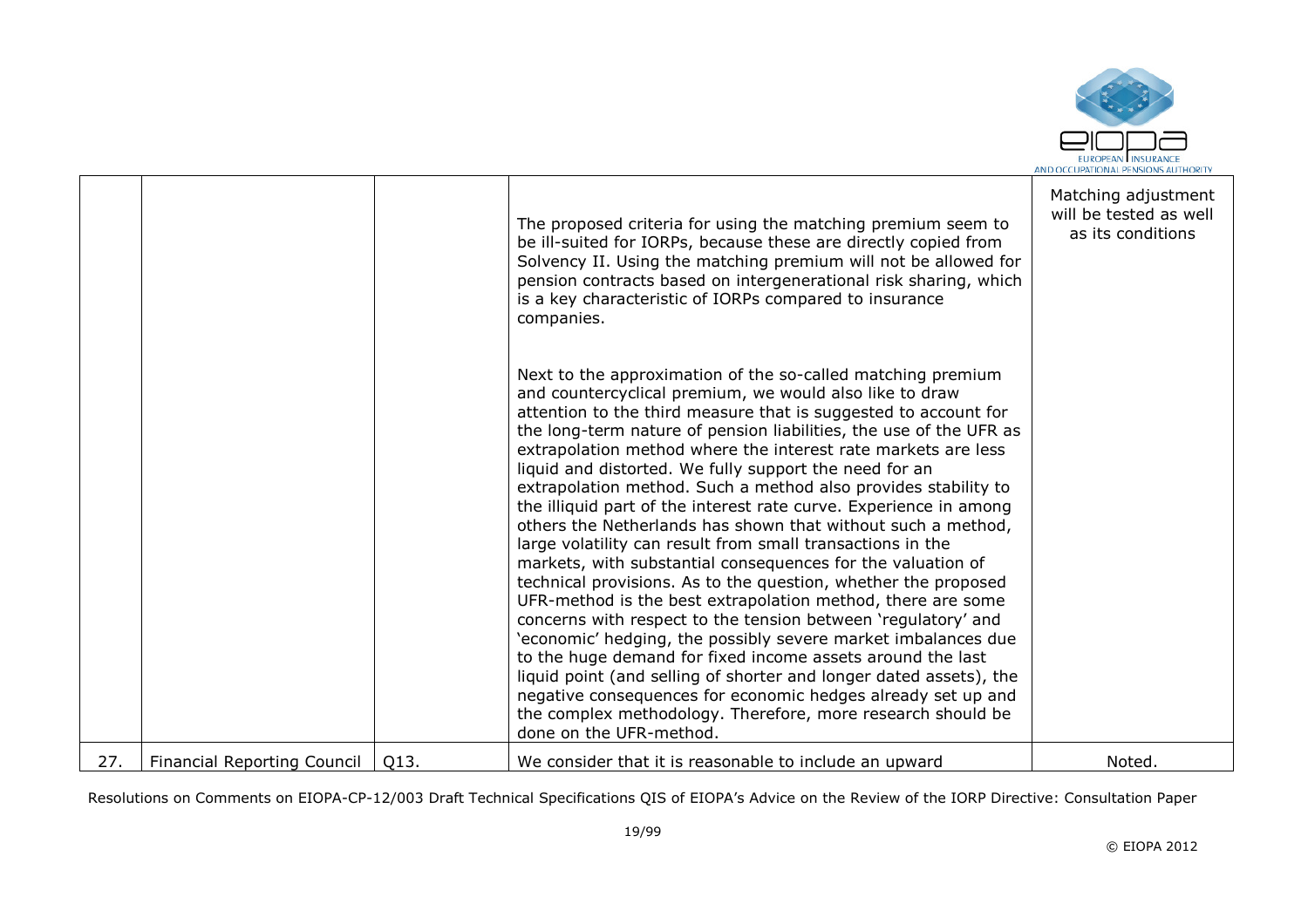| | | | | |
|---|---|---|---|---|
| | | | The proposed criteria for using the matching premium seem to be ill-suited for IORPs, because these are directly copied from Solvency II. Using the matching premium will not be allowed for pension contracts based on intergenerational risk sharing, which is a key characteristic of IORPs compared to insurance companies.<br><br>Next to the approximation of the so-called matching premium and countercyclical premium, we would also like to draw attention to the third measure that is suggested to account for the long-term nature of pension liabilities, the use of the UFR as extrapolation method where the interest rate markets are less liquid and distorted. We fully support the need for an extrapolation method. Such a method also provides stability to the illiquid part of the interest rate curve. Experience in among others the Netherlands has shown that without such a method, large volatility can result from small transactions in the markets, with substantial consequences for the valuation of technical provisions. As to the question, whether the proposed UFR-method is the best extrapolation method, there are some concerns with respect to the tension between 'regulatory' and 'economic' hedging, the possibly severe market imbalances due to the huge demand for fixed income assets around the last liquid point (and selling of shorter and longer dated assets), the negative consequences for economic hedges already set up and the complex methodology. Therefore, more research should be done on the UFR-method. | Matching adjustment will be tested as well as its conditions |
| 27. | Financial Reporting Council | Q13. | We consider that it is reasonable to include an upward | Noted. |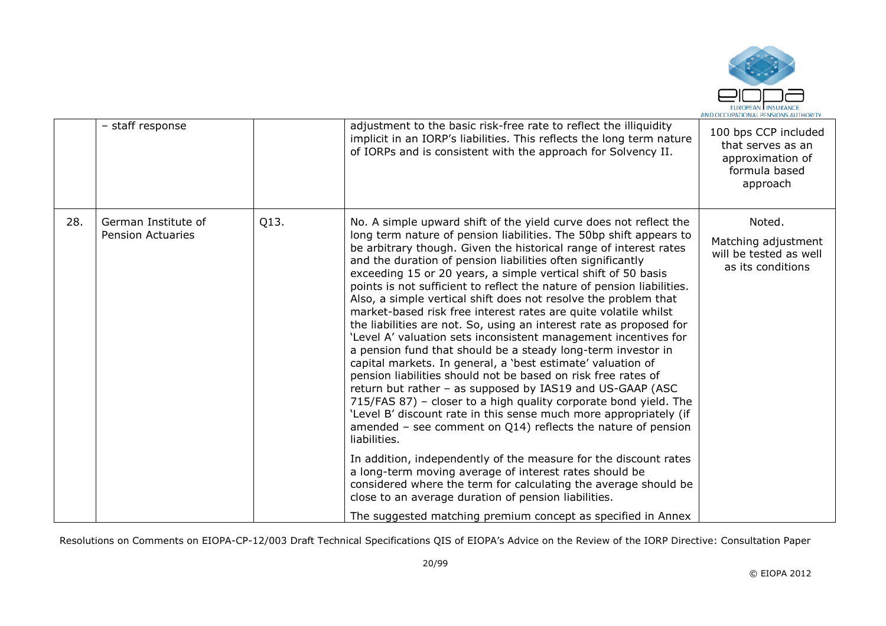| | | | | |
|---|---|---|---|---|
| | – staff response | | adjustment to the basic risk-free rate to reflect the illiquidity implicit in an IORP's liabilities. This reflects the long term nature of IORPs and is consistent with the approach for Solvency II. | 100 bps CCP included that serves as an approximation of formula based approach |
| 28. | German Institute of Pension Actuaries | Q13. | No. A simple upward shift of the yield curve does not reflect the long term nature of pension liabilities. The 50bp shift appears to be arbitrary though. Given the historical range of interest rates and the duration of pension liabilities often significantly exceeding 15 or 20 years, a simple vertical shift of 50 basis points is not sufficient to reflect the nature of pension liabilities. Also, a simple vertical shift does not resolve the problem that market-based risk free interest rates are quite volatile whilst the liabilities are not. So, using an interest rate as proposed for 'Level A' valuation sets inconsistent management incentives for a pension fund that should be a steady long-term investor in capital markets. In general, a 'best estimate' valuation of pension liabilities should not be based on risk free rates of return but rather – as supposed by IAS19 and US-GAAP (ASC 715/FAS 87) – closer to a high quality corporate bond yield. The 'Level B' discount rate in this sense much more appropriately (if amended – see comment on Q14) reflects the nature of pension liabilities.<br><br>In addition, independently of the measure for the discount rates a long-term moving average of interest rates should be considered where the term for calculating the average should be close to an average duration of pension liabilities.<br><br>The suggested matching premium concept as specified in Annex | Noted.<br><br>Matching adjustment will be tested as well as its conditions |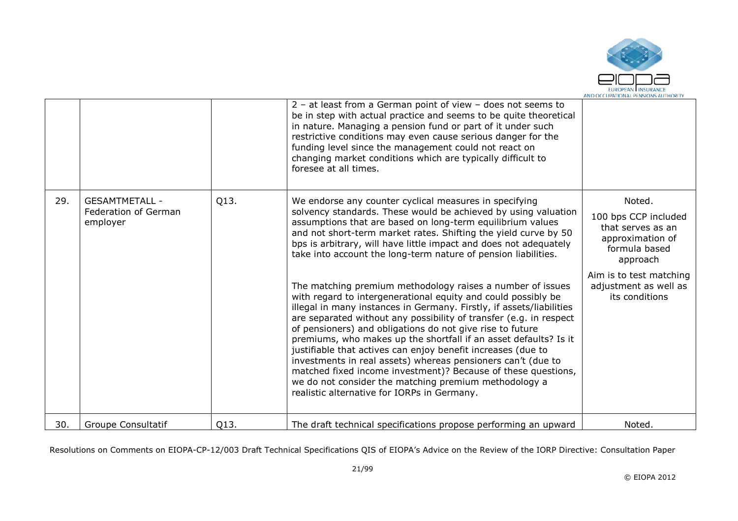|  |  |  | 2 – at least from a German point of view – does not seems to be in step with actual practice and seems to be quite theoretical in nature. Managing a pension fund or part of it under such restrictive conditions may even cause serious danger for the funding level since the management could not react on changing market conditions which are typically difficult to foresee at all times. |  |
|---|---|---|---|---|
| 29. | GESAMTMETALL - Federation of German employer | Q13. | We endorse any counter cyclical measures in specifying solvency standards. These would be achieved by using valuation assumptions that are based on long-term equilibrium values and not short-term market rates. Shifting the yield curve by 50 bps is arbitrary, will have little impact and does not adequately take into account the long-term nature of pension liabilities.<br><br>The matching premium methodology raises a number of issues with regard to intergenerational equity and could possibly be illegal in many instances in Germany. Firstly, if assets/liabilities are separated without any possibility of transfer (e.g. in respect of pensioners) and obligations do not give rise to future premiums, who makes up the shortfall if an asset defaults? Is it justifiable that actives can enjoy benefit increases (due to investments in real assets) whereas pensioners can't (due to matched fixed income investment)? Because of these questions, we do not consider the matching premium methodology a realistic alternative for IORPs in Germany. | Noted.<br><br>100 bps CCP included that serves as an approximation of formula based approach<br><br>Aim is to test matching adjustment as well as its conditions |
| 30. | Groupe Consultatif | Q13. | The draft technical specifications propose performing an upward | Noted. |

Resolutions on Comments on EIOPA-CP-12/003 Draft Technical Specifications QIS of EIOPA's Advice on the Review of the IORP Directive: Consultation Paper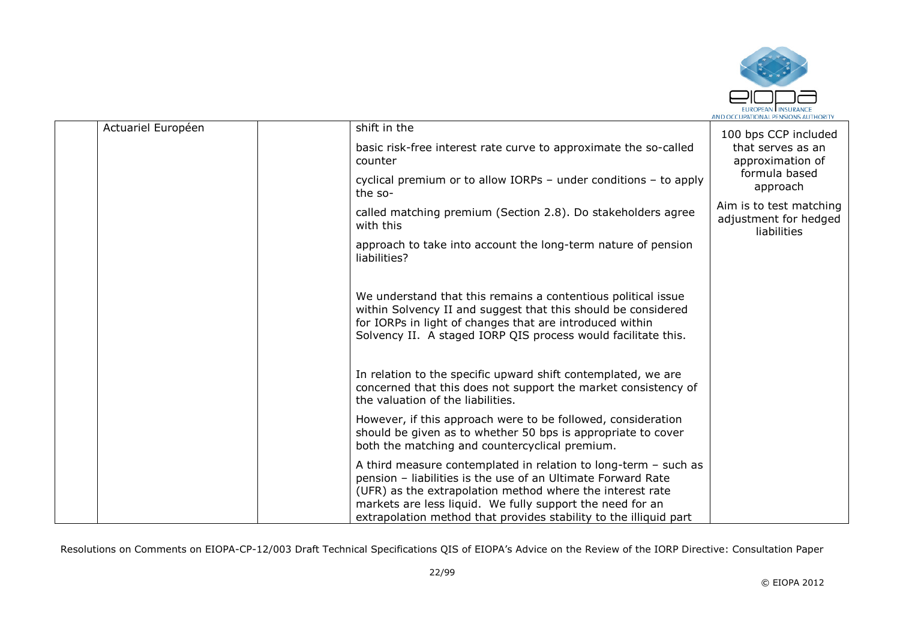|  | Actuariel Européen |  | shift in the<br><br>basic risk-free interest rate curve to approximate the so-called counter<br><br>cyclical premium or to allow IORPs – under conditions – to apply the so-<br><br>called matching premium (Section 2.8). Do stakeholders agree with this<br><br>approach to take into account the long-term nature of pension liabilities?<br><br>We understand that this remains a contentious political issue within Solvency II and suggest that this should be considered for IORPs in light of changes that are introduced within Solvency II. A staged IORP QIS process would facilitate this.<br><br>In relation to the specific upward shift contemplated, we are concerned that this does not support the market consistency of the valuation of the liabilities.<br><br>However, if this approach were to be followed, consideration should be given as to whether 50 bps is appropriate to cover both the matching and countercyclical premium.<br><br>A third measure contemplated in relation to long-term – such as pension – liabilities is the use of an Ultimate Forward Rate (UFR) as the extrapolation method where the interest rate markets are less liquid. We fully support the need for an extrapolation method that provides stability to the illiquid part | 100 bps CCP included that serves as an approximation of formula based approach<br><br>Aim is to test matching adjustment for hedged liabilities |
|---|---|---|---|---|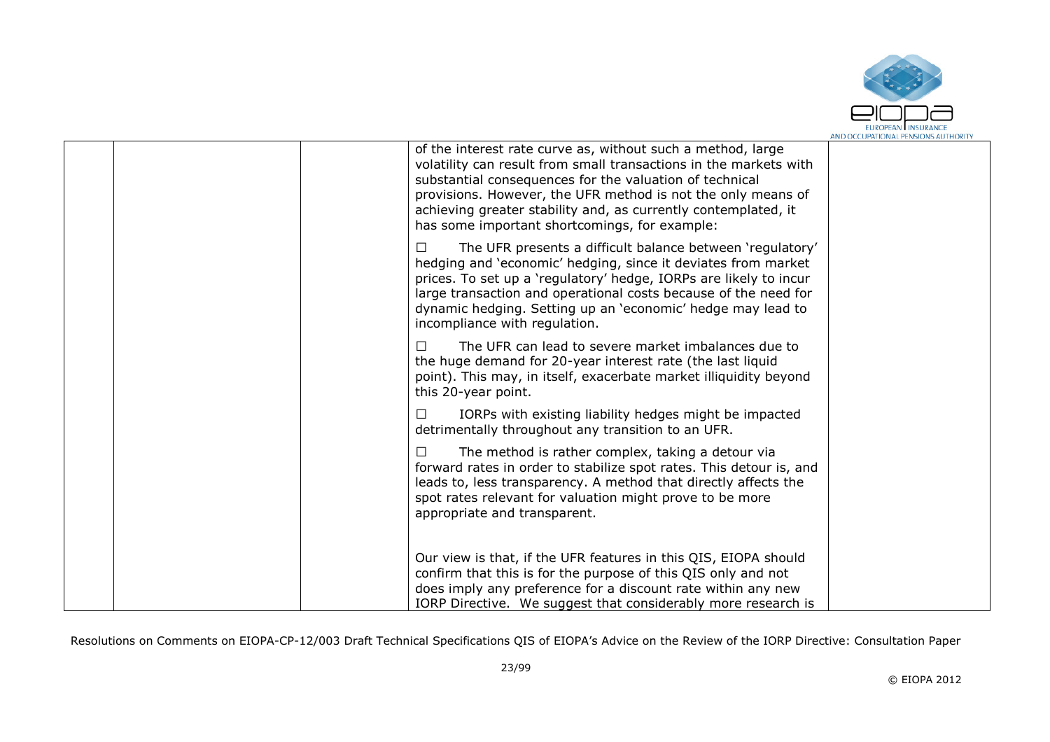| | | | | |
|---|---|---|---|---|
| | | | of the interest rate curve as, without such a method, large volatility can result from small transactions in the markets with substantial consequences for the valuation of technical provisions. However, the UFR method is not the only means of achieving greater stability and, as currently contemplated, it has some important shortcomings, for example:<br><br>☐ The UFR presents a difficult balance between 'regulatory' hedging and 'economic' hedging, since it deviates from market prices. To set up a 'regulatory' hedge, IORPs are likely to incur large transaction and operational costs because of the need for dynamic hedging. Setting up an 'economic' hedge may lead to incompliance with regulation.<br><br>☐ The UFR can lead to severe market imbalances due to the huge demand for 20-year interest rate (the last liquid point). This may, in itself, exacerbate market illiquidity beyond this 20-year point.<br><br>☐ IORPs with existing liability hedges might be impacted detrimentally throughout any transition to an UFR.<br><br>☐ The method is rather complex, taking a detour via forward rates in order to stabilize spot rates. This detour is, and leads to, less transparency. A method that directly affects the spot rates relevant for valuation might prove to be more appropriate and transparent.<br><br>Our view is that, if the UFR features in this QIS, EIOPA should confirm that this is for the purpose of this QIS only and not does imply any preference for a discount rate within any new IORP Directive. We suggest that considerably more research is | |

Resolutions on Comments on EIOPA-CP-12/003 Draft Technical Specifications QIS of EIOPA's Advice on the Review of the IORP Directive: Consultation Paper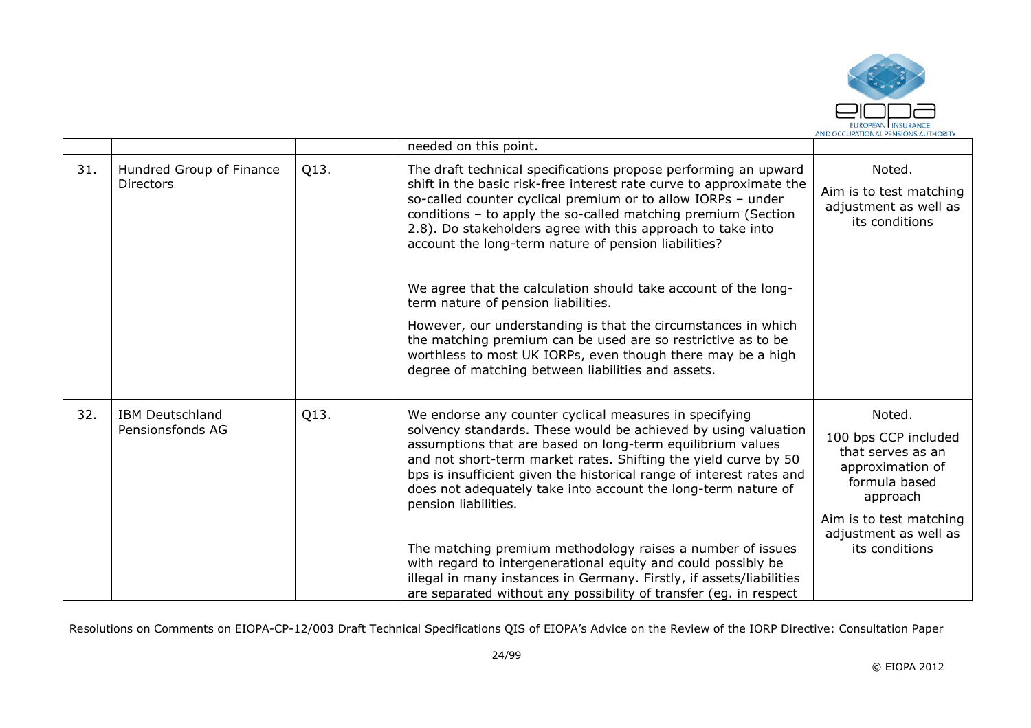|  |  |  | needed on this point. |  |
|---|---|---|---|---|
| 31. | Hundred Group of Finance Directors | Q13. | The draft technical specifications propose performing an upward shift in the basic risk-free interest rate curve to approximate the so-called counter cyclical premium or to allow IORPs – under conditions – to apply the so-called matching premium (Section 2.8). Do stakeholders agree with this approach to take into account the long-term nature of pension liabilities?<br><br>We agree that the calculation should take account of the long-term nature of pension liabilities.<br><br>However, our understanding is that the circumstances in which the matching premium can be used are so restrictive as to be worthless to most UK IORPs, even though there may be a high degree of matching between liabilities and assets. | Noted.<br><br>Aim is to test matching adjustment as well as its conditions |
| 32. | IBM Deutschland Pensionsfonds AG | Q13. | We endorse any counter cyclical measures in specifying solvency standards. These would be achieved by using valuation assumptions that are based on long-term equilibrium values and not short-term market rates. Shifting the yield curve by 50 bps is insufficient given the historical range of interest rates and does not adequately take into account the long-term nature of pension liabilities.<br><br>The matching premium methodology raises a number of issues with regard to intergenerational equity and could possibly be illegal in many instances in Germany. Firstly, if assets/liabilities are separated without any possibility of transfer (eg. in respect | Noted.<br><br>100 bps CCP included that serves as an approximation of formula based approach<br><br>Aim is to test matching adjustment as well as its conditions |

Resolutions on Comments on EIOPA-CP-12/003 Draft Technical Specifications QIS of EIOPA's Advice on the Review of the IORP Directive: Consultation Paper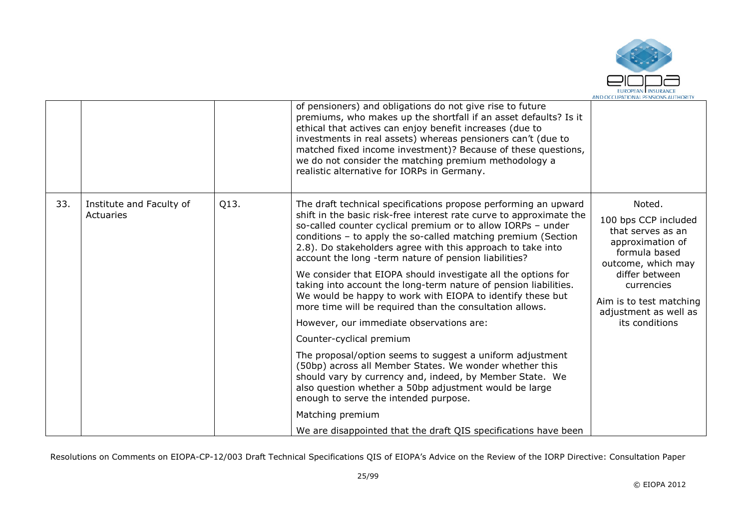| | | | | |
|---|---|---|---|---|
| | | | of pensioners) and obligations do not give rise to future premiums, who makes up the shortfall if an asset defaults? Is it ethical that actives can enjoy benefit increases (due to investments in real assets) whereas pensioners can't (due to matched fixed income investment)? Because of these questions, we do not consider the matching premium methodology a realistic alternative for IORPs in Germany. | |
| 33. | Institute and Faculty of Actuaries | Q13. | The draft technical specifications propose performing an upward shift in the basic risk-free interest rate curve to approximate the so-called counter cyclical premium or to allow IORPs – under conditions – to apply the so-called matching premium (Section 2.8). Do stakeholders agree with this approach to take into account the long -term nature of pension liabilities?<br><br>We consider that EIOPA should investigate all the options for taking into account the long-term nature of pension liabilities. We would be happy to work with EIOPA to identify these but more time will be required than the consultation allows.<br><br>However, our immediate observations are:<br><br>Counter-cyclical premium<br><br>The proposal/option seems to suggest a uniform adjustment (50bp) across all Member States. We wonder whether this should vary by currency and, indeed, by Member State. We also question whether a 50bp adjustment would be large enough to serve the intended purpose.<br><br>Matching premium<br><br>We are disappointed that the draft QIS specifications have been | Noted.<br><br>100 bps CCP included that serves as an approximation of formula based outcome, which may differ between currencies<br><br>Aim is to test matching adjustment as well as its conditions |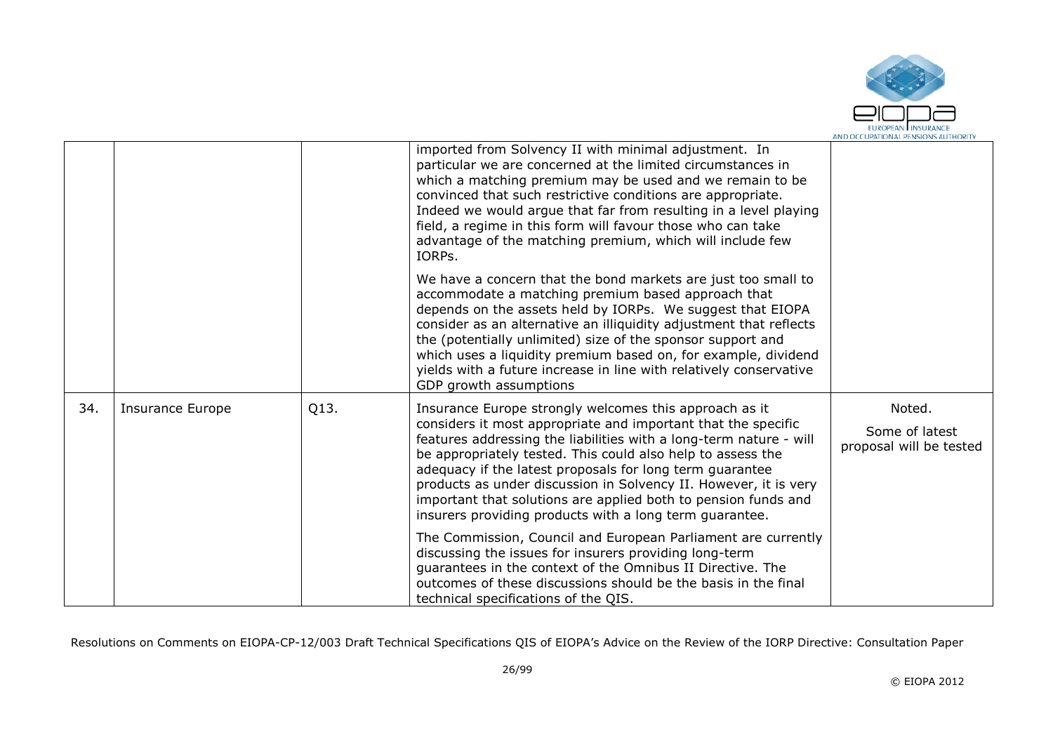|  |  |  | imported from Solvency II with minimal adjustment. In particular we are concerned at the limited circumstances in which a matching premium may be used and we remain to be convinced that such restrictive conditions are appropriate. Indeed we would argue that far from resulting in a level playing field, a regime in this form will favour those who can take advantage of the matching premium, which will include few IORPs.<br><br>We have a concern that the bond markets are just too small to accommodate a matching premium based approach that depends on the assets held by IORPs. We suggest that EIOPA consider as an alternative an illiquidity adjustment that reflects the (potentially unlimited) size of the sponsor support and which uses a liquidity premium based on, for example, dividend yields with a future increase in line with relatively conservative GDP growth assumptions |  |
|---|---|---|---|---|
| 34. | Insurance Europe | Q13. | Insurance Europe strongly welcomes this approach as it considers it most appropriate and important that the specific features addressing the liabilities with a long-term nature - will be appropriately tested. This could also help to assess the adequacy if the latest proposals for long term guarantee products as under discussion in Solvency II. However, it is very important that solutions are applied both to pension funds and insurers providing products with a long term guarantee.<br><br>The Commission, Council and European Parliament are currently discussing the issues for insurers providing long-term guarantees in the context of the Omnibus II Directive. The outcomes of these discussions should be the basis in the final technical specifications of the QIS. | Noted.<br><br>Some of latest proposal will be tested |

Resolutions on Comments on EIOPA-CP-12/003 Draft Technical Specifications QIS of EIOPA's Advice on the Review of the IORP Directive: Consultation Paper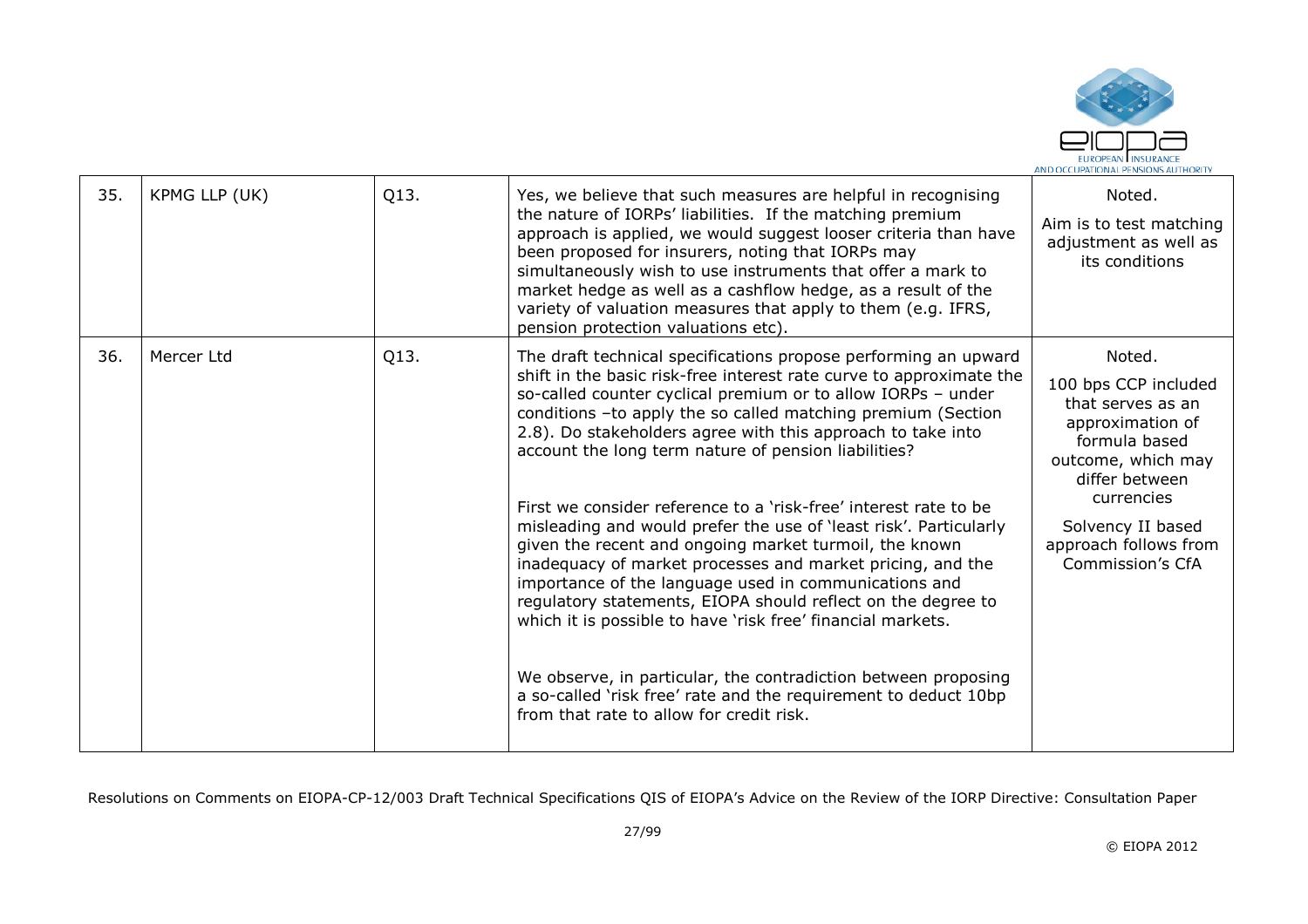| 35. | KPMG LLP (UK) | Q13. | Yes, we believe that such measures are helpful in recognising the nature of IORPs' liabilities. If the matching premium approach is applied, we would suggest looser criteria than have been proposed for insurers, noting that IORPs may simultaneously wish to use instruments that offer a mark to market hedge as well as a cashflow hedge, as a result of the variety of valuation measures that apply to them (e.g. IFRS, pension protection valuations etc). | Noted.<br><br>Aim is to test matching adjustment as well as its conditions |
|---|---|---|---|---|
| 36. | Mercer Ltd | Q13. | The draft technical specifications propose performing an upward shift in the basic risk-free interest rate curve to approximate the so-called counter cyclical premium or to allow IORPs – under conditions –to apply the so called matching premium (Section 2.8). Do stakeholders agree with this approach to take into account the long term nature of pension liabilities?<br><br>First we consider reference to a 'risk-free' interest rate to be misleading and would prefer the use of 'least risk'. Particularly given the recent and ongoing market turmoil, the known inadequacy of market processes and market pricing, and the importance of the language used in communications and regulatory statements, EIOPA should reflect on the degree to which it is possible to have 'risk free' financial markets.<br><br>We observe, in particular, the contradiction between proposing a so-called 'risk free' rate and the requirement to deduct 10bp from that rate to allow for credit risk. | Noted.<br><br>100 bps CCP included that serves as an approximation of formula based outcome, which may differ between currencies<br><br>Solvency II based approach follows from Commission's CfA |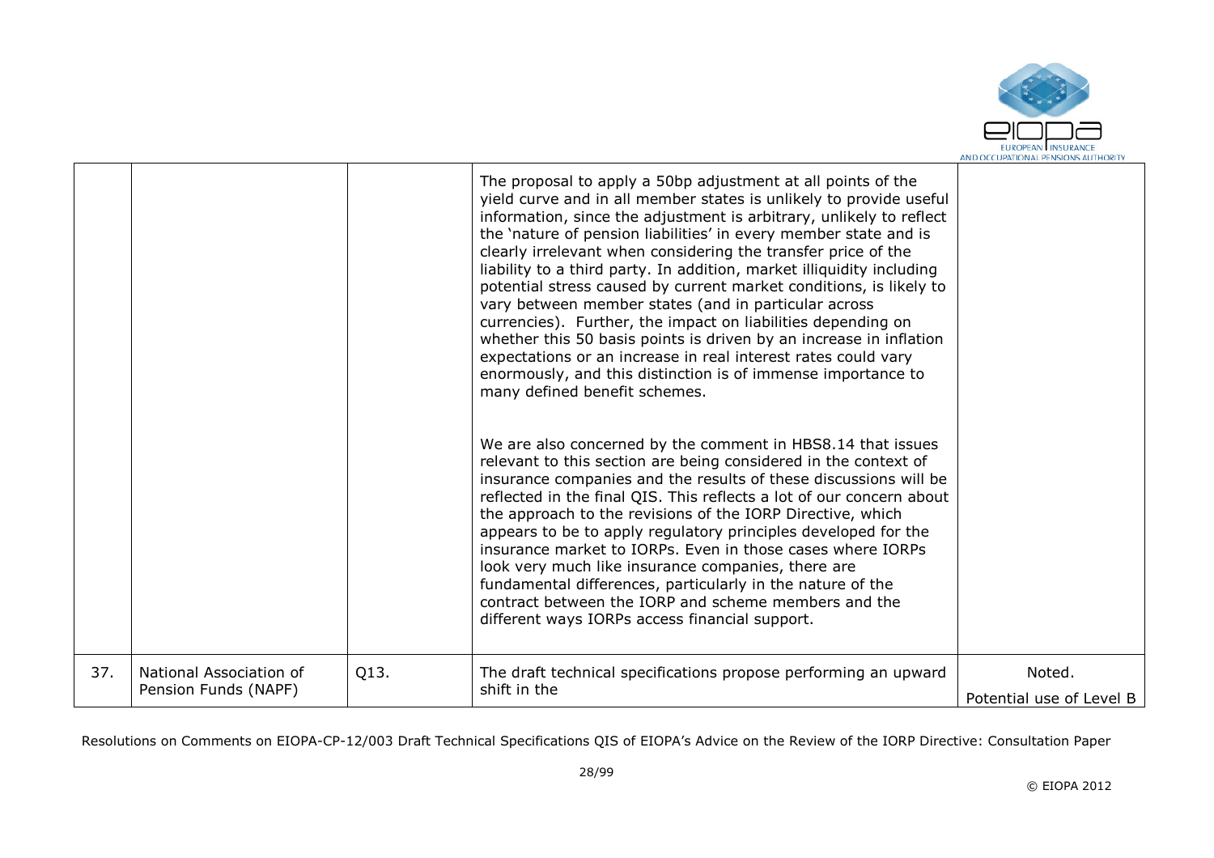|  |  |  | The proposal to apply a 50bp adjustment at all points of the yield curve and in all member states is unlikely to provide useful information, since the adjustment is arbitrary, unlikely to reflect the 'nature of pension liabilities' in every member state and is clearly irrelevant when considering the transfer price of the liability to a third party. In addition, market illiquidity including potential stress caused by current market conditions, is likely to vary between member states (and in particular across currencies). Further, the impact on liabilities depending on whether this 50 basis points is driven by an increase in inflation expectations or an increase in real interest rates could vary enormously, and this distinction is of immense importance to many defined benefit schemes.<br><br>We are also concerned by the comment in HBS8.14 that issues relevant to this section are being considered in the context of insurance companies and the results of these discussions will be reflected in the final QIS. This reflects a lot of our concern about the approach to the revisions of the IORP Directive, which appears to be to apply regulatory principles developed for the insurance market to IORPs. Even in those cases where IORPs look very much like insurance companies, there are fundamental differences, particularly in the nature of the contract between the IORP and scheme members and the different ways IORPs access financial support. |  |
|---|---|---|---|---|
| 37. | National Association of Pension Funds (NAPF) | Q13. | The draft technical specifications propose performing an upward shift in the | Noted.<br>Potential use of Level B |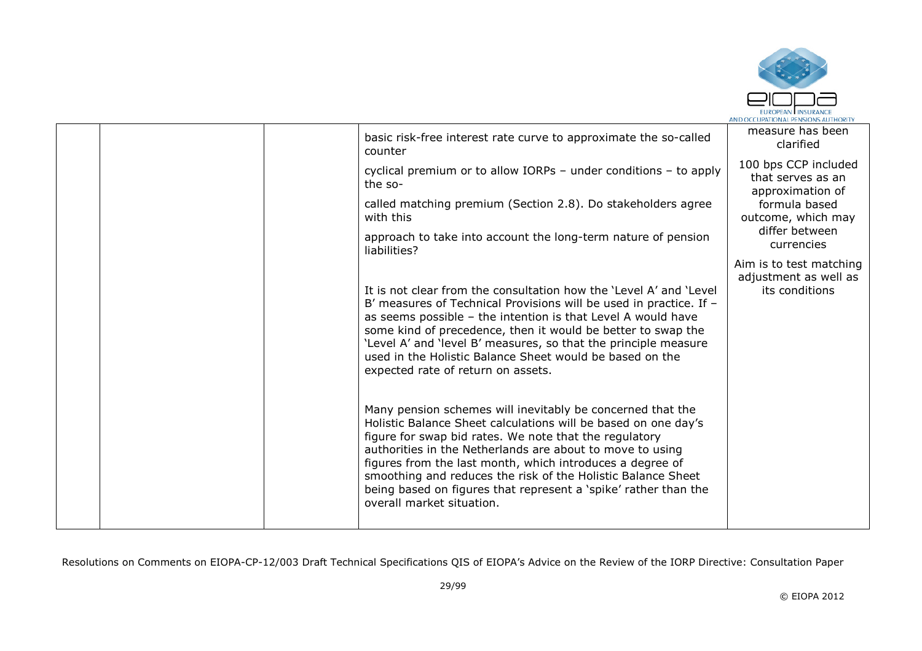|  |  |  | basic risk-free interest rate curve to approximate the so-called counter<br><br>cyclical premium or to allow IORPs – under conditions – to apply the so-<br><br>called matching premium (Section 2.8). Do stakeholders agree with this<br><br>approach to take into account the long-term nature of pension liabilities?<br><br>It is not clear from the consultation how the 'Level A' and 'Level B' measures of Technical Provisions will be used in practice. If – as seems possible – the intention is that Level A would have some kind of precedence, then it would be better to swap the 'Level A' and 'level B' measures, so that the principle measure used in the Holistic Balance Sheet would be based on the expected rate of return on assets.<br><br>Many pension schemes will inevitably be concerned that the Holistic Balance Sheet calculations will be based on one day's figure for swap bid rates. We note that the regulatory authorities in the Netherlands are about to move to using figures from the last month, which introduces a degree of smoothing and reduces the risk of the Holistic Balance Sheet being based on figures that represent a 'spike' rather than the overall market situation. | measure has been clarified<br><br>100 bps CCP included that serves as an approximation of formula based outcome, which may differ between currencies<br><br>Aim is to test matching adjustment as well as its conditions |
|---|---|---|---|---|

Resolutions on Comments on EIOPA-CP-12/003 Draft Technical Specifications QIS of EIOPA's Advice on the Review of the IORP Directive: Consultation Paper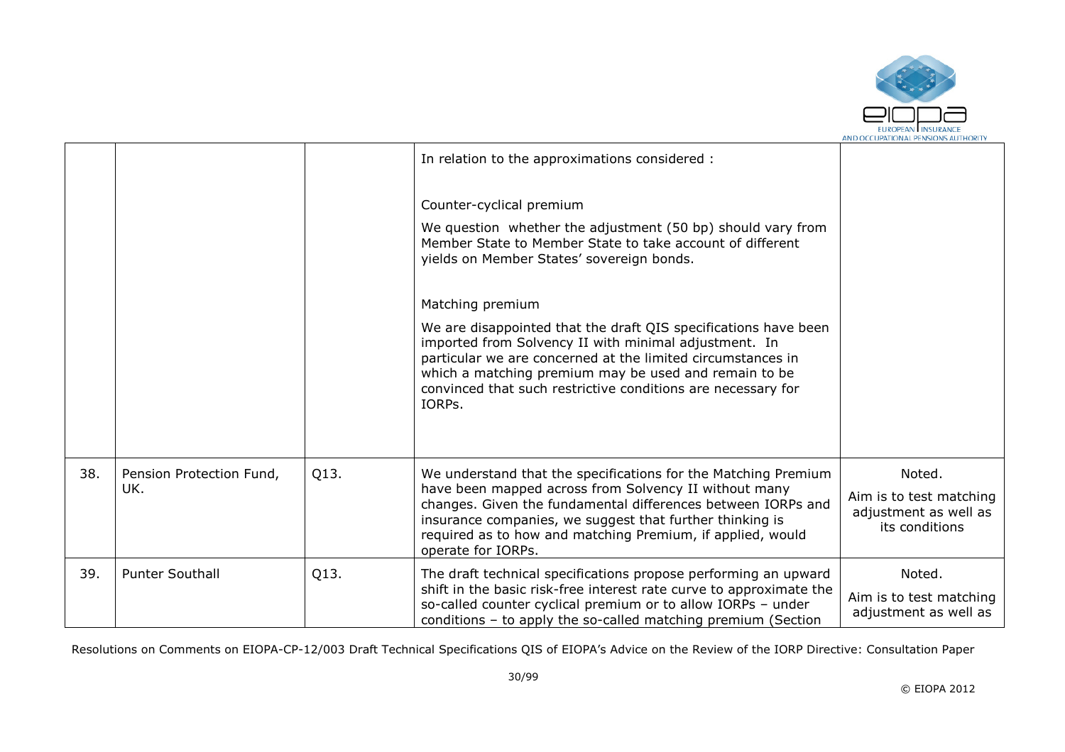|  |  |  | In relation to the approximations considered :<br><br>Counter-cyclical premium<br><br>We question whether the adjustment (50 bp) should vary from Member State to Member State to take account of different yields on Member States' sovereign bonds.<br><br>Matching premium<br><br>We are disappointed that the draft QIS specifications have been imported from Solvency II with minimal adjustment. In particular we are concerned at the limited circumstances in which a matching premium may be used and remain to be convinced that such restrictive conditions are necessary for IORPs. |  |
|---|---|---|---|---|
| 38. | Pension Protection Fund, UK. | Q13. | We understand that the specifications for the Matching Premium have been mapped across from Solvency II without many changes. Given the fundamental differences between IORPs and insurance companies, we suggest that further thinking is required as to how and matching Premium, if applied, would operate for IORPs. | Noted.<br><br>Aim is to test matching adjustment as well as its conditions |
| 39. | Punter Southall | Q13. | The draft technical specifications propose performing an upward shift in the basic risk-free interest rate curve to approximate the so-called counter cyclical premium or to allow IORPs – under conditions – to apply the so-called matching premium (Section | Noted.<br><br>Aim is to test matching adjustment as well as |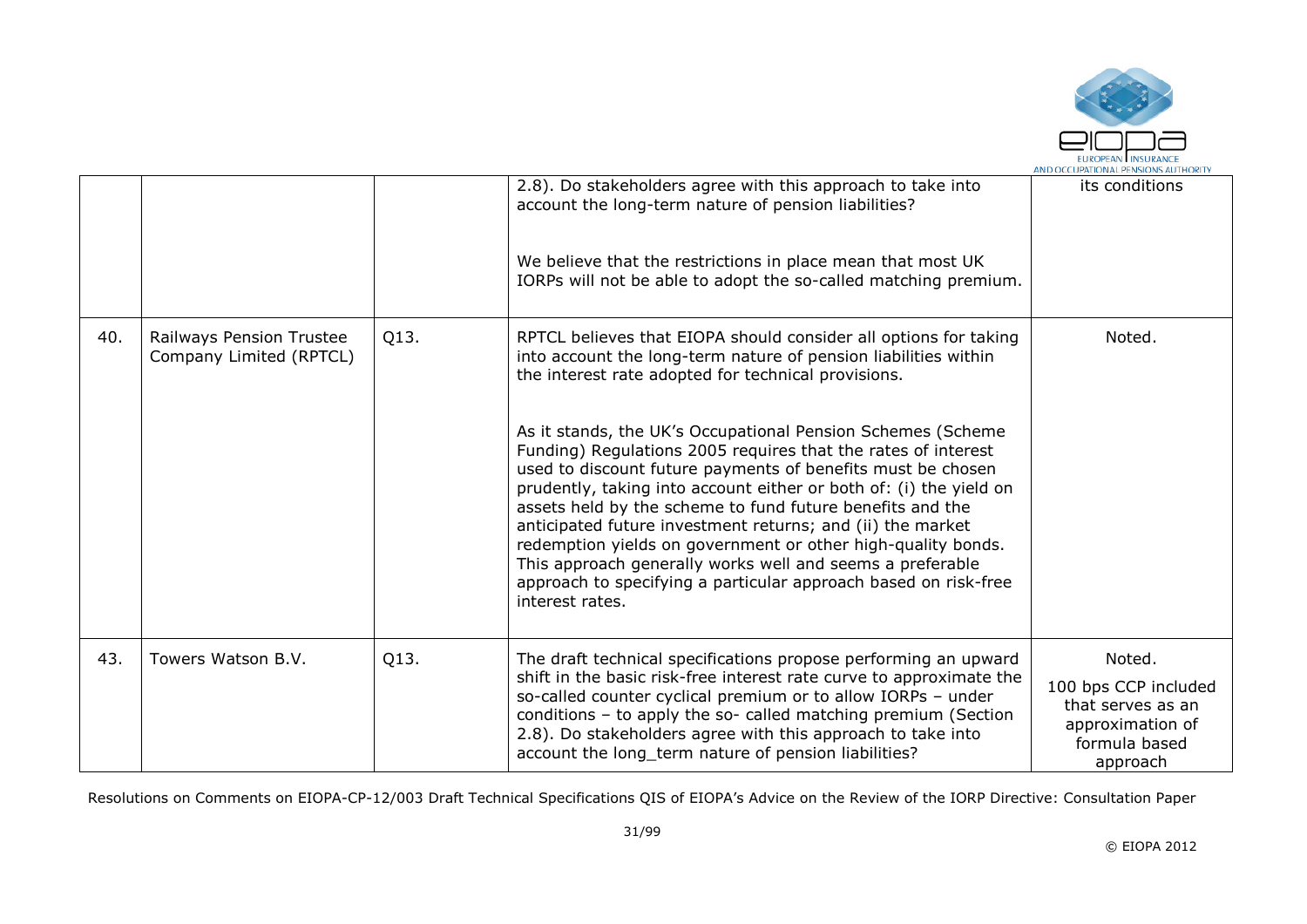|  |  |  |  |  |
|---|---|---|---|---|
|  |  |  | 2.8). Do stakeholders agree with this approach to take into account the long-term nature of pension liabilities?<br><br>We believe that the restrictions in place mean that most UK IORPs will not be able to adopt the so-called matching premium. | its conditions |
| 40. | Railways Pension Trustee Company Limited (RPTCL) | Q13. | RPTCL believes that EIOPA should consider all options for taking into account the long-term nature of pension liabilities within the interest rate adopted for technical provisions.<br><br>As it stands, the UK's Occupational Pension Schemes (Scheme Funding) Regulations 2005 requires that the rates of interest used to discount future payments of benefits must be chosen prudently, taking into account either or both of: (i) the yield on assets held by the scheme to fund future benefits and the anticipated future investment returns; and (ii) the market redemption yields on government or other high-quality bonds. This approach generally works well and seems a preferable approach to specifying a particular approach based on risk-free interest rates. | Noted. |
| 43. | Towers Watson B.V. | Q13. | The draft technical specifications propose performing an upward shift in the basic risk-free interest rate curve to approximate the so-called counter cyclical premium or to allow IORPs – under conditions – to apply the so- called matching premium (Section 2.8). Do stakeholders agree with this approach to take into account the long_term nature of pension liabilities? | Noted.<br><br>100 bps CCP included that serves as an approximation of formula based approach |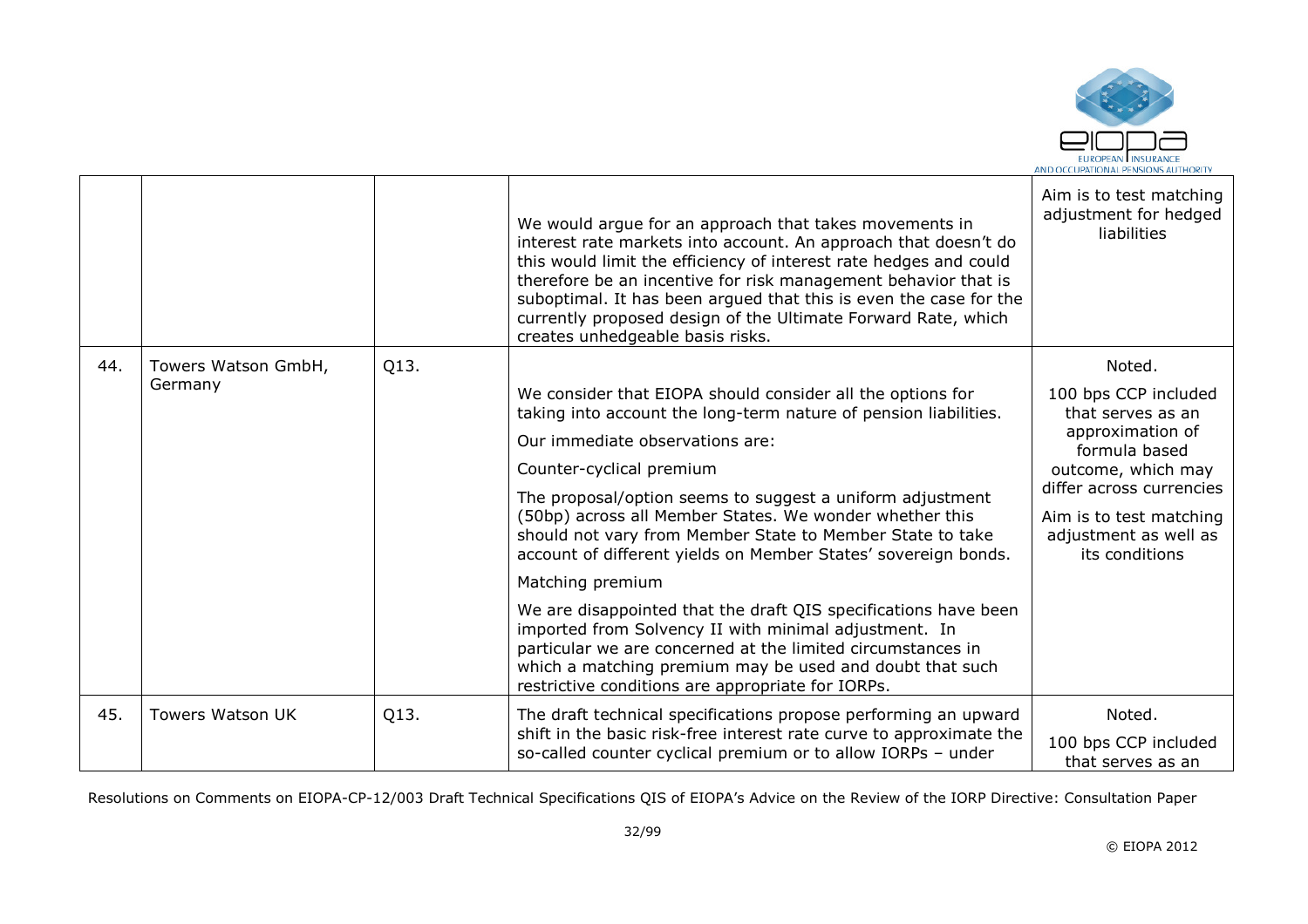| | | | | |
|---|---|---|---|---|
| | | | We would argue for an approach that takes movements in interest rate markets into account. An approach that doesn't do this would limit the efficiency of interest rate hedges and could therefore be an incentive for risk management behavior that is suboptimal. It has been argued that this is even the case for the currently proposed design of the Ultimate Forward Rate, which creates unhedgeable basis risks. | Aim is to test matching adjustment for hedged liabilities |
| 44. | Towers Watson GmbH, Germany | Q13. | We consider that EIOPA should consider all the options for taking into account the long-term nature of pension liabilities.<br><br>Our immediate observations are:<br><br>Counter-cyclical premium<br><br>The proposal/option seems to suggest a uniform adjustment (50bp) across all Member States. We wonder whether this should not vary from Member State to Member State to take account of different yields on Member States' sovereign bonds.<br><br>Matching premium<br><br>We are disappointed that the draft QIS specifications have been imported from Solvency II with minimal adjustment. In particular we are concerned at the limited circumstances in which a matching premium may be used and doubt that such restrictive conditions are appropriate for IORPs. | Noted.<br><br>100 bps CCP included that serves as an approximation of formula based outcome, which may differ across currencies<br><br>Aim is to test matching adjustment as well as its conditions |
| 45. | Towers Watson UK | Q13. | The draft technical specifications propose performing an upward shift in the basic risk-free interest rate curve to approximate the so-called counter cyclical premium or to allow IORPs – under | Noted.<br><br>100 bps CCP included that serves as an |

Resolutions on Comments on EIOPA-CP-12/003 Draft Technical Specifications QIS of EIOPA's Advice on the Review of the IORP Directive: Consultation Paper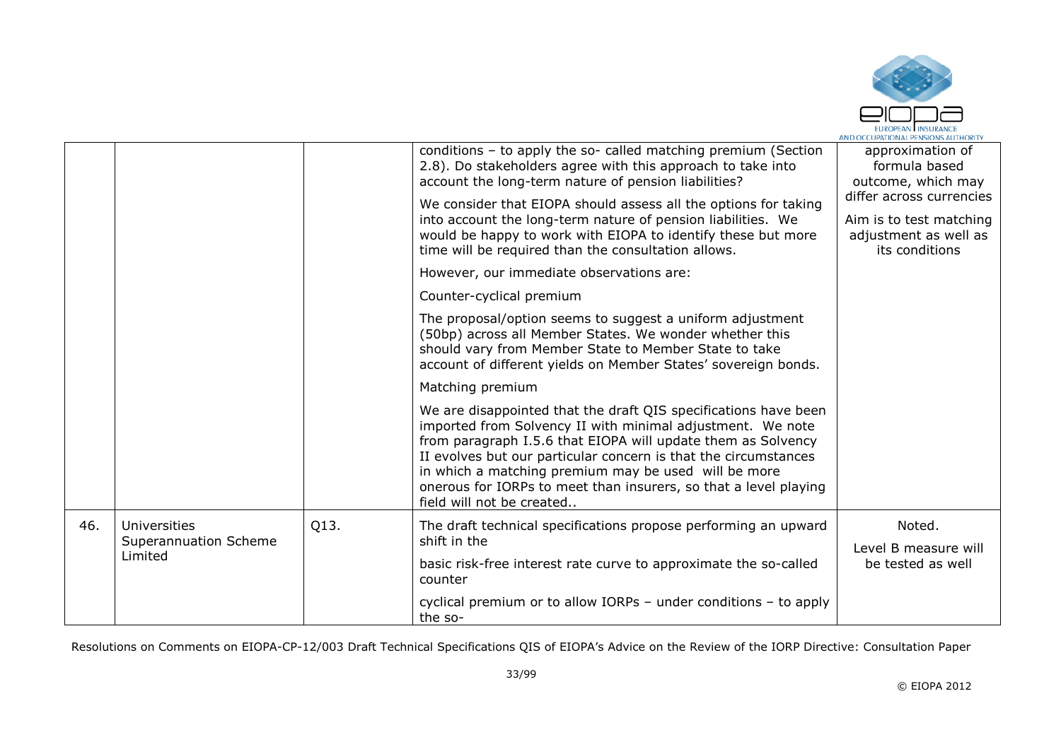| | | | | |
|---|---|---|---|---|
| | | | conditions – to apply the so- called matching premium (Section 2.8). Do stakeholders agree with this approach to take into account the long-term nature of pension liabilities?<br><br>We consider that EIOPA should assess all the options for taking into account the long-term nature of pension liabilities. We would be happy to work with EIOPA to identify these but more time will be required than the consultation allows.<br><br>However, our immediate observations are:<br><br>Counter-cyclical premium<br><br>The proposal/option seems to suggest a uniform adjustment (50bp) across all Member States. We wonder whether this should vary from Member State to Member State to take account of different yields on Member States' sovereign bonds.<br><br>Matching premium<br><br>We are disappointed that the draft QIS specifications have been imported from Solvency II with minimal adjustment. We note from paragraph I.5.6 that EIOPA will update them as Solvency II evolves but our particular concern is that the circumstances in which a matching premium may be used will be more onerous for IORPs to meet than insurers, so that a level playing field will not be created.. | approximation of formula based outcome, which may differ across currencies<br><br>Aim is to test matching adjustment as well as its conditions |
| 46. | Universities Superannuation Scheme Limited | Q13. | The draft technical specifications propose performing an upward shift in the<br><br>basic risk-free interest rate curve to approximate the so-called counter<br><br>cyclical premium or to allow IORPs – under conditions – to apply the so- | Noted.<br><br>Level B measure will be tested as well |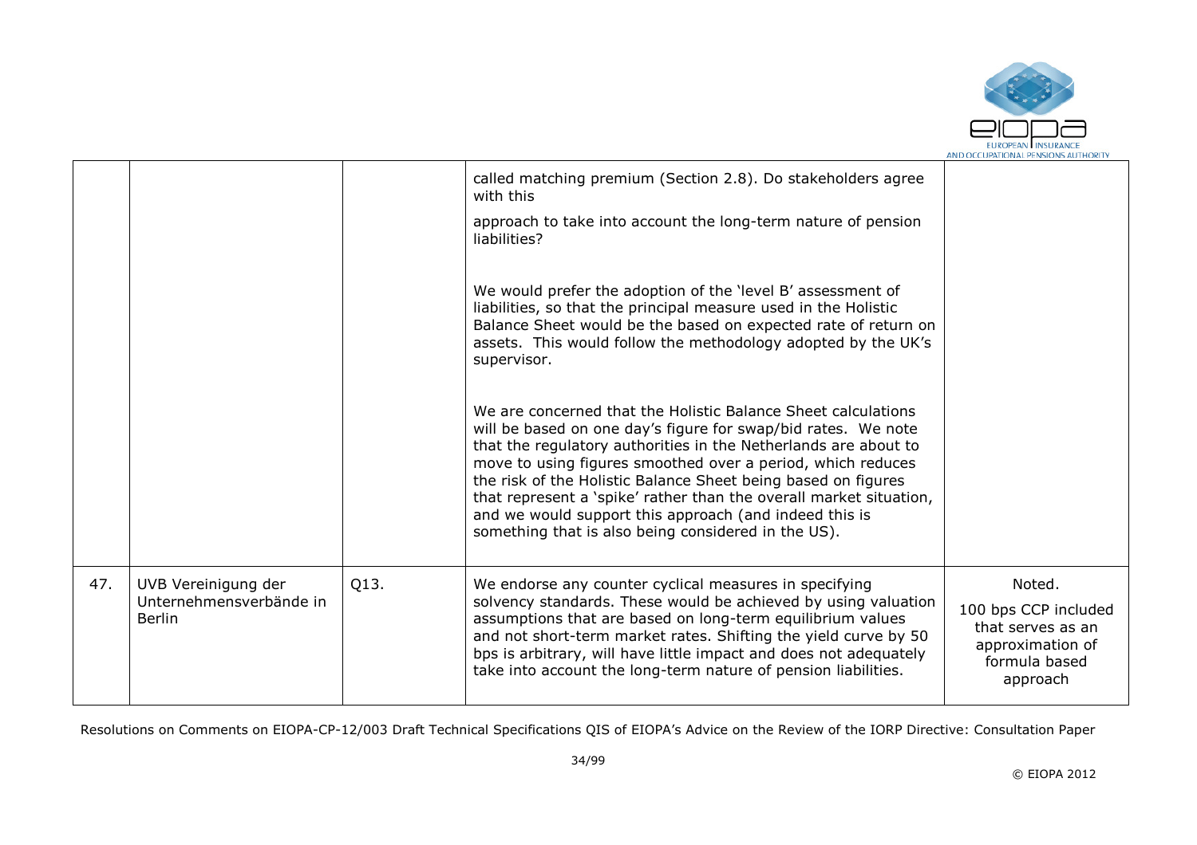|  |  |  | called matching premium (Section 2.8). Do stakeholders agree with this<br><br>approach to take into account the long-term nature of pension liabilities?<br><br>We would prefer the adoption of the 'level B' assessment of liabilities, so that the principal measure used in the Holistic Balance Sheet would be the based on expected rate of return on assets. This would follow the methodology adopted by the UK's supervisor.<br><br>We are concerned that the Holistic Balance Sheet calculations will be based on one day's figure for swap/bid rates. We note that the regulatory authorities in the Netherlands are about to move to using figures smoothed over a period, which reduces the risk of the Holistic Balance Sheet being based on figures that represent a 'spike' rather than the overall market situation, and we would support this approach (and indeed this is something that is also being considered in the US). |  |
|---|---|---|---|---|
| 47. | UVB Vereinigung der Unternehmensverbände in Berlin | Q13. | We endorse any counter cyclical measures in specifying solvency standards. These would be achieved by using valuation assumptions that are based on long-term equilibrium values and not short-term market rates. Shifting the yield curve by 50 bps is arbitrary, will have little impact and does not adequately take into account the long-term nature of pension liabilities. | Noted.<br><br>100 bps CCP included that serves as an approximation of formula based approach |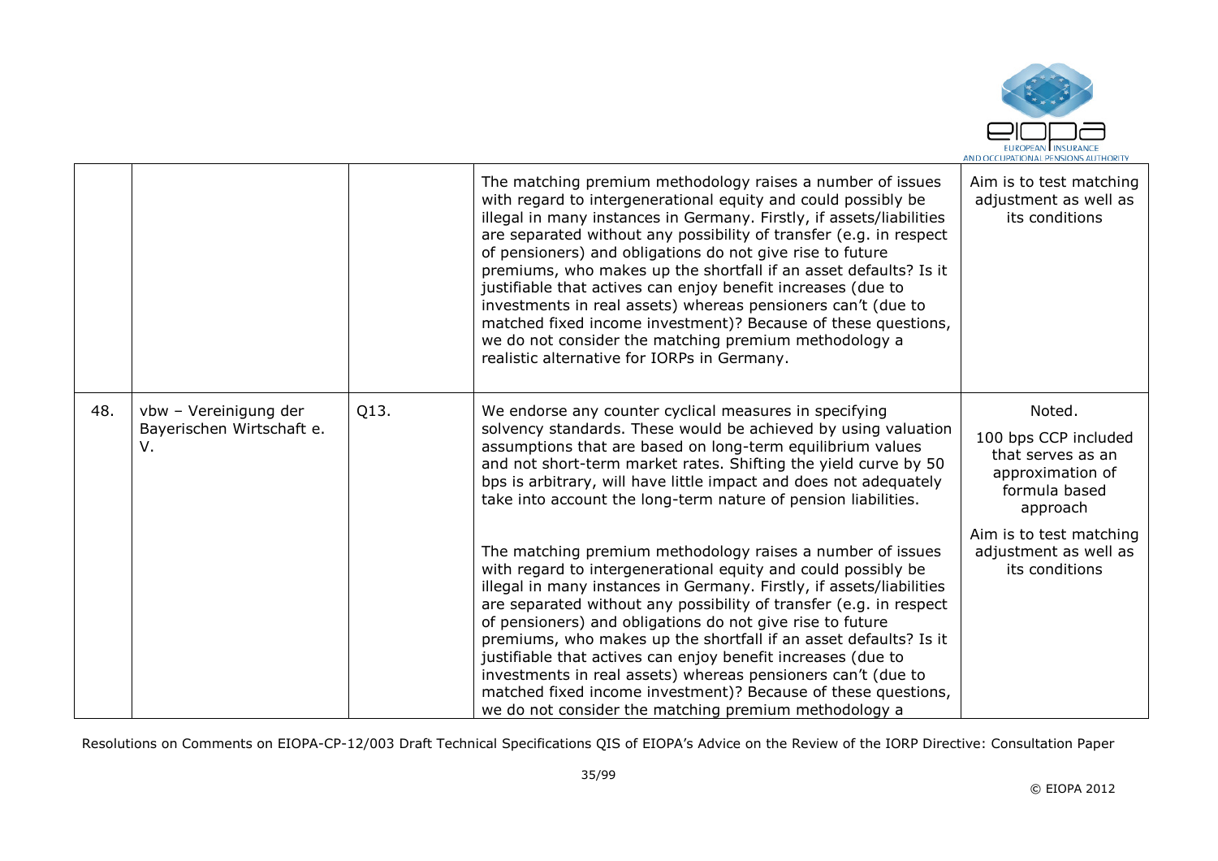|  |  |  |  |  |
|---|---|---|---|---|
|  |  |  | The matching premium methodology raises a number of issues with regard to intergenerational equity and could possibly be illegal in many instances in Germany. Firstly, if assets/liabilities are separated without any possibility of transfer (e.g. in respect of pensioners) and obligations do not give rise to future premiums, who makes up the shortfall if an asset defaults? Is it justifiable that actives can enjoy benefit increases (due to investments in real assets) whereas pensioners can't (due to matched fixed income investment)? Because of these questions, we do not consider the matching premium methodology a realistic alternative for IORPs in Germany. | Aim is to test matching adjustment as well as its conditions |
| 48. | vbw – Vereinigung der Bayerischen Wirtschaft e. V. | Q13. | We endorse any counter cyclical measures in specifying solvency standards. These would be achieved by using valuation assumptions that are based on long-term equilibrium values and not short-term market rates. Shifting the yield curve by 50 bps is arbitrary, will have little impact and does not adequately take into account the long-term nature of pension liabilities.<br><br>The matching premium methodology raises a number of issues with regard to intergenerational equity and could possibly be illegal in many instances in Germany. Firstly, if assets/liabilities are separated without any possibility of transfer (e.g. in respect of pensioners) and obligations do not give rise to future premiums, who makes up the shortfall if an asset defaults? Is it justifiable that actives can enjoy benefit increases (due to investments in real assets) whereas pensioners can't (due to matched fixed income investment)? Because of these questions, we do not consider the matching premium methodology a | Noted.<br><br>100 bps CCP included that serves as an approximation of formula based approach<br><br>Aim is to test matching adjustment as well as its conditions |

Resolutions on Comments on EIOPA-CP-12/003 Draft Technical Specifications QIS of EIOPA's Advice on the Review of the IORP Directive: Consultation Paper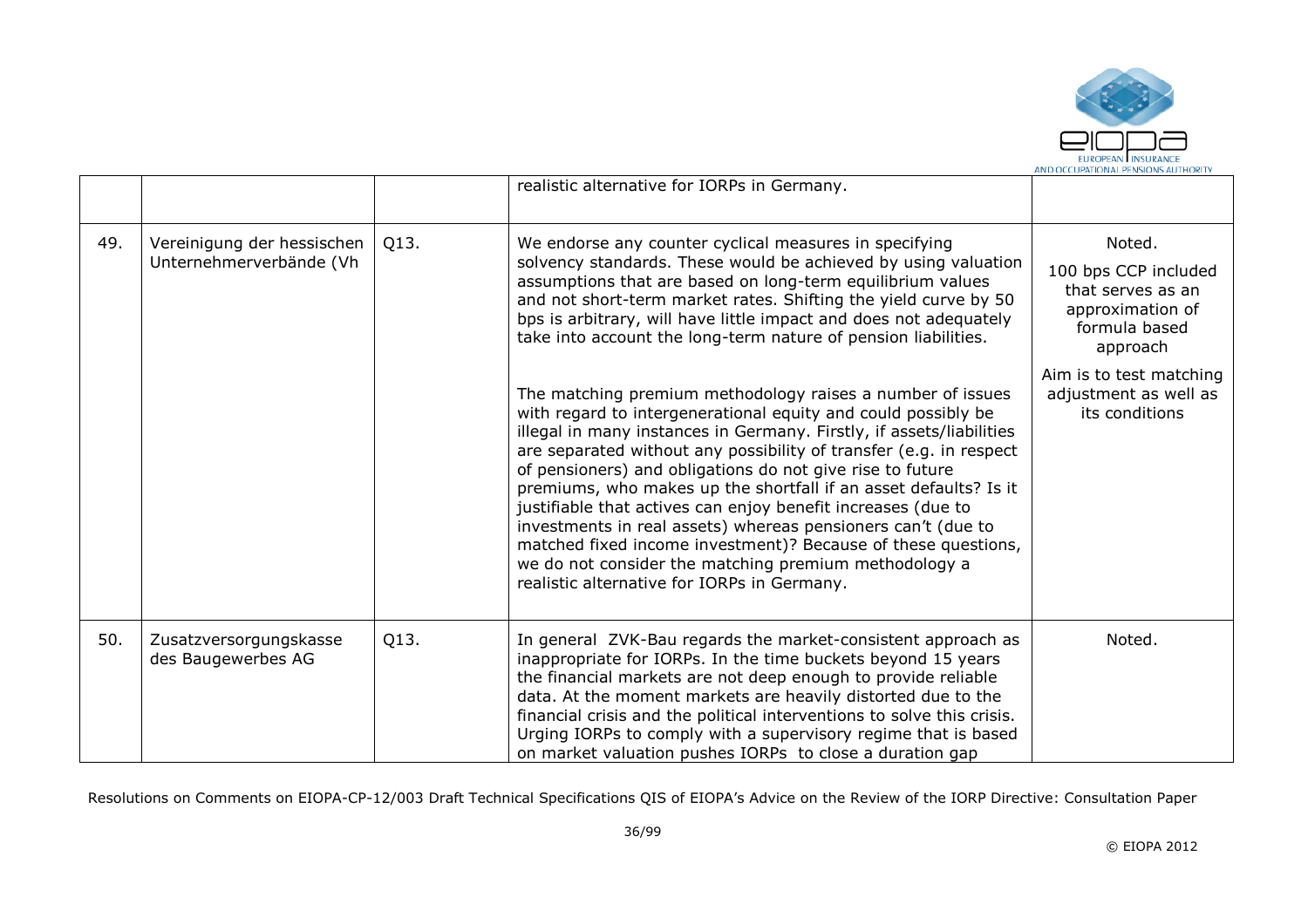| | | | | |
|---|---|---|---|---|
| | | | realistic alternative for IORPs in Germany. | |
| 49. | Vereinigung der hessischen Unternehmerverbände (Vh | Q13. | We endorse any counter cyclical measures in specifying solvency standards. These would be achieved by using valuation assumptions that are based on long-term equilibrium values and not short-term market rates. Shifting the yield curve by 50 bps is arbitrary, will have little impact and does not adequately take into account the long-term nature of pension liabilities.<br><br>The matching premium methodology raises a number of issues with regard to intergenerational equity and could possibly be illegal in many instances in Germany. Firstly, if assets/liabilities are separated without any possibility of transfer (e.g. in respect of pensioners) and obligations do not give rise to future premiums, who makes up the shortfall if an asset defaults? Is it justifiable that actives can enjoy benefit increases (due to investments in real assets) whereas pensioners can't (due to matched fixed income investment)? Because of these questions, we do not consider the matching premium methodology a realistic alternative for IORPs in Germany. | Noted.<br><br>100 bps CCP included that serves as an approximation of formula based approach<br><br>Aim is to test matching adjustment as well as its conditions |
| 50. | Zusatzversorgungskasse des Baugewerbes AG | Q13. | In general ZVK-Bau regards the market-consistent approach as inappropriate for IORPs. In the time buckets beyond 15 years the financial markets are not deep enough to provide reliable data. At the moment markets are heavily distorted due to the financial crisis and the political interventions to solve this crisis. Urging IORPs to comply with a supervisory regime that is based on market valuation pushes IORPs to close a duration gap | Noted. |

Resolutions on Comments on EIOPA-CP-12/003 Draft Technical Specifications QIS of EIOPA's Advice on the Review of the IORP Directive: Consultation Paper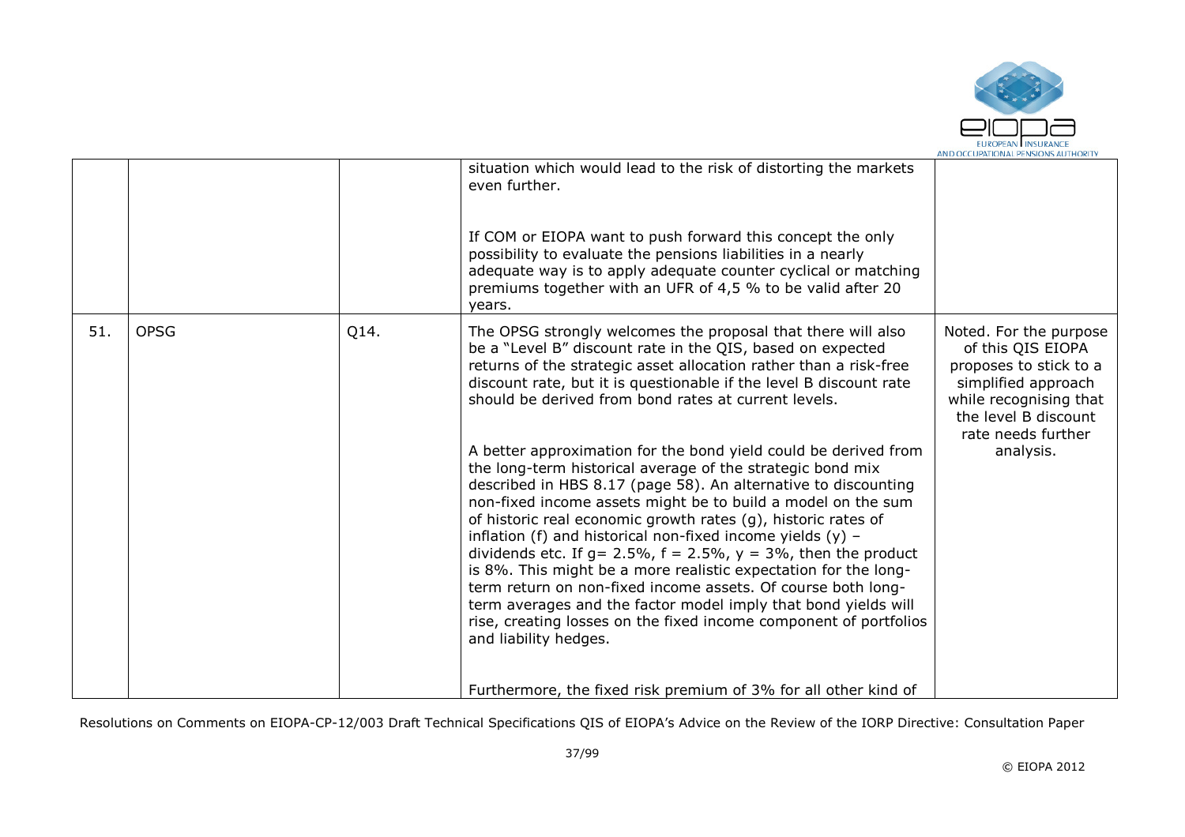| | | | | |
|---|---|---|---|---|
| | | | situation which would lead to the risk of distorting the markets even further.<br><br>If COM or EIOPA want to push forward this concept the only possibility to evaluate the pensions liabilities in a nearly adequate way is to apply adequate counter cyclical or matching premiums together with an UFR of 4,5 % to be valid after 20 years. | |
| 51. | OPSG | Q14. | The OPSG strongly welcomes the proposal that there will also be a "Level B" discount rate in the QIS, based on expected returns of the strategic asset allocation rather than a risk-free discount rate, but it is questionable if the level B discount rate should be derived from bond rates at current levels.<br><br>A better approximation for the bond yield could be derived from the long-term historical average of the strategic bond mix described in HBS 8.17 (page 58). An alternative to discounting non-fixed income assets might be to build a model on the sum of historic real economic growth rates (g), historic rates of inflation (f) and historical non-fixed income yields (y) – dividends etc. If g= 2.5%, f = 2.5%, y = 3%, then the product is 8%. This might be a more realistic expectation for the long-term return on non-fixed income assets. Of course both long-term averages and the factor model imply that bond yields will rise, creating losses on the fixed income component of portfolios and liability hedges.<br><br>Furthermore, the fixed risk premium of 3% for all other kind of | Noted. For the purpose of this QIS EIOPA proposes to stick to a simplified approach while recognising that the level B discount rate needs further analysis. |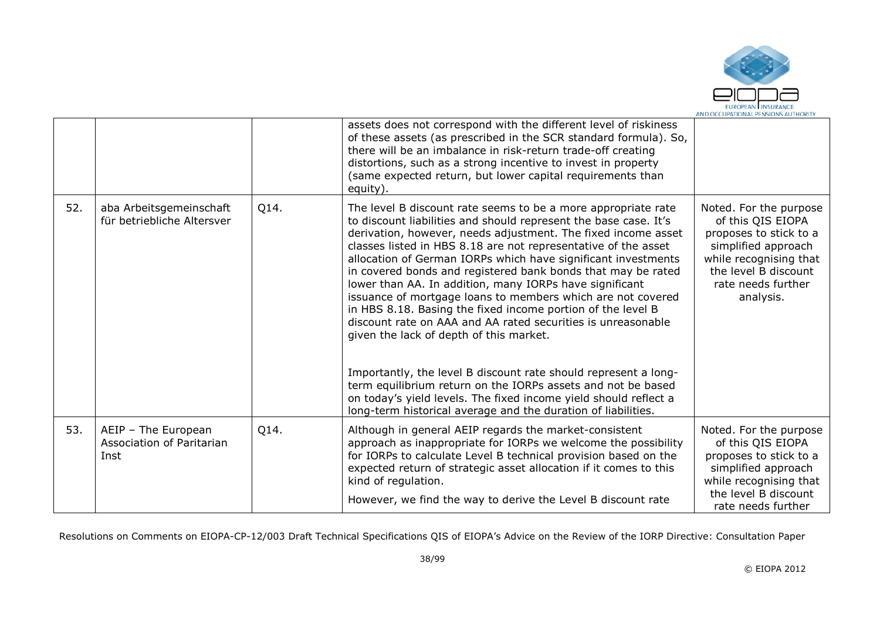|  |  |  | assets does not correspond with the different level of riskiness of these assets (as prescribed in the SCR standard formula). So, there will be an imbalance in risk-return trade-off creating distortions, such as a strong incentive to invest in property (same expected return, but lower capital requirements than equity). |  |
|---|---|---|---|---|
| 52. | aba Arbeitsgemeinschaft für betriebliche Altersver | Q14. | The level B discount rate seems to be a more appropriate rate to discount liabilities and should represent the base case. It's derivation, however, needs adjustment. The fixed income asset classes listed in HBS 8.18 are not representative of the asset allocation of German IORPs which have significant investments in covered bonds and registered bank bonds that may be rated lower than AA. In addition, many IORPs have significant issuance of mortgage loans to members which are not covered in HBS 8.18. Basing the fixed income portion of the level B discount rate on AAA and AA rated securities is unreasonable given the lack of depth of this market.<br><br>Importantly, the level B discount rate should represent a long-term equilibrium return on the IORPs assets and not be based on today's yield levels. The fixed income yield should reflect a long-term historical average and the duration of liabilities. | Noted. For the purpose of this QIS EIOPA proposes to stick to a simplified approach while recognising that the level B discount rate needs further analysis. |
| 53. | AEIP – The European Association of Paritarian Inst | Q14. | Although in general AEIP regards the market-consistent approach as inappropriate for IORPs we welcome the possibility for IORPs to calculate Level B technical provision based on the expected return of strategic asset allocation if it comes to this kind of regulation.<br><br>However, we find the way to derive the Level B discount rate | Noted. For the purpose of this QIS EIOPA proposes to stick to a simplified approach while recognising that the level B discount rate needs further |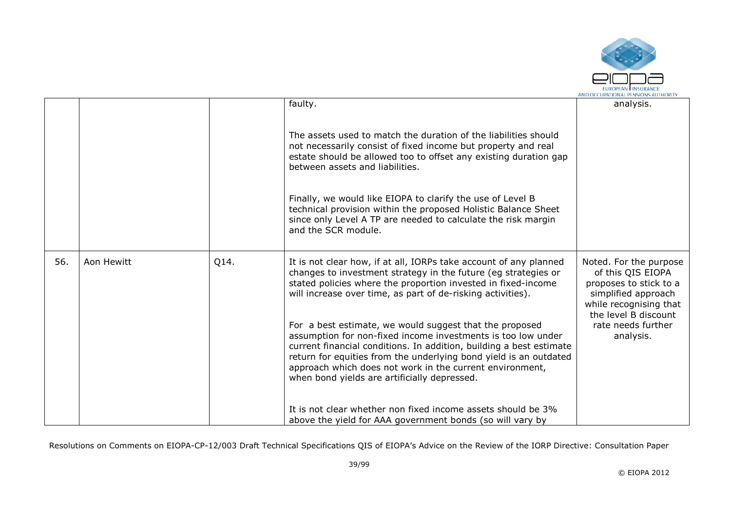|  |  |  |  |  |
|---|---|---|---|---|
|  |  |  | faulty.<br><br>The assets used to match the duration of the liabilities should not necessarily consist of fixed income but property and real estate should be allowed too to offset any existing duration gap between assets and liabilities.<br><br>Finally, we would like EIOPA to clarify the use of Level B technical provision within the proposed Holistic Balance Sheet since only Level A TP are needed to calculate the risk margin and the SCR module. | analysis. |
| 56. | Aon Hewitt | Q14. | It is not clear how, if at all, IORPs take account of any planned changes to investment strategy in the future (eg strategies or stated policies where the proportion invested in fixed-income will increase over time, as part of de-risking activities).<br><br>For a best estimate, we would suggest that the proposed assumption for non-fixed income investments is too low under current financial conditions. In addition, building a best estimate return for equities from the underlying bond yield is an outdated approach which does not work in the current environment, when bond yields are artificially depressed.<br><br>It is not clear whether non fixed income assets should be 3% above the yield for AAA government bonds (so will vary by | Noted. For the purpose of this QIS EIOPA proposes to stick to a simplified approach while recognising that the level B discount rate needs further analysis. |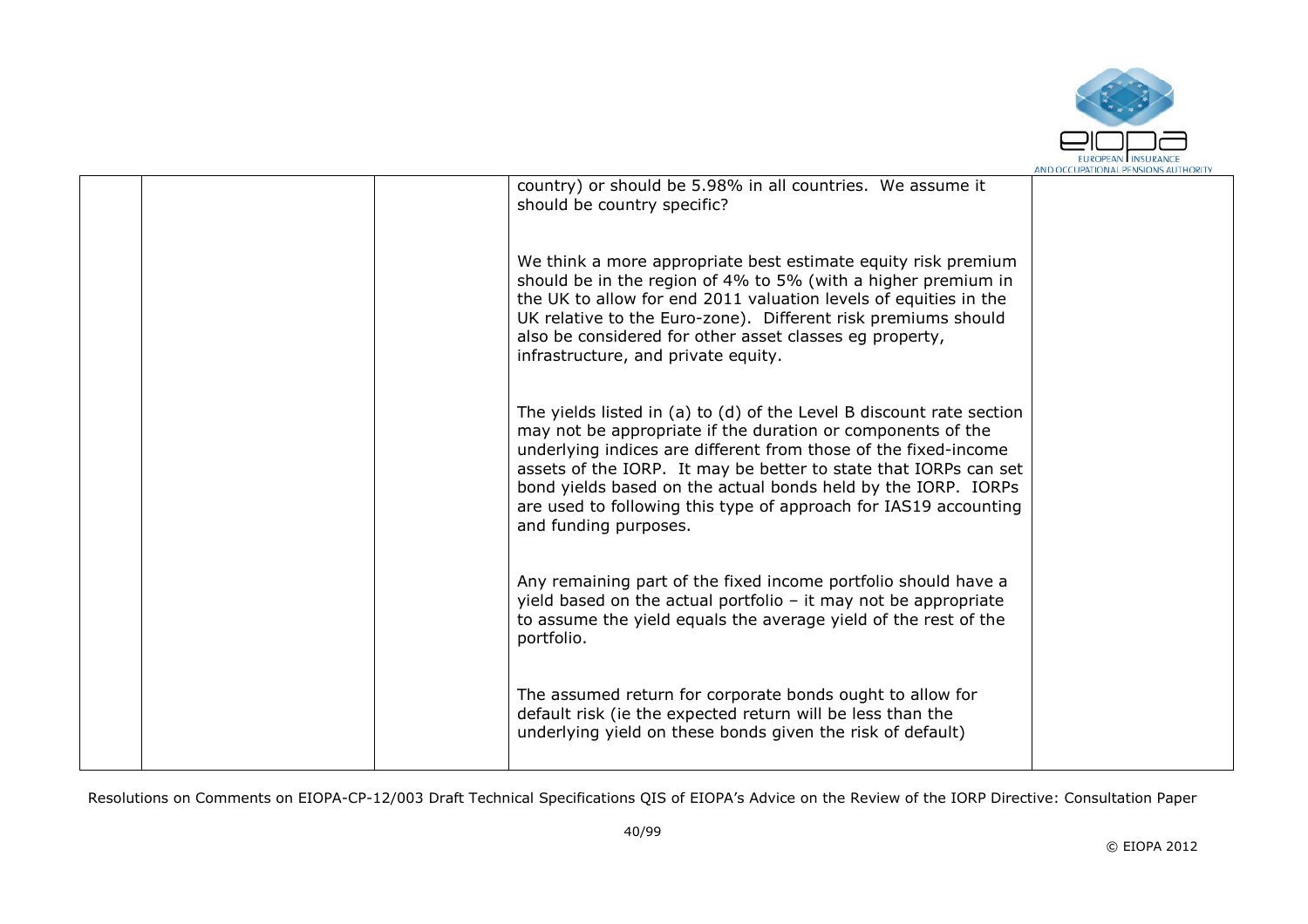|  |  |  | country) or should be 5.98% in all countries. We assume it should be country specific?<br><br>We think a more appropriate best estimate equity risk premium should be in the region of 4% to 5% (with a higher premium in the UK to allow for end 2011 valuation levels of equities in the UK relative to the Euro-zone). Different risk premiums should also be considered for other asset classes eg property, infrastructure, and private equity.<br><br>The yields listed in (a) to (d) of the Level B discount rate section may not be appropriate if the duration or components of the underlying indices are different from those of the fixed-income assets of the IORP. It may be better to state that IORPs can set bond yields based on the actual bonds held by the IORP. IORPs are used to following this type of approach for IAS19 accounting and funding purposes.<br><br>Any remaining part of the fixed income portfolio should have a yield based on the actual portfolio – it may not be appropriate to assume the yield equals the average yield of the rest of the portfolio.<br><br>The assumed return for corporate bonds ought to allow for default risk (ie the expected return will be less than the underlying yield on these bonds given the risk of default) |  |
|---|---|---|---|---|

Resolutions on Comments on EIOPA-CP-12/003 Draft Technical Specifications QIS of EIOPA's Advice on the Review of the IORP Directive: Consultation Paper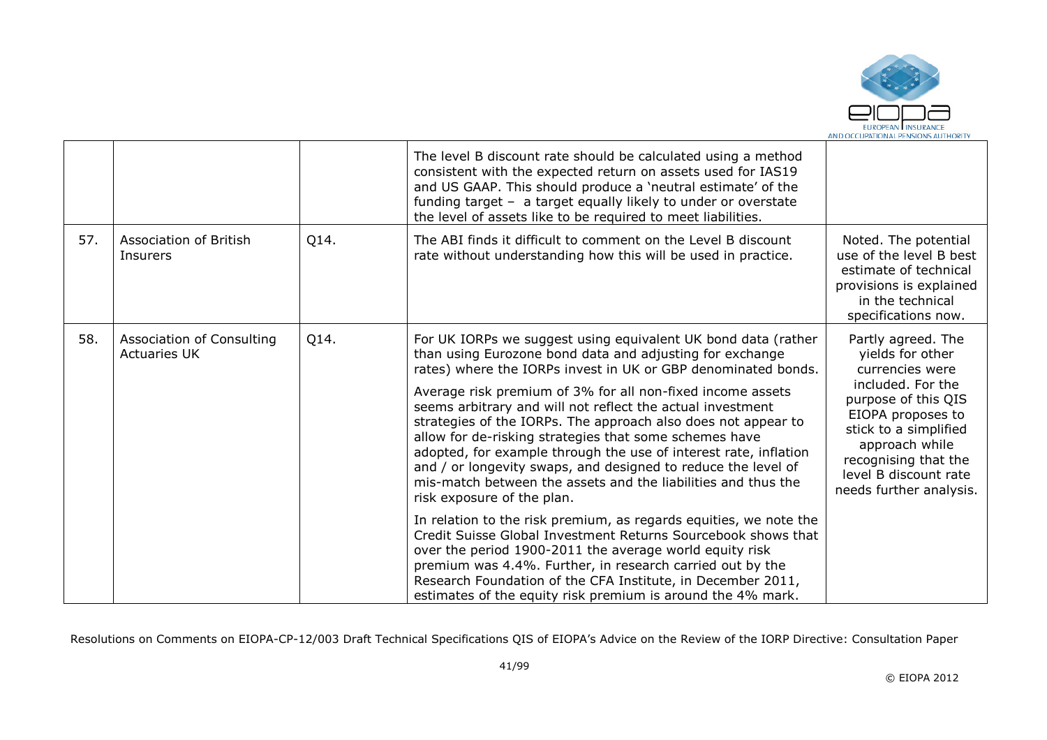| | | | | |
|---|---|---|---|---|
| | | | The level B discount rate should be calculated using a method consistent with the expected return on assets used for IAS19 and US GAAP. This should produce a 'neutral estimate' of the funding target – a target equally likely to under or overstate the level of assets like to be required to meet liabilities. | |
| 57. | Association of British Insurers | Q14. | The ABI finds it difficult to comment on the Level B discount rate without understanding how this will be used in practice. | Noted. The potential use of the level B best estimate of technical provisions is explained in the technical specifications now. |
| 58. | Association of Consulting Actuaries UK | Q14. | For UK IORPs we suggest using equivalent UK bond data (rather than using Eurozone bond data and adjusting for exchange rates) where the IORPs invest in UK or GBP denominated bonds.<br><br>Average risk premium of 3% for all non-fixed income assets seems arbitrary and will not reflect the actual investment strategies of the IORPs. The approach also does not appear to allow for de-risking strategies that some schemes have adopted, for example through the use of interest rate, inflation and / or longevity swaps, and designed to reduce the level of mis-match between the assets and the liabilities and thus the risk exposure of the plan.<br><br>In relation to the risk premium, as regards equities, we note the Credit Suisse Global Investment Returns Sourcebook shows that over the period 1900-2011 the average world equity risk premium was 4.4%. Further, in research carried out by the Research Foundation of the CFA Institute, in December 2011, estimates of the equity risk premium is around the 4% mark. | Partly agreed. The yields for other currencies were included. For the purpose of this QIS EIOPA proposes to stick to a simplified approach while recognising that the level B discount rate needs further analysis. |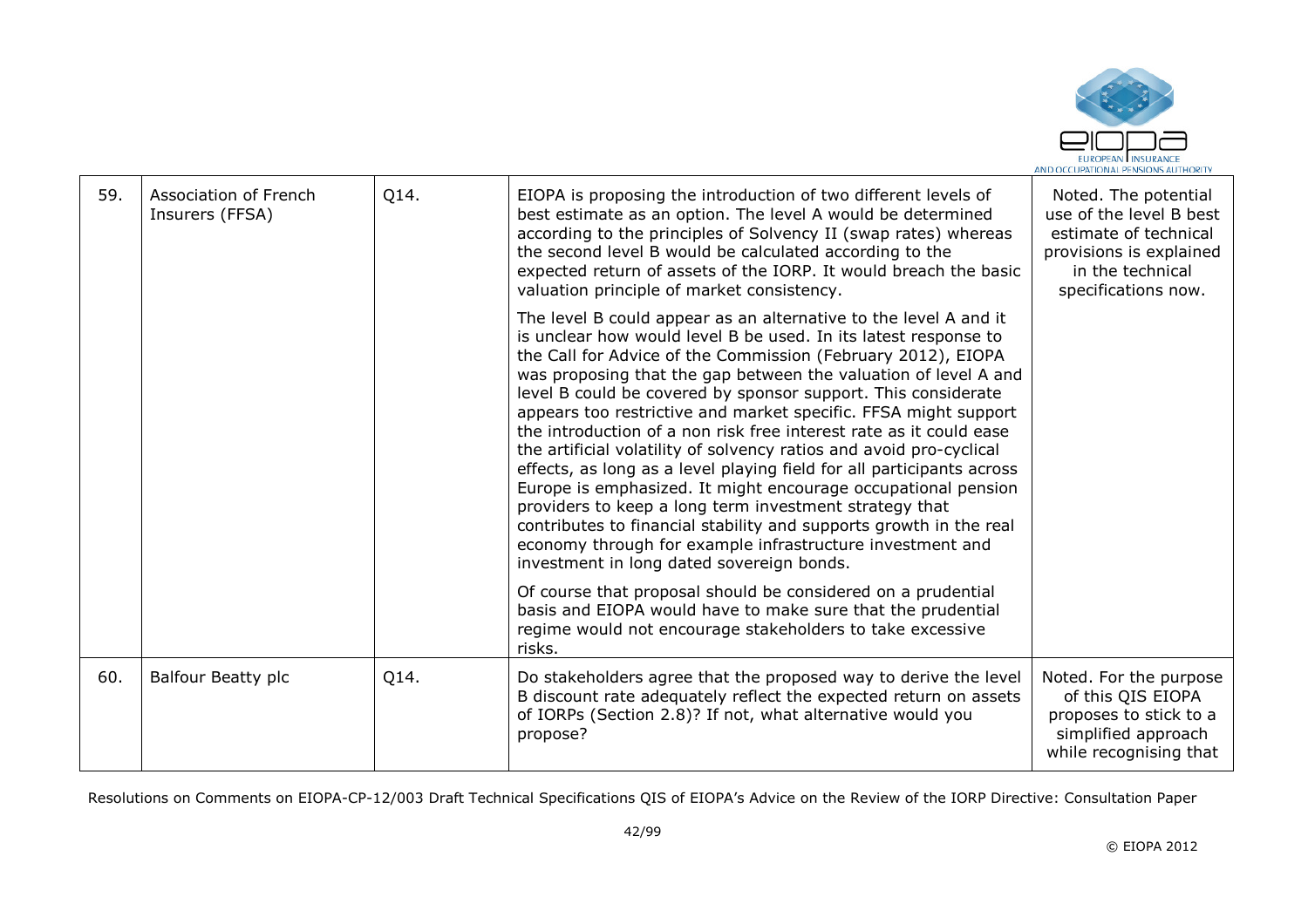| 59. | Association of French Insurers (FFSA) | Q14. | EIOPA is proposing the introduction of two different levels of best estimate as an option. The level A would be determined according to the principles of Solvency II (swap rates) whereas the second level B would be calculated according to the expected return of assets of the IORP. It would breach the basic valuation principle of market consistency.<br><br>The level B could appear as an alternative to the level A and it is unclear how would level B be used. In its latest response to the Call for Advice of the Commission (February 2012), EIOPA was proposing that the gap between the valuation of level A and level B could be covered by sponsor support. This considerate appears too restrictive and market specific. FFSA might support the introduction of a non risk free interest rate as it could ease the artificial volatility of solvency ratios and avoid pro-cyclical effects, as long as a level playing field for all participants across Europe is emphasized. It might encourage occupational pension providers to keep a long term investment strategy that contributes to financial stability and supports growth in the real economy through for example infrastructure investment and investment in long dated sovereign bonds.<br><br>Of course that proposal should be considered on a prudential basis and EIOPA would have to make sure that the prudential regime would not encourage stakeholders to take excessive risks. | Noted. The potential use of the level B best estimate of technical provisions is explained in the technical specifications now. |
|---|---|---|---|---|
| 60. | Balfour Beatty plc | Q14. | Do stakeholders agree that the proposed way to derive the level B discount rate adequately reflect the expected return on assets of IORPs (Section 2.8)? If not, what alternative would you propose? | Noted. For the purpose of this QIS EIOPA proposes to stick to a simplified approach while recognising that |

Resolutions on Comments on EIOPA-CP-12/003 Draft Technical Specifications QIS of EIOPA's Advice on the Review of the IORP Directive: Consultation Paper

© EIOPA 2012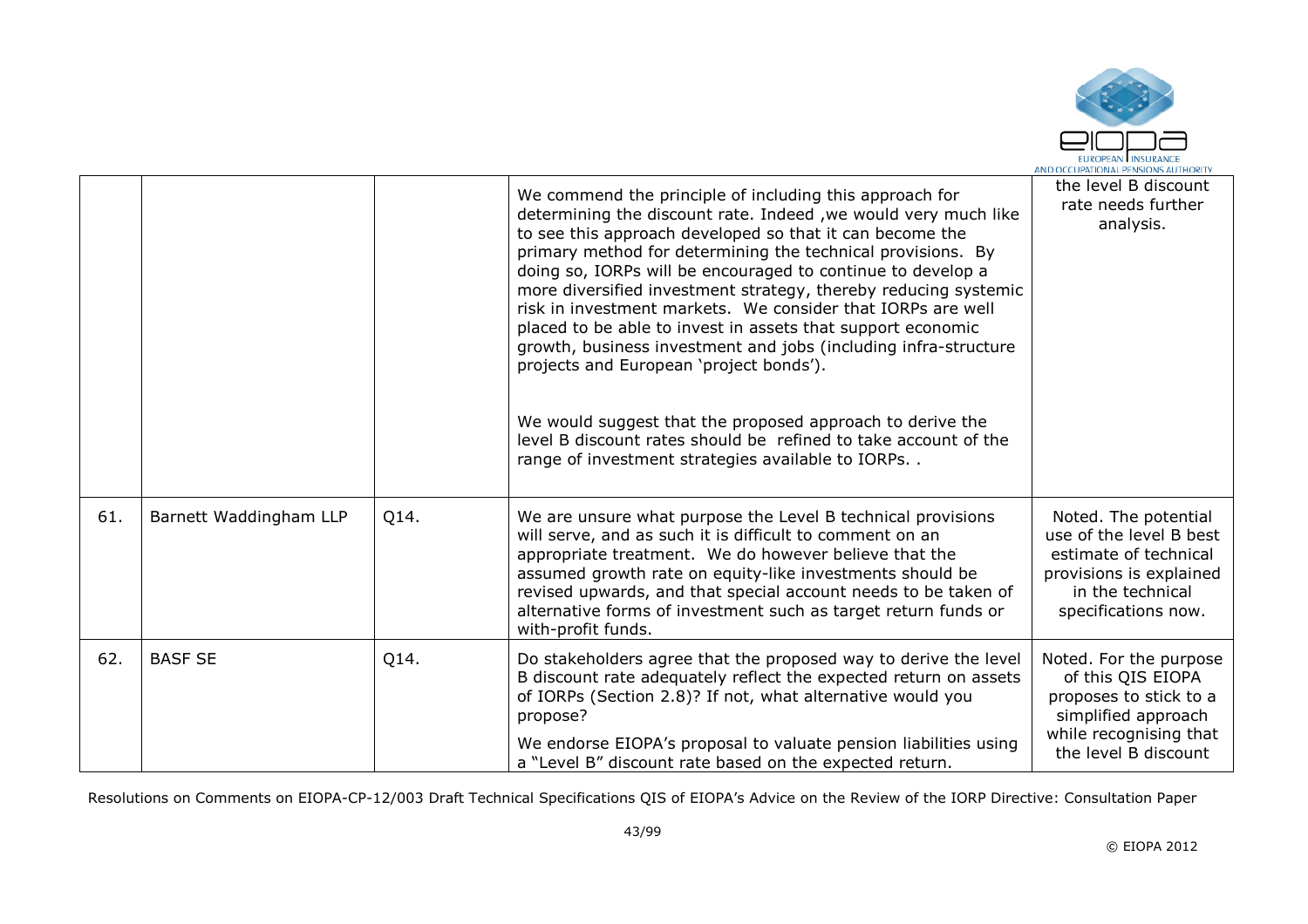|  |  |  | We commend the principle of including this approach for determining the discount rate. Indeed ,we would very much like to see this approach developed so that it can become the primary method for determining the technical provisions. By doing so, IORPs will be encouraged to continue to develop a more diversified investment strategy, thereby reducing systemic risk in investment markets. We consider that IORPs are well placed to be able to invest in assets that support economic growth, business investment and jobs (including infra-structure projects and European 'project bonds').<br><br>We would suggest that the proposed approach to derive the level B discount rates should be refined to take account of the range of investment strategies available to IORPs. . | the level B discount rate needs further analysis. |
|---|---|---|---|---|
| 61. | Barnett Waddingham LLP | Q14. | We are unsure what purpose the Level B technical provisions will serve, and as such it is difficult to comment on an appropriate treatment. We do however believe that the assumed growth rate on equity-like investments should be revised upwards, and that special account needs to be taken of alternative forms of investment such as target return funds or with-profit funds. | Noted. The potential use of the level B best estimate of technical provisions is explained in the technical specifications now. |
| 62. | BASF SE | Q14. | Do stakeholders agree that the proposed way to derive the level B discount rate adequately reflect the expected return on assets of IORPs (Section 2.8)? If not, what alternative would you propose?<br><br>We endorse EIOPA's proposal to valuate pension liabilities using a "Level B" discount rate based on the expected return. | Noted. For the purpose of this QIS EIOPA proposes to stick to a simplified approach while recognising that the level B discount |

Resolutions on Comments on EIOPA-CP-12/003 Draft Technical Specifications QIS of EIOPA's Advice on the Review of the IORP Directive: Consultation Paper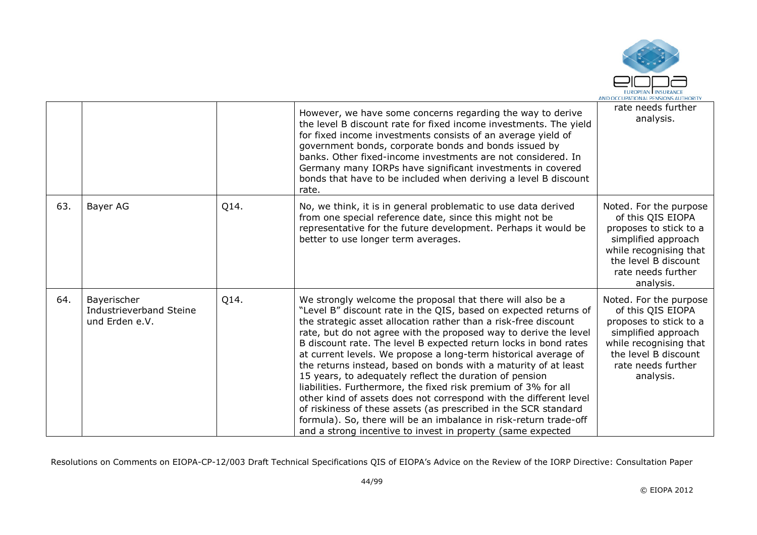|  |  |  | However, we have some concerns regarding the way to derive the level B discount rate for fixed income investments. The yield for fixed income investments consists of an average yield of government bonds, corporate bonds and bonds issued by banks. Other fixed-income investments are not considered. In Germany many IORPs have significant investments in covered bonds that have to be included when deriving a level B discount rate. | rate needs further analysis. |
|---|---|---|---|---|
| 63. | Bayer AG | Q14. | No, we think, it is in general problematic to use data derived from one special reference date, since this might not be representative for the future development. Perhaps it would be better to use longer term averages. | Noted. For the purpose of this QIS EIOPA proposes to stick to a simplified approach while recognising that the level B discount rate needs further analysis. |
| 64. | Bayerischer Industrieverband Steine und Erden e.V. | Q14. | We strongly welcome the proposal that there will also be a "Level B" discount rate in the QIS, based on expected returns of the strategic asset allocation rather than a risk-free discount rate, but do not agree with the proposed way to derive the level B discount rate. The level B expected return locks in bond rates at current levels. We propose a long-term historical average of the returns instead, based on bonds with a maturity of at least 15 years, to adequately reflect the duration of pension liabilities. Furthermore, the fixed risk premium of 3% for all other kind of assets does not correspond with the different level of riskiness of these assets (as prescribed in the SCR standard formula). So, there will be an imbalance in risk-return trade-off and a strong incentive to invest in property (same expected | Noted. For the purpose of this QIS EIOPA proposes to stick to a simplified approach while recognising that the level B discount rate needs further analysis. |

Resolutions on Comments on EIOPA-CP-12/003 Draft Technical Specifications QIS of EIOPA's Advice on the Review of the IORP Directive: Consultation Paper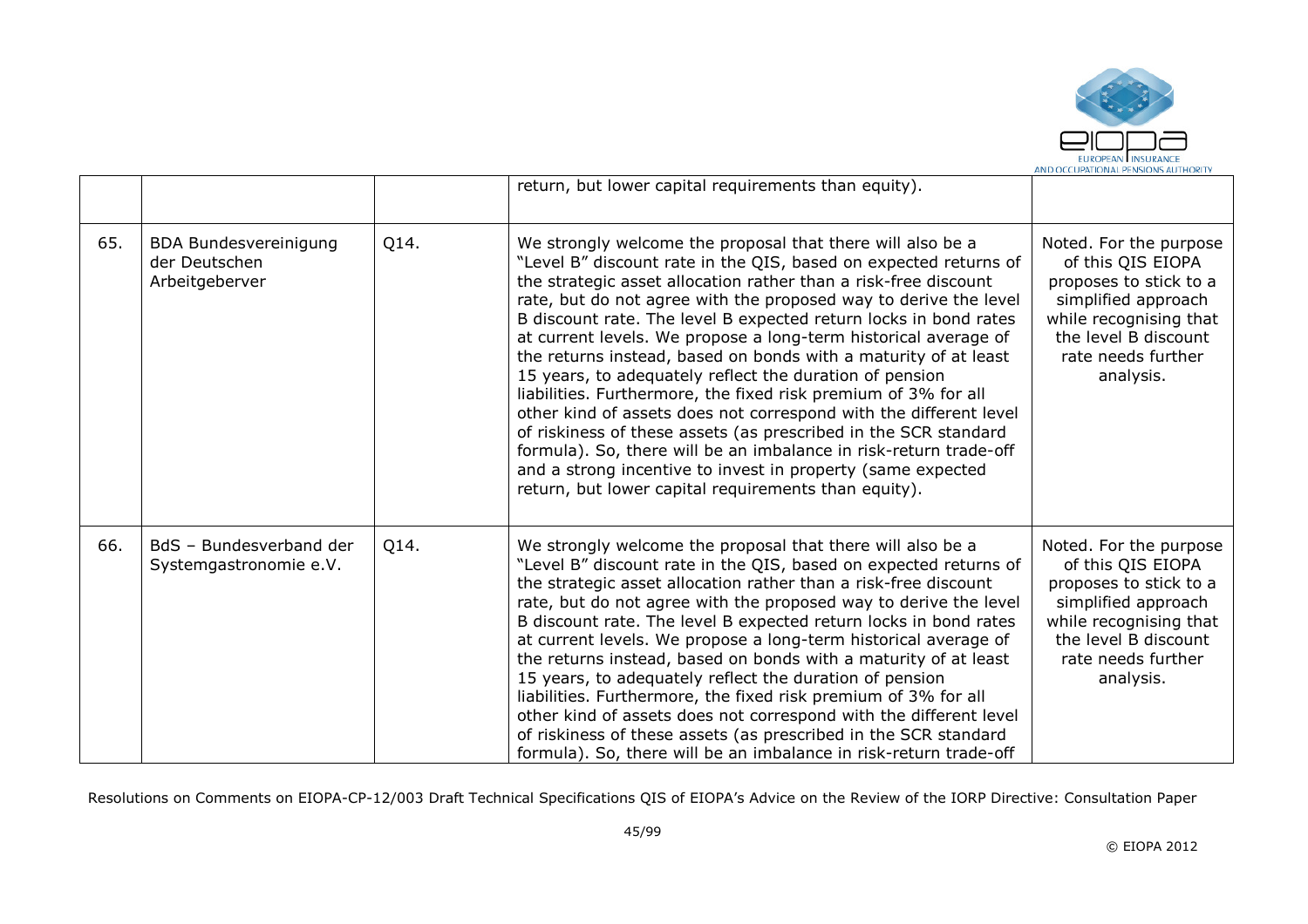|  |  |  | return, but lower capital requirements than equity). |  |
|---|---|---|---|---|
| 65. | BDA Bundesvereinigung der Deutschen Arbeitgeberver | Q14. | We strongly welcome the proposal that there will also be a "Level B" discount rate in the QIS, based on expected returns of the strategic asset allocation rather than a risk-free discount rate, but do not agree with the proposed way to derive the level B discount rate. The level B expected return locks in bond rates at current levels. We propose a long-term historical average of the returns instead, based on bonds with a maturity of at least 15 years, to adequately reflect the duration of pension liabilities. Furthermore, the fixed risk premium of 3% for all other kind of assets does not correspond with the different level of riskiness of these assets (as prescribed in the SCR standard formula). So, there will be an imbalance in risk-return trade-off and a strong incentive to invest in property (same expected return, but lower capital requirements than equity). | Noted. For the purpose of this QIS EIOPA proposes to stick to a simplified approach while recognising that the level B discount rate needs further analysis. |
| 66. | BdS – Bundesverband der Systemgastronomie e.V. | Q14. | We strongly welcome the proposal that there will also be a "Level B" discount rate in the QIS, based on expected returns of the strategic asset allocation rather than a risk-free discount rate, but do not agree with the proposed way to derive the level B discount rate. The level B expected return locks in bond rates at current levels. We propose a long-term historical average of the returns instead, based on bonds with a maturity of at least 15 years, to adequately reflect the duration of pension liabilities. Furthermore, the fixed risk premium of 3% for all other kind of assets does not correspond with the different level of riskiness of these assets (as prescribed in the SCR standard formula). So, there will be an imbalance in risk-return trade-off | Noted. For the purpose of this QIS EIOPA proposes to stick to a simplified approach while recognising that the level B discount rate needs further analysis. |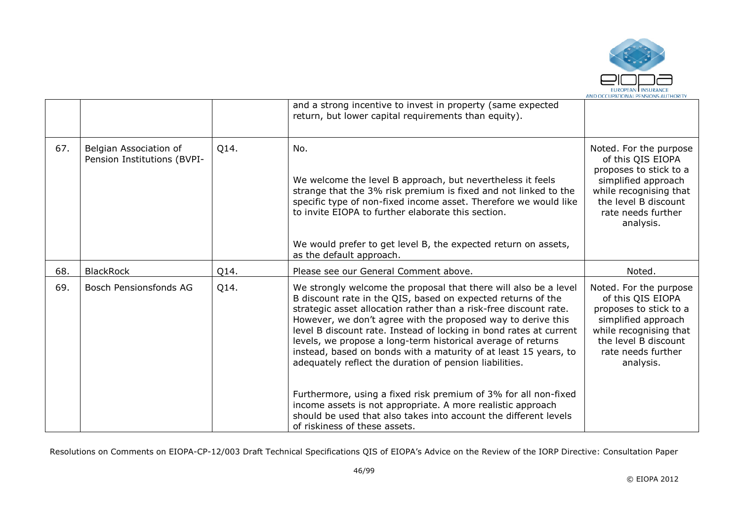|  |  |  | and a strong incentive to invest in property (same expected return, but lower capital requirements than equity). |  |
|---|---|---|---|---|
| 67. | Belgian Association of Pension Institutions (BVPI- | Q14. | No.<br><br>We welcome the level B approach, but nevertheless it feels strange that the 3% risk premium is fixed and not linked to the specific type of non-fixed income asset. Therefore we would like to invite EIOPA to further elaborate this section.<br><br>We would prefer to get level B, the expected return on assets, as the default approach. | Noted. For the purpose of this QIS EIOPA proposes to stick to a simplified approach while recognising that the level B discount rate needs further analysis. |
| 68. | BlackRock | Q14. | Please see our General Comment above. | Noted. |
| 69. | Bosch Pensionsfonds AG | Q14. | We strongly welcome the proposal that there will also be a level B discount rate in the QIS, based on expected returns of the strategic asset allocation rather than a risk-free discount rate. However, we don't agree with the proposed way to derive this level B discount rate. Instead of locking in bond rates at current levels, we propose a long-term historical average of returns instead, based on bonds with a maturity of at least 15 years, to adequately reflect the duration of pension liabilities.<br><br>Furthermore, using a fixed risk premium of 3% for all non-fixed income assets is not appropriate. A more realistic approach should be used that also takes into account the different levels of riskiness of these assets. | Noted. For the purpose of this QIS EIOPA proposes to stick to a simplified approach while recognising that the level B discount rate needs further analysis. |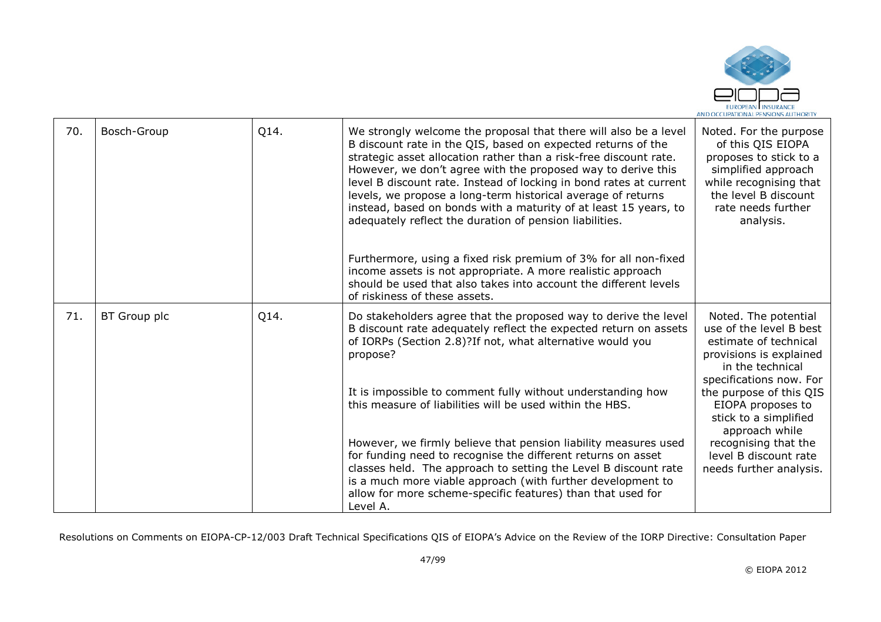| 70. | Bosch-Group | Q14. | We strongly welcome the proposal that there will also be a level B discount rate in the QIS, based on expected returns of the strategic asset allocation rather than a risk-free discount rate. However, we don't agree with the proposed way to derive this level B discount rate. Instead of locking in bond rates at current levels, we propose a long-term historical average of returns instead, based on bonds with a maturity of at least 15 years, to adequately reflect the duration of pension liabilities.<br><br>Furthermore, using a fixed risk premium of 3% for all non-fixed income assets is not appropriate. A more realistic approach should be used that also takes into account the different levels of riskiness of these assets. | Noted. For the purpose of this QIS EIOPA proposes to stick to a simplified approach while recognising that the level B discount rate needs further analysis. |
|---|---|---|---|---|
| 71. | BT Group plc | Q14. | Do stakeholders agree that the proposed way to derive the level B discount rate adequately reflect the expected return on assets of IORPs (Section 2.8)?If not, what alternative would you propose?<br><br>It is impossible to comment fully without understanding how this measure of liabilities will be used within the HBS.<br><br>However, we firmly believe that pension liability measures used for funding need to recognise the different returns on asset classes held. The approach to setting the Level B discount rate is a much more viable approach (with further development to allow for more scheme-specific features) than that used for Level A. | Noted. The potential use of the level B best estimate of technical provisions is explained in the technical specifications now. For the purpose of this QIS EIOPA proposes to stick to a simplified approach while recognising that the level B discount rate needs further analysis. |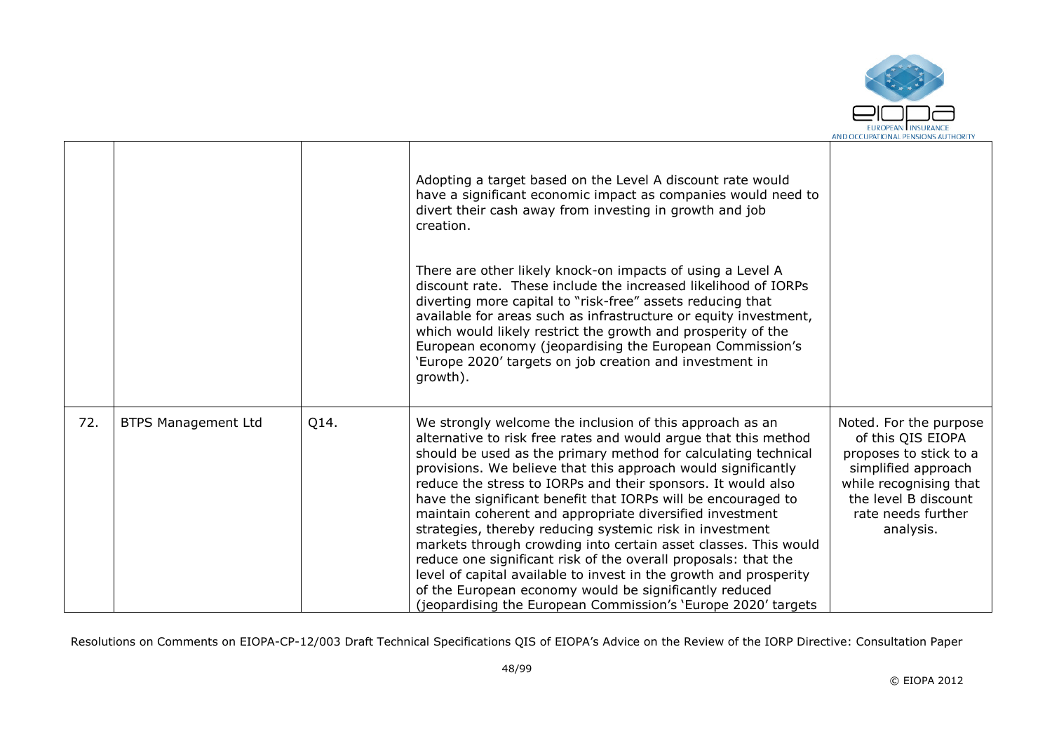| | | | | |
|---|---|---|---|---|
| | | | Adopting a target based on the Level A discount rate would have a significant economic impact as companies would need to divert their cash away from investing in growth and job creation.<br><br>There are other likely knock-on impacts of using a Level A discount rate. These include the increased likelihood of IORPs diverting more capital to "risk-free" assets reducing that available for areas such as infrastructure or equity investment, which would likely restrict the growth and prosperity of the European economy (jeopardising the European Commission's 'Europe 2020' targets on job creation and investment in growth). | |
| 72. | BTPS Management Ltd | Q14. | We strongly welcome the inclusion of this approach as an alternative to risk free rates and would argue that this method should be used as the primary method for calculating technical provisions. We believe that this approach would significantly reduce the stress to IORPs and their sponsors. It would also have the significant benefit that IORPs will be encouraged to maintain coherent and appropriate diversified investment strategies, thereby reducing systemic risk in investment markets through crowding into certain asset classes. This would reduce one significant risk of the overall proposals: that the level of capital available to invest in the growth and prosperity of the European economy would be significantly reduced (jeopardising the European Commission's 'Europe 2020' targets | Noted. For the purpose of this QIS EIOPA proposes to stick to a simplified approach while recognising that the level B discount rate needs further analysis. |

Resolutions on Comments on EIOPA-CP-12/003 Draft Technical Specifications QIS of EIOPA's Advice on the Review of the IORP Directive: Consultation Paper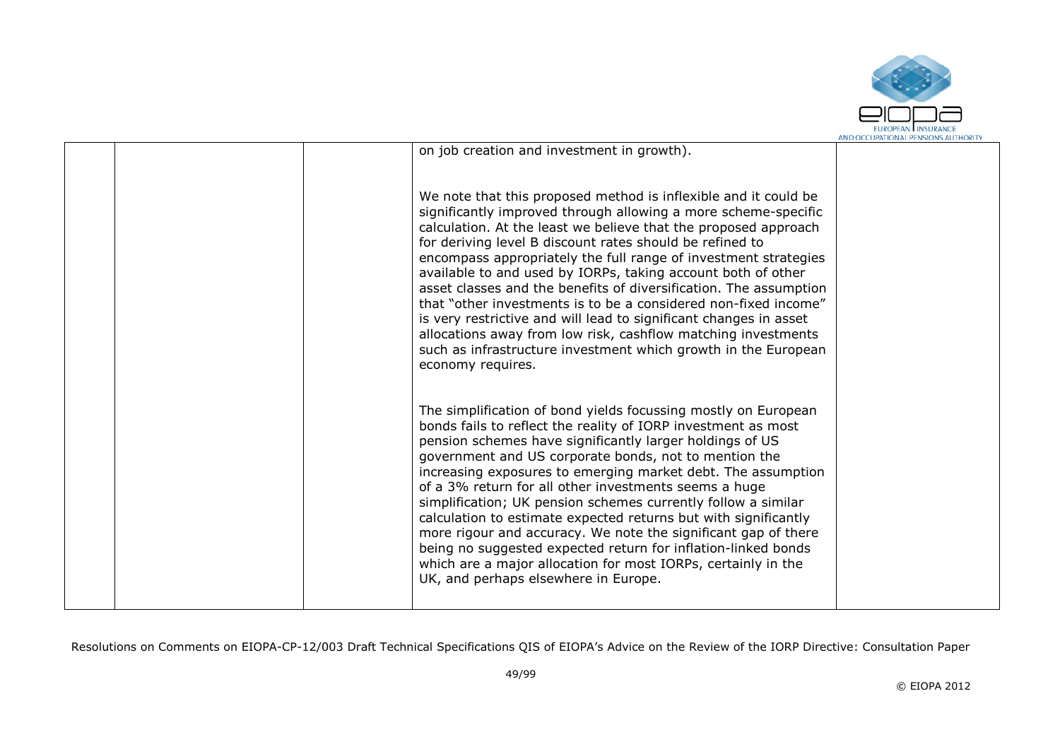|  |  |  | on job creation and investment in growth).<br><br>We note that this proposed method is inflexible and it could be significantly improved through allowing a more scheme-specific calculation. At the least we believe that the proposed approach for deriving level B discount rates should be refined to encompass appropriately the full range of investment strategies available to and used by IORPs, taking account both of other asset classes and the benefits of diversification. The assumption that "other investments is to be a considered non-fixed income" is very restrictive and will lead to significant changes in asset allocations away from low risk, cashflow matching investments such as infrastructure investment which growth in the European economy requires.<br><br>The simplification of bond yields focussing mostly on European bonds fails to reflect the reality of IORP investment as most pension schemes have significantly larger holdings of US government and US corporate bonds, not to mention the increasing exposures to emerging market debt. The assumption of a 3% return for all other investments seems a huge simplification; UK pension schemes currently follow a similar calculation to estimate expected returns but with significantly more rigour and accuracy. We note the significant gap of there being no suggested expected return for inflation-linked bonds which are a major allocation for most IORPs, certainly in the UK, and perhaps elsewhere in Europe. |  |
|---|---|---|---|---|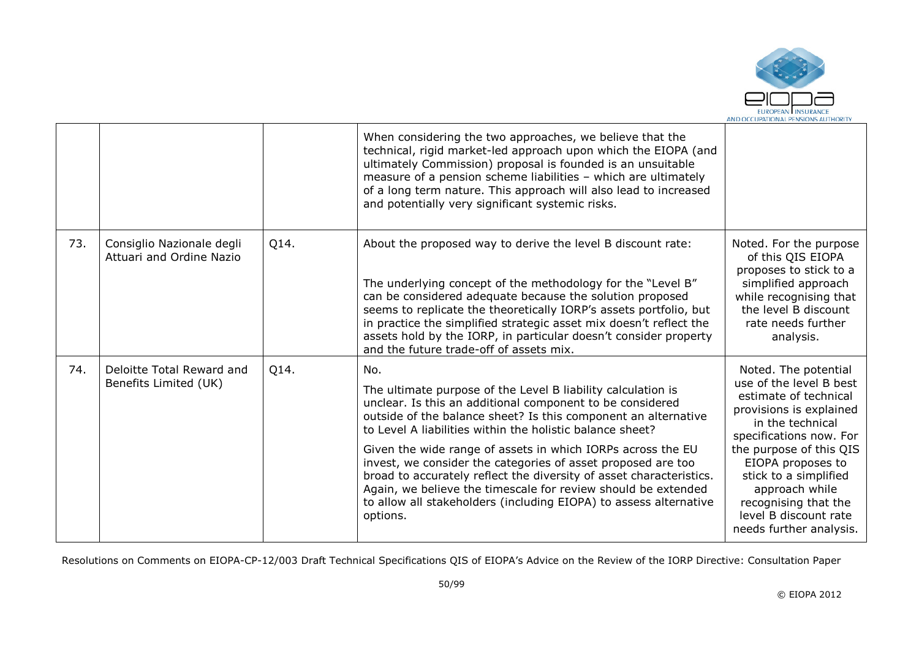|  |  |  | When considering the two approaches, we believe that the technical, rigid market-led approach upon which the EIOPA (and ultimately Commission) proposal is founded is an unsuitable measure of a pension scheme liabilities – which are ultimately of a long term nature. This approach will also lead to increased and potentially very significant systemic risks. |  |
|---|---|---|---|---|
| 73. | Consiglio Nazionale degli Attuari and Ordine Nazio | Q14. | About the proposed way to derive the level B discount rate:<br><br>The underlying concept of the methodology for the "Level B" can be considered adequate because the solution proposed seems to replicate the theoretically IORP's assets portfolio, but in practice the simplified strategic asset mix doesn't reflect the assets hold by the IORP, in particular doesn't consider property and the future trade-off of assets mix. | Noted. For the purpose of this QIS EIOPA proposes to stick to a simplified approach while recognising that the level B discount rate needs further analysis. |
| 74. | Deloitte Total Reward and Benefits Limited (UK) | Q14. | No.<br><br>The ultimate purpose of the Level B liability calculation is unclear. Is this an additional component to be considered outside of the balance sheet? Is this component an alternative to Level A liabilities within the holistic balance sheet?<br><br>Given the wide range of assets in which IORPs across the EU invest, we consider the categories of asset proposed are too broad to accurately reflect the diversity of asset characteristics. Again, we believe the timescale for review should be extended to allow all stakeholders (including EIOPA) to assess alternative options. | Noted. The potential use of the level B best estimate of technical provisions is explained in the technical specifications now. For the purpose of this QIS EIOPA proposes to stick to a simplified approach while recognising that the level B discount rate needs further analysis. |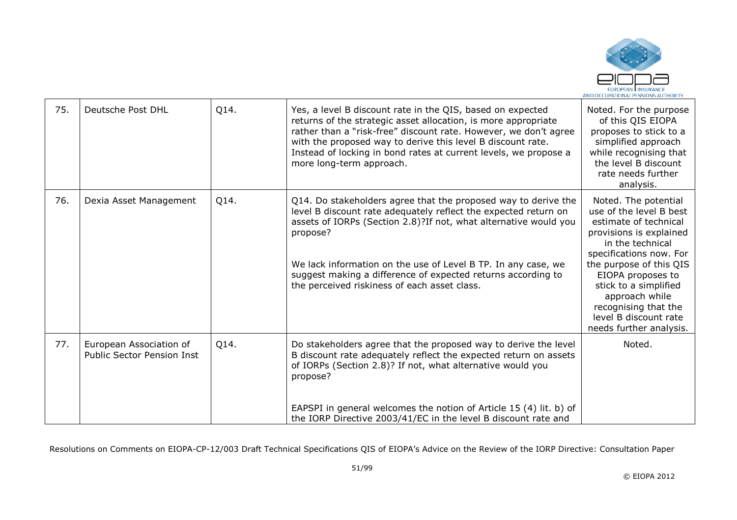| 75. | Deutsche Post DHL | Q14. | Yes, a level B discount rate in the QIS, based on expected returns of the strategic asset allocation, is more appropriate rather than a "risk-free" discount rate. However, we don't agree with the proposed way to derive this level B discount rate. Instead of locking in bond rates at current levels, we propose a more long-term approach. | Noted. For the purpose of this QIS EIOPA proposes to stick to a simplified approach while recognising that the level B discount rate needs further analysis. |
|---|---|---|---|---|
| 76. | Dexia Asset Management | Q14. | Q14. Do stakeholders agree that the proposed way to derive the level B discount rate adequately reflect the expected return on assets of IORPs (Section 2.8)?If not, what alternative would you propose?<br><br>We lack information on the use of Level B TP. In any case, we suggest making a difference of expected returns according to the perceived riskiness of each asset class. | Noted. The potential use of the level B best estimate of technical provisions is explained in the technical specifications now. For the purpose of this QIS EIOPA proposes to stick to a simplified approach while recognising that the level B discount rate needs further analysis. |
| 77. | European Association of Public Sector Pension Inst | Q14. | Do stakeholders agree that the proposed way to derive the level B discount rate adequately reflect the expected return on assets of IORPs (Section 2.8)? If not, what alternative would you propose?<br><br>EAPSPI in general welcomes the notion of Article 15 (4) lit. b) of the IORP Directive 2003/41/EC in the level B discount rate and | Noted. |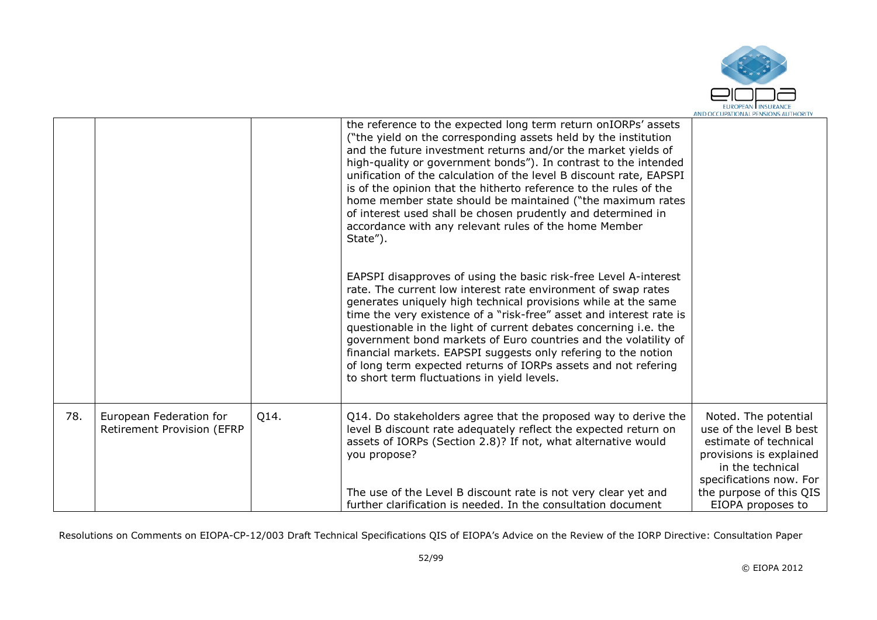|  |  |  |  |  |
|---|---|---|---|---|
|  |  |  | the reference to the expected long term return onIORPs' assets ("the yield on the corresponding assets held by the institution and the future investment returns and/or the market yields of high-quality or government bonds"). In contrast to the intended unification of the calculation of the level B discount rate, EAPSPI is of the opinion that the hitherto reference to the rules of the home member state should be maintained ("the maximum rates of interest used shall be chosen prudently and determined in accordance with any relevant rules of the home Member State").<br><br>EAPSPI disapproves of using the basic risk-free Level A-interest rate. The current low interest rate environment of swap rates generates uniquely high technical provisions while at the same time the very existence of a "risk-free" asset and interest rate is questionable in the light of current debates concerning i.e. the government bond markets of Euro countries and the volatility of financial markets. EAPSPI suggests only refering to the notion of long term expected returns of IORPs assets and not refering to short term fluctuations in yield levels. |  |
| 78. | European Federation for Retirement Provision (EFRP | Q14. | Q14. Do stakeholders agree that the proposed way to derive the level B discount rate adequately reflect the expected return on assets of IORPs (Section 2.8)? If not, what alternative would you propose?<br><br>The use of the Level B discount rate is not very clear yet and further clarification is needed. In the consultation document | Noted. The potential use of the level B best estimate of technical provisions is explained in the technical specifications now. For the purpose of this QIS EIOPA proposes to |

Resolutions on Comments on EIOPA-CP-12/003 Draft Technical Specifications QIS of EIOPA's Advice on the Review of the IORP Directive: Consultation Paper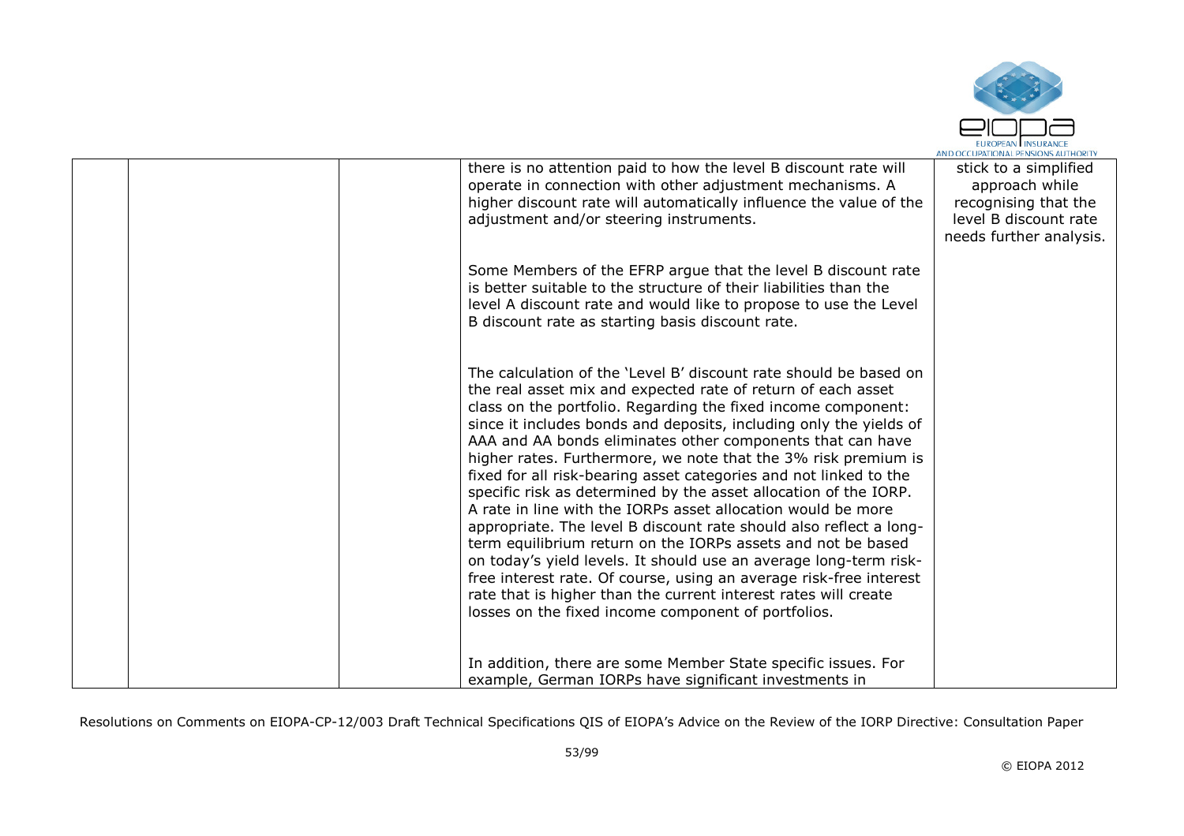|  |  |  | there is no attention paid to how the level B discount rate will operate in connection with other adjustment mechanisms. A higher discount rate will automatically influence the value of the adjustment and/or steering instruments.<br><br>Some Members of the EFRP argue that the level B discount rate is better suitable to the structure of their liabilities than the level A discount rate and would like to propose to use the Level B discount rate as starting basis discount rate.<br><br>The calculation of the 'Level B' discount rate should be based on the real asset mix and expected rate of return of each asset class on the portfolio. Regarding the fixed income component: since it includes bonds and deposits, including only the yields of AAA and AA bonds eliminates other components that can have higher rates. Furthermore, we note that the 3% risk premium is fixed for all risk-bearing asset categories and not linked to the specific risk as determined by the asset allocation of the IORP. A rate in line with the IORPs asset allocation would be more appropriate. The level B discount rate should also reflect a long-term equilibrium return on the IORPs assets and not be based on today's yield levels. It should use an average long-term risk-free interest rate. Of course, using an average risk-free interest rate that is higher than the current interest rates will create losses on the fixed income component of portfolios.<br><br>In addition, there are some Member State specific issues. For example, German IORPs have significant investments in | stick to a simplified approach while recognising that the level B discount rate needs further analysis. |
|---|---|---|---|---|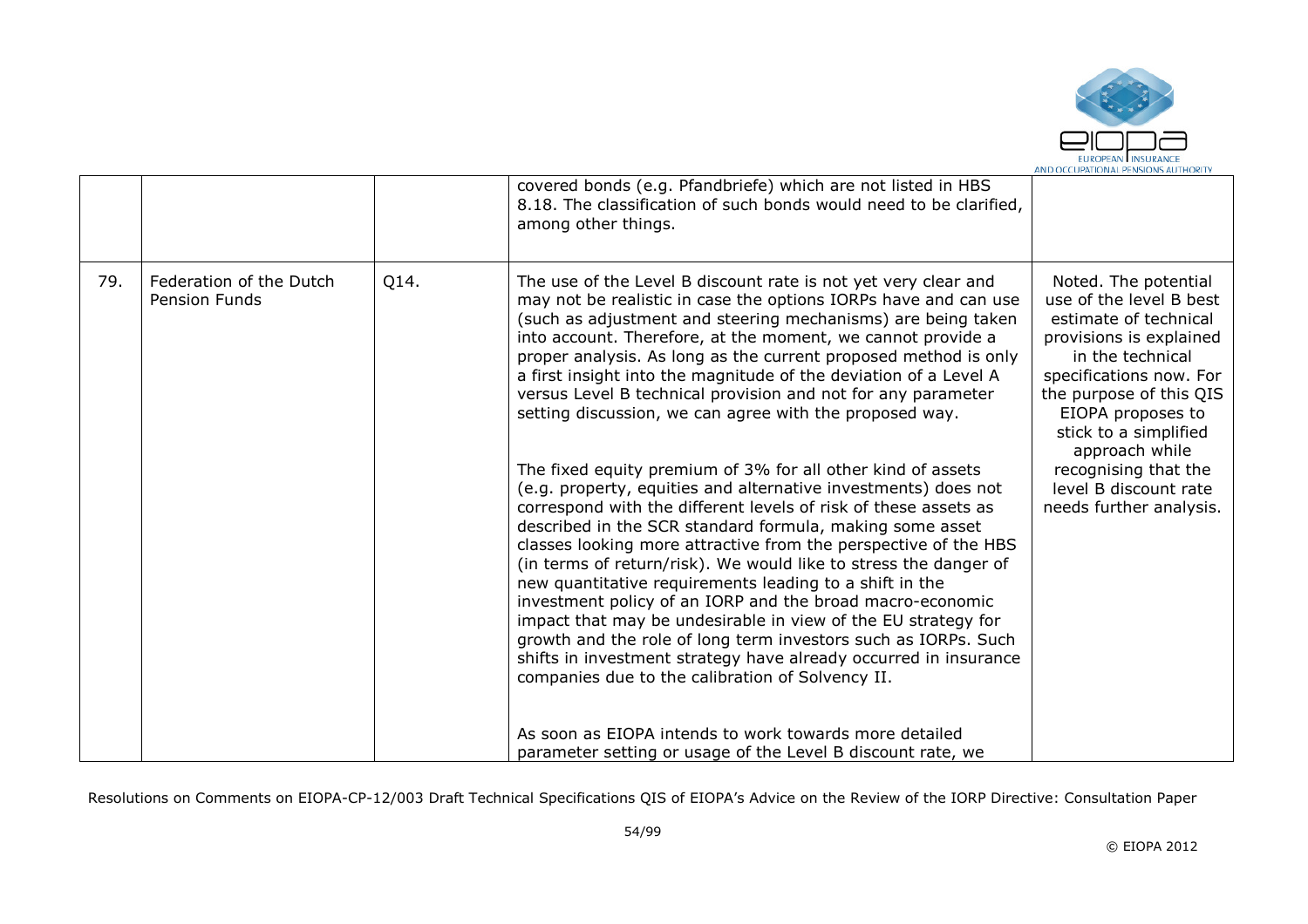|  |  |  |  |  |
|---|---|---|---|---|
|  |  |  | covered bonds (e.g. Pfandbriefe) which are not listed in HBS 8.18. The classification of such bonds would need to be clarified, among other things. |  |
| 79. | Federation of the Dutch Pension Funds | Q14. | The use of the Level B discount rate is not yet very clear and may not be realistic in case the options IORPs have and can use (such as adjustment and steering mechanisms) are being taken into account. Therefore, at the moment, we cannot provide a proper analysis. As long as the current proposed method is only a first insight into the magnitude of the deviation of a Level A versus Level B technical provision and not for any parameter setting discussion, we can agree with the proposed way.<br><br>The fixed equity premium of 3% for all other kind of assets (e.g. property, equities and alternative investments) does not correspond with the different levels of risk of these assets as described in the SCR standard formula, making some asset classes looking more attractive from the perspective of the HBS (in terms of return/risk). We would like to stress the danger of new quantitative requirements leading to a shift in the investment policy of an IORP and the broad macro-economic impact that may be undesirable in view of the EU strategy for growth and the role of long term investors such as IORPs. Such shifts in investment strategy have already occurred in insurance companies due to the calibration of Solvency II.<br><br>As soon as EIOPA intends to work towards more detailed parameter setting or usage of the Level B discount rate, we | Noted. The potential use of the level B best estimate of technical provisions is explained in the technical specifications now. For the purpose of this QIS EIOPA proposes to stick to a simplified approach while recognising that the level B discount rate needs further analysis. |

Resolutions on Comments on EIOPA-CP-12/003 Draft Technical Specifications QIS of EIOPA's Advice on the Review of the IORP Directive: Consultation Paper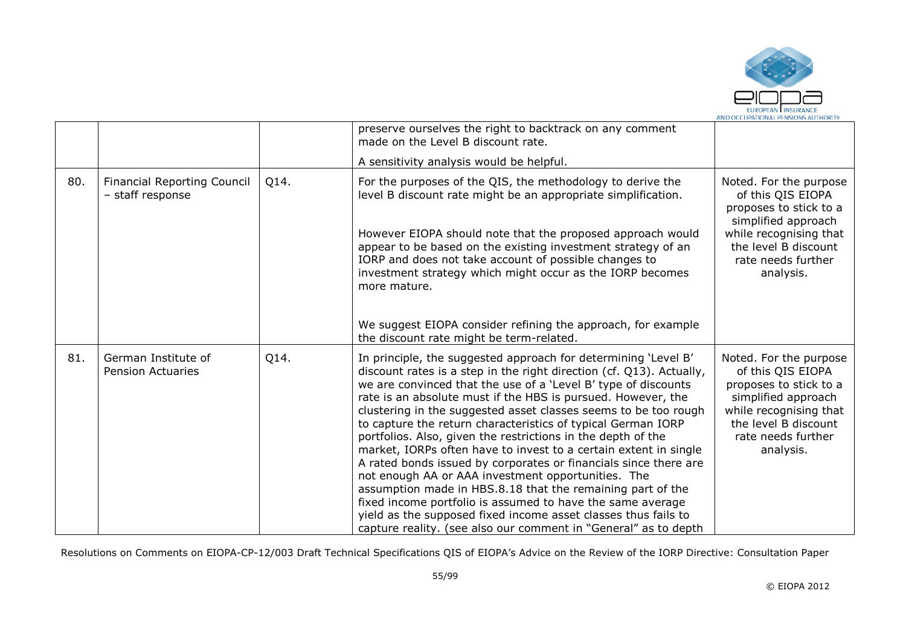| | | | | |
|---|---|---|---|---|
| | | | preserve ourselves the right to backtrack on any comment made on the Level B discount rate.<br><br>A sensitivity analysis would be helpful. | |
| 80. | Financial Reporting Council – staff response | Q14. | For the purposes of the QIS, the methodology to derive the level B discount rate might be an appropriate simplification.<br><br>However EIOPA should note that the proposed approach would appear to be based on the existing investment strategy of an IORP and does not take account of possible changes to investment strategy which might occur as the IORP becomes more mature.<br><br>We suggest EIOPA consider refining the approach, for example the discount rate might be term-related. | Noted. For the purpose of this QIS EIOPA proposes to stick to a simplified approach while recognising that the level B discount rate needs further analysis. |
| 81. | German Institute of Pension Actuaries | Q14. | In principle, the suggested approach for determining 'Level B' discount rates is a step in the right direction (cf. Q13). Actually, we are convinced that the use of a 'Level B' type of discounts rate is an absolute must if the HBS is pursued. However, the clustering in the suggested asset classes seems to be too rough to capture the return characteristics of typical German IORP portfolios. Also, given the restrictions in the depth of the market, IORPs often have to invest to a certain extent in single A rated bonds issued by corporates or financials since there are not enough AA or AAA investment opportunities. The assumption made in HBS.8.18 that the remaining part of the fixed income portfolio is assumed to have the same average yield as the supposed fixed income asset classes thus fails to capture reality. (see also our comment in "General" as to depth | Noted. For the purpose of this QIS EIOPA proposes to stick to a simplified approach while recognising that the level B discount rate needs further analysis. |

Resolutions on Comments on EIOPA-CP-12/003 Draft Technical Specifications QIS of EIOPA's Advice on the Review of the IORP Directive: Consultation Paper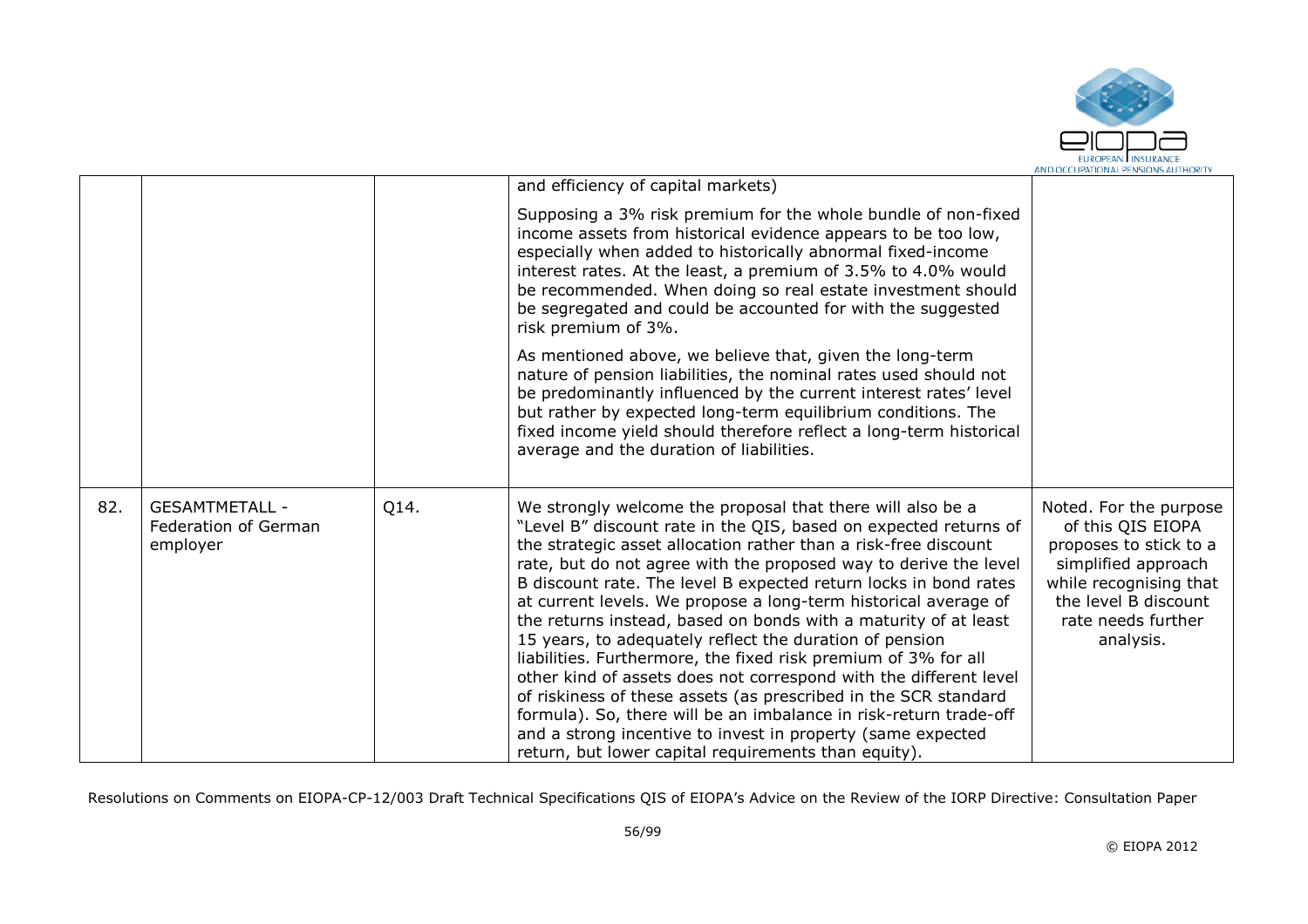| | | | | |
|---|---|---|---|---|
| | | | and efficiency of capital markets)<br><br>Supposing a 3% risk premium for the whole bundle of non-fixed income assets from historical evidence appears to be too low, especially when added to historically abnormal fixed-income interest rates. At the least, a premium of 3.5% to 4.0% would be recommended. When doing so real estate investment should be segregated and could be accounted for with the suggested risk premium of 3%.<br><br>As mentioned above, we believe that, given the long-term nature of pension liabilities, the nominal rates used should not be predominantly influenced by the current interest rates' level but rather by expected long-term equilibrium conditions. The fixed income yield should therefore reflect a long-term historical average and the duration of liabilities. | |
| 82. | GESAMTMETALL - Federation of German employer | Q14. | We strongly welcome the proposal that there will also be a "Level B" discount rate in the QIS, based on expected returns of the strategic asset allocation rather than a risk-free discount rate, but do not agree with the proposed way to derive the level B discount rate. The level B expected return locks in bond rates at current levels. We propose a long-term historical average of the returns instead, based on bonds with a maturity of at least 15 years, to adequately reflect the duration of pension liabilities. Furthermore, the fixed risk premium of 3% for all other kind of assets does not correspond with the different level of riskiness of these assets (as prescribed in the SCR standard formula). So, there will be an imbalance in risk-return trade-off and a strong incentive to invest in property (same expected return, but lower capital requirements than equity). | Noted. For the purpose of this QIS EIOPA proposes to stick to a simplified approach while recognising that the level B discount rate needs further analysis. |

Resolutions on Comments on EIOPA-CP-12/003 Draft Technical Specifications QIS of EIOPA's Advice on the Review of the IORP Directive: Consultation Paper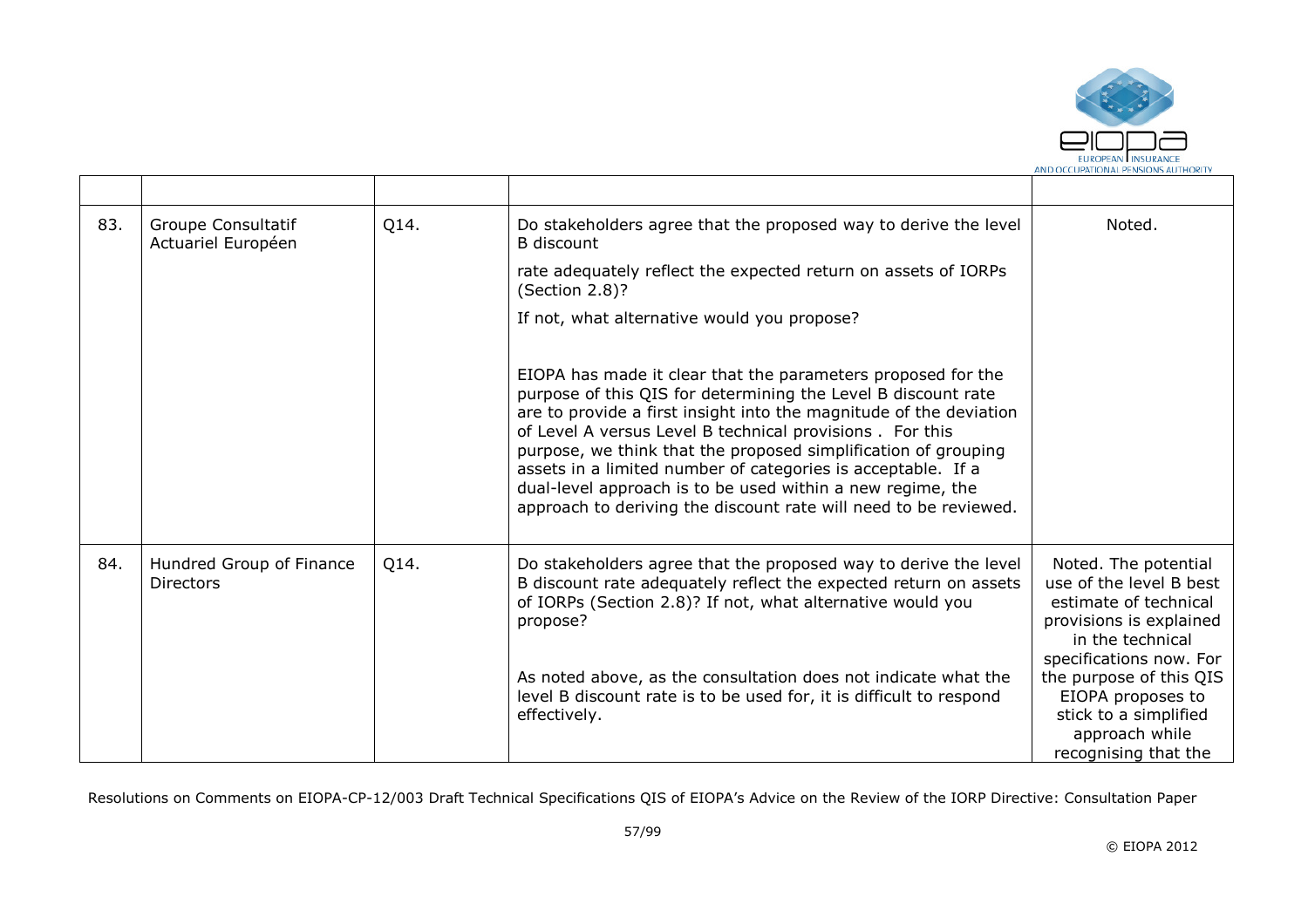|  |  |  |  |  |
|---|---|---|---|---|
| 83. | Groupe Consultatif Actuariel Européen | Q14. | Do stakeholders agree that the proposed way to derive the level B discount<br><br>rate adequately reflect the expected return on assets of IORPs (Section 2.8)?<br><br>If not, what alternative would you propose?<br><br>EIOPA has made it clear that the parameters proposed for the purpose of this QIS for determining the Level B discount rate are to provide a first insight into the magnitude of the deviation of Level A versus Level B technical provisions . For this purpose, we think that the proposed simplification of grouping assets in a limited number of categories is acceptable. If a dual-level approach is to be used within a new regime, the approach to deriving the discount rate will need to be reviewed. | Noted. |
| 84. | Hundred Group of Finance Directors | Q14. | Do stakeholders agree that the proposed way to derive the level B discount rate adequately reflect the expected return on assets of IORPs (Section 2.8)? If not, what alternative would you propose?<br><br>As noted above, as the consultation does not indicate what the level B discount rate is to be used for, it is difficult to respond effectively. | Noted. The potential use of the level B best estimate of technical provisions is explained in the technical specifications now. For the purpose of this QIS EIOPA proposes to stick to a simplified approach while recognising that the |

Resolutions on Comments on EIOPA-CP-12/003 Draft Technical Specifications QIS of EIOPA's Advice on the Review of the IORP Directive: Consultation Paper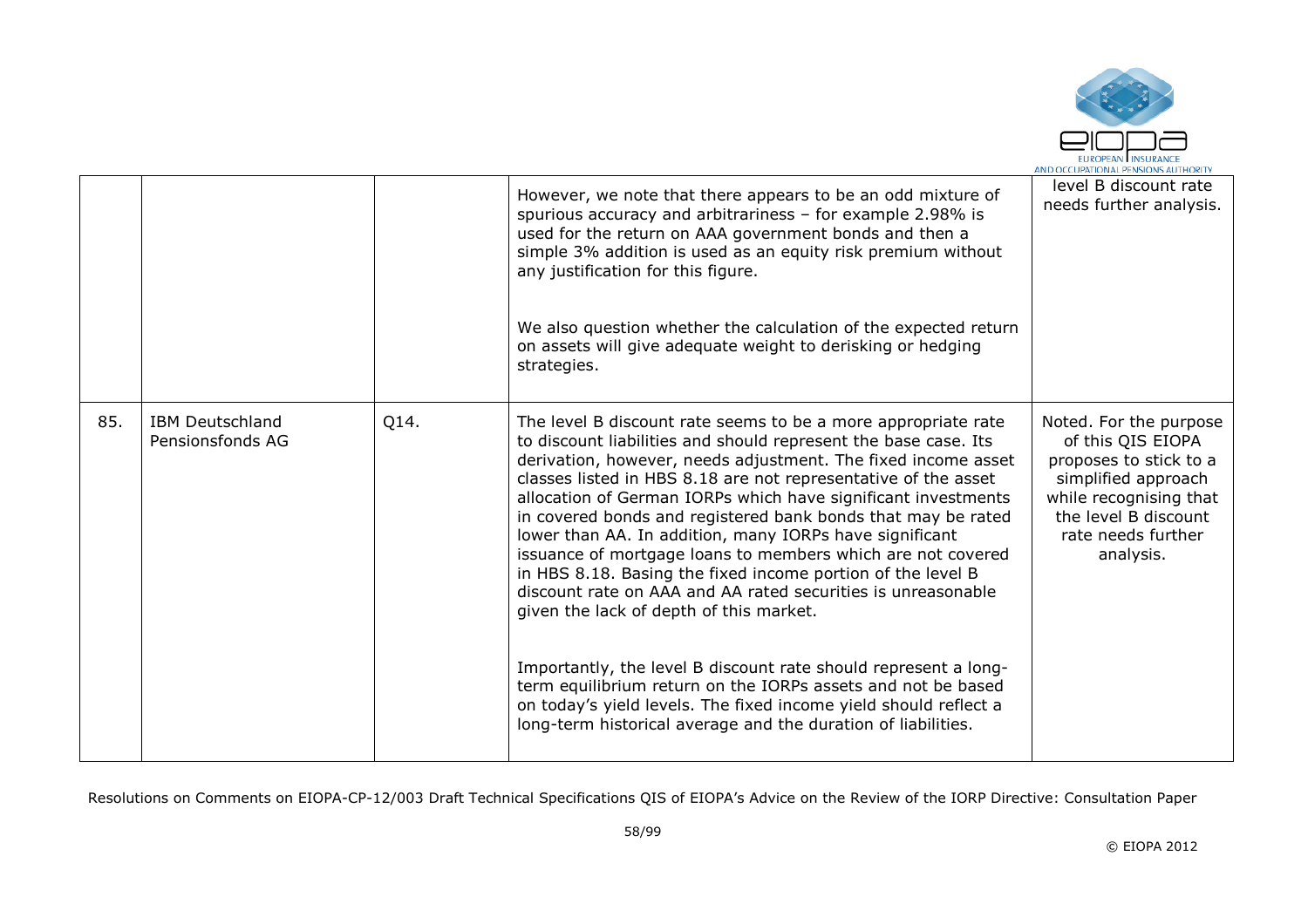| | | | | |
|---|---|---|---|---|
| | | | However, we note that there appears to be an odd mixture of spurious accuracy and arbitrariness – for example 2.98% is used for the return on AAA government bonds and then a simple 3% addition is used as an equity risk premium without any justification for this figure.<br><br>We also question whether the calculation of the expected return on assets will give adequate weight to derisking or hedging strategies. | level B discount rate needs further analysis. |
| 85. | IBM Deutschland Pensionsfonds AG | Q14. | The level B discount rate seems to be a more appropriate rate to discount liabilities and should represent the base case. Its derivation, however, needs adjustment. The fixed income asset classes listed in HBS 8.18 are not representative of the asset allocation of German IORPs which have significant investments in covered bonds and registered bank bonds that may be rated lower than AA. In addition, many IORPs have significant issuance of mortgage loans to members which are not covered in HBS 8.18. Basing the fixed income portion of the level B discount rate on AAA and AA rated securities is unreasonable given the lack of depth of this market.<br><br>Importantly, the level B discount rate should represent a long-term equilibrium return on the IORPs assets and not be based on today's yield levels. The fixed income yield should reflect a long-term historical average and the duration of liabilities. | Noted. For the purpose of this QIS EIOPA proposes to stick to a simplified approach while recognising that the level B discount rate needs further analysis. |

Resolutions on Comments on EIOPA-CP-12/003 Draft Technical Specifications QIS of EIOPA's Advice on the Review of the IORP Directive: Consultation Paper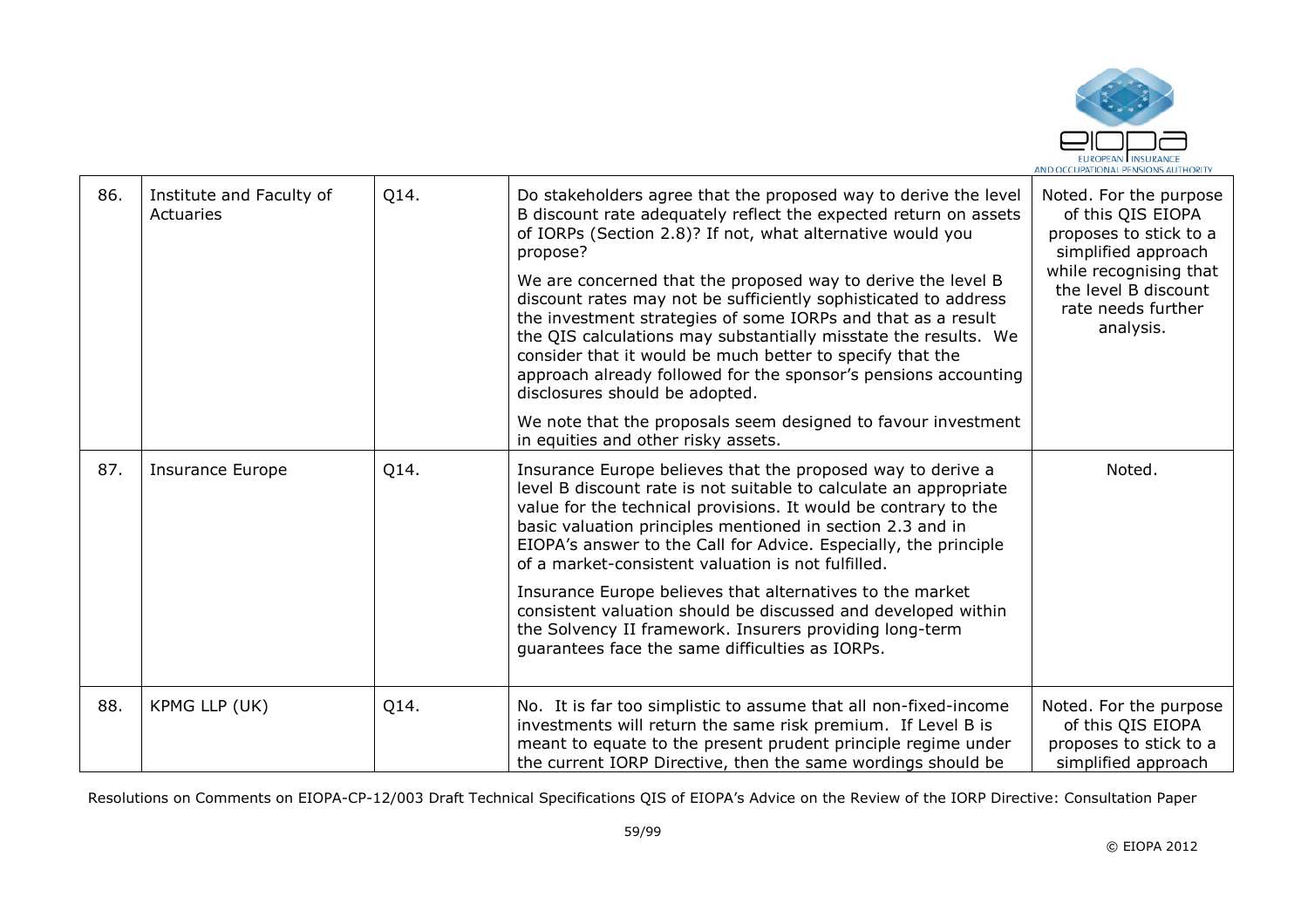| 86. | Institute and Faculty of Actuaries | Q14. | Do stakeholders agree that the proposed way to derive the level B discount rate adequately reflect the expected return on assets of IORPs (Section 2.8)? If not, what alternative would you propose?<br><br>We are concerned that the proposed way to derive the level B discount rates may not be sufficiently sophisticated to address the investment strategies of some IORPs and that as a result the QIS calculations may substantially misstate the results. We consider that it would be much better to specify that the approach already followed for the sponsor's pensions accounting disclosures should be adopted.<br><br>We note that the proposals seem designed to favour investment in equities and other risky assets. | Noted. For the purpose of this QIS EIOPA proposes to stick to a simplified approach while recognising that the level B discount rate needs further analysis. |
|---|---|---|---|---|
| 87. | Insurance Europe | Q14. | Insurance Europe believes that the proposed way to derive a level B discount rate is not suitable to calculate an appropriate value for the technical provisions. It would be contrary to the basic valuation principles mentioned in section 2.3 and in EIOPA's answer to the Call for Advice. Especially, the principle of a market-consistent valuation is not fulfilled.<br><br>Insurance Europe believes that alternatives to the market consistent valuation should be discussed and developed within the Solvency II framework. Insurers providing long-term guarantees face the same difficulties as IORPs. | Noted. |
| 88. | KPMG LLP (UK) | Q14. | No. It is far too simplistic to assume that all non-fixed-income investments will return the same risk premium. If Level B is meant to equate to the present prudent principle regime under the current IORP Directive, then the same wordings should be | Noted. For the purpose of this QIS EIOPA proposes to stick to a simplified approach |

Resolutions on Comments on EIOPA-CP-12/003 Draft Technical Specifications QIS of EIOPA's Advice on the Review of the IORP Directive: Consultation Paper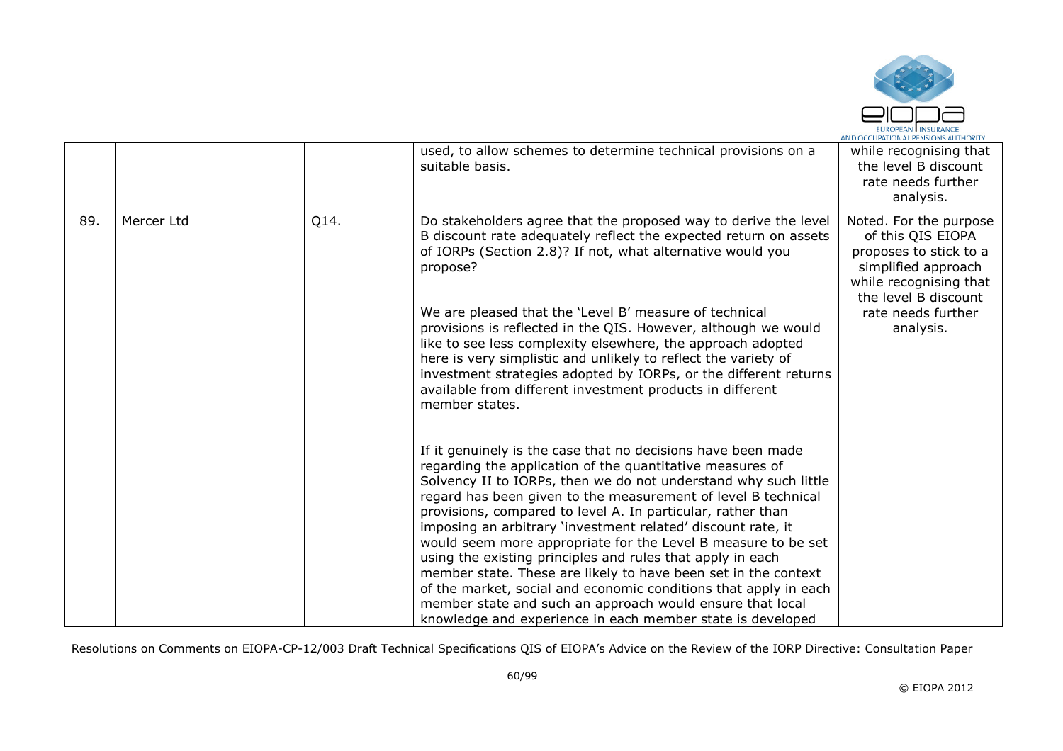|  |  |  | used, to allow schemes to determine technical provisions on a suitable basis. | while recognising that the level B discount rate needs further analysis. |
|---|---|---|---|---|
| 89. | Mercer Ltd | Q14. | Do stakeholders agree that the proposed way to derive the level B discount rate adequately reflect the expected return on assets of IORPs (Section 2.8)? If not, what alternative would you propose?<br><br>We are pleased that the 'Level B' measure of technical provisions is reflected in the QIS. However, although we would like to see less complexity elsewhere, the approach adopted here is very simplistic and unlikely to reflect the variety of investment strategies adopted by IORPs, or the different returns available from different investment products in different member states.<br><br>If it genuinely is the case that no decisions have been made regarding the application of the quantitative measures of Solvency II to IORPs, then we do not understand why such little regard has been given to the measurement of level B technical provisions, compared to level A. In particular, rather than imposing an arbitrary 'investment related' discount rate, it would seem more appropriate for the Level B measure to be set using the existing principles and rules that apply in each member state. These are likely to have been set in the context of the market, social and economic conditions that apply in each member state and such an approach would ensure that local knowledge and experience in each member state is developed | Noted. For the purpose of this QIS EIOPA proposes to stick to a simplified approach while recognising that the level B discount rate needs further analysis. |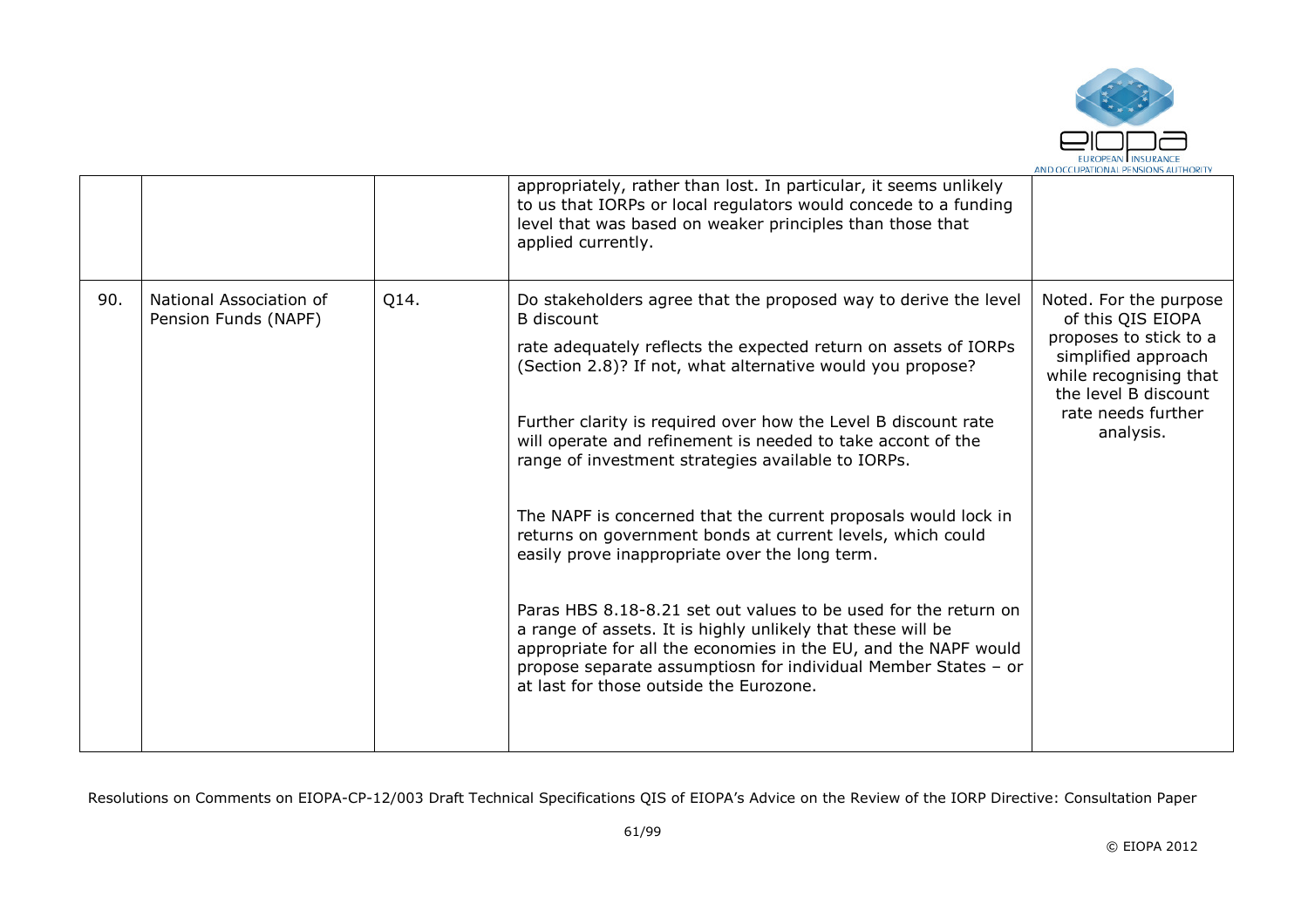|  |  |  | appropriately, rather than lost. In particular, it seems unlikely to us that IORPs or local regulators would concede to a funding level that was based on weaker principles than those that applied currently. |  |
|---|---|---|---|---|
| 90. | National Association of Pension Funds (NAPF) | Q14. | Do stakeholders agree that the proposed way to derive the level B discount<br><br>rate adequately reflects the expected return on assets of IORPs (Section 2.8)? If not, what alternative would you propose?<br><br>Further clarity is required over how the Level B discount rate will operate and refinement is needed to take accont of the range of investment strategies available to IORPs.<br><br>The NAPF is concerned that the current proposals would lock in returns on government bonds at current levels, which could easily prove inappropriate over the long term.<br><br>Paras HBS 8.18-8.21 set out values to be used for the return on a range of assets. It is highly unlikely that these will be appropriate for all the economies in the EU, and the NAPF would propose separate assumptiosn for individual Member States – or at last for those outside the Eurozone. | Noted. For the purpose of this QIS EIOPA proposes to stick to a simplified approach while recognising that the level B discount rate needs further analysis. |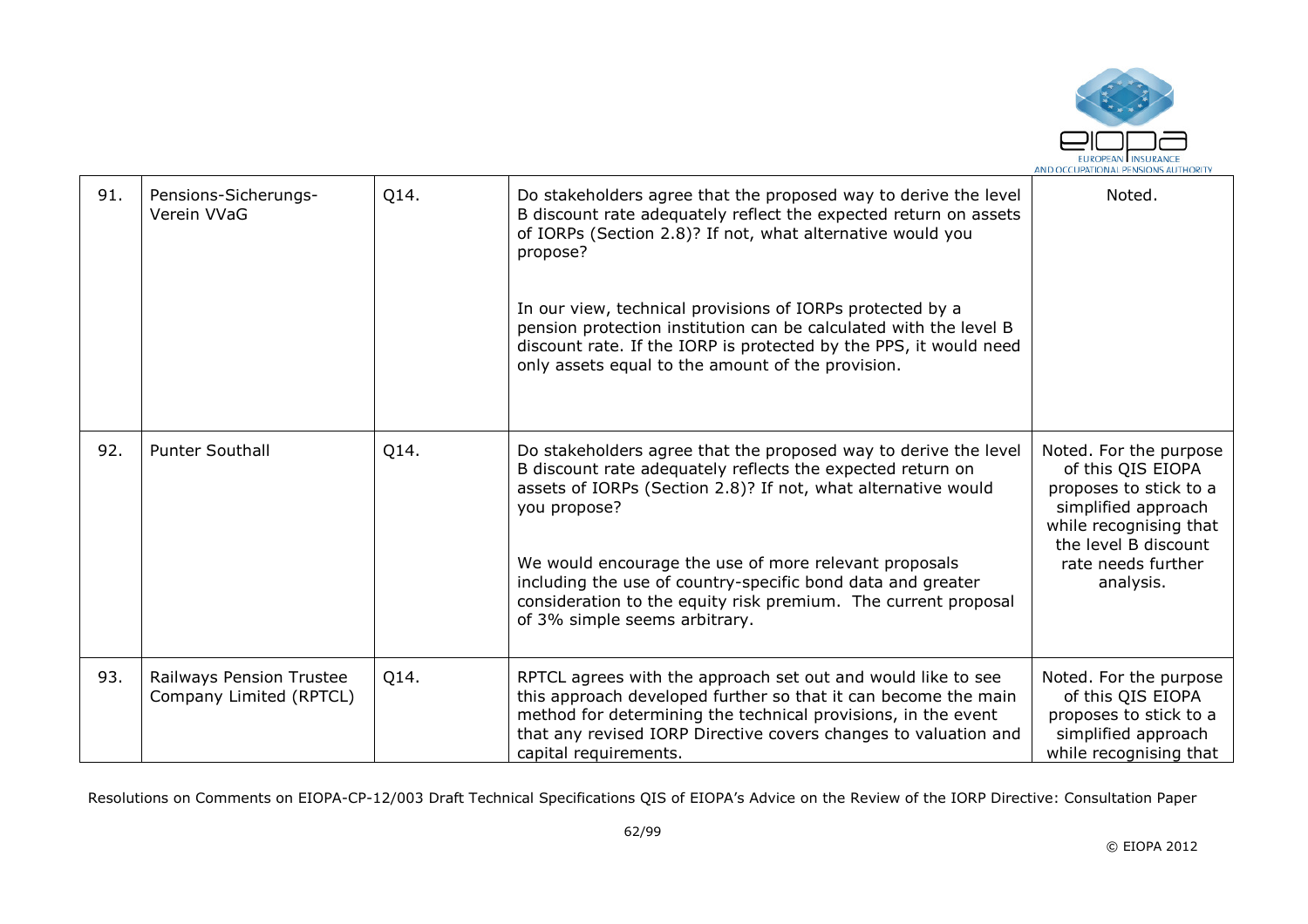| 91. | Pensions-Sicherungs-Verein VVaG | Q14. | Do stakeholders agree that the proposed way to derive the level B discount rate adequately reflect the expected return on assets of IORPs (Section 2.8)? If not, what alternative would you propose?<br><br>In our view, technical provisions of IORPs protected by a pension protection institution can be calculated with the level B discount rate. If the IORP is protected by the PPS, it would need only assets equal to the amount of the provision. | Noted. |
|---|---|---|---|---|
| 92. | Punter Southall | Q14. | Do stakeholders agree that the proposed way to derive the level B discount rate adequately reflects the expected return on assets of IORPs (Section 2.8)? If not, what alternative would you propose?<br><br>We would encourage the use of more relevant proposals including the use of country-specific bond data and greater consideration to the equity risk premium. The current proposal of 3% simple seems arbitrary. | Noted. For the purpose of this QIS EIOPA proposes to stick to a simplified approach while recognising that the level B discount rate needs further analysis. |
| 93. | Railways Pension Trustee Company Limited (RPTCL) | Q14. | RPTCL agrees with the approach set out and would like to see this approach developed further so that it can become the main method for determining the technical provisions, in the event that any revised IORP Directive covers changes to valuation and capital requirements. | Noted. For the purpose of this QIS EIOPA proposes to stick to a simplified approach while recognising that |

Resolutions on Comments on EIOPA-CP-12/003 Draft Technical Specifications QIS of EIOPA's Advice on the Review of the IORP Directive: Consultation Paper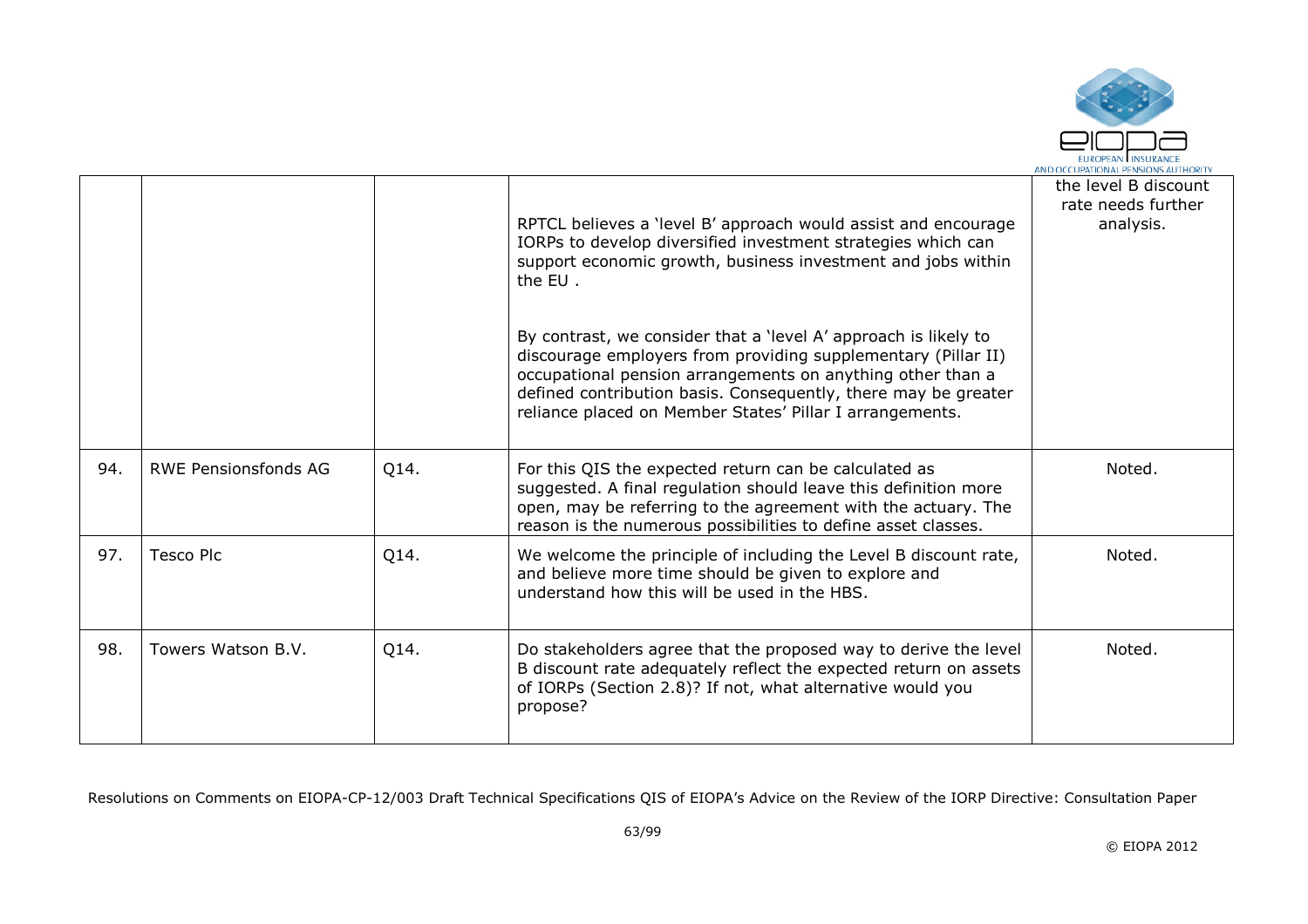| | | | | |
|---|---|---|---|---|
| | | | RPTCL believes a 'level B' approach would assist and encourage IORPs to develop diversified investment strategies which can support economic growth, business investment and jobs within the EU .<br><br>By contrast, we consider that a 'level A' approach is likely to discourage employers from providing supplementary (Pillar II) occupational pension arrangements on anything other than a defined contribution basis. Consequently, there may be greater reliance placed on Member States' Pillar I arrangements. | the level B discount rate needs further analysis. |
| 94. | RWE Pensionsfonds AG | Q14. | For this QIS the expected return can be calculated as suggested. A final regulation should leave this definition more open, may be referring to the agreement with the actuary. The reason is the numerous possibilities to define asset classes. | Noted. |
| 97. | Tesco Plc | Q14. | We welcome the principle of including the Level B discount rate, and believe more time should be given to explore and understand how this will be used in the HBS. | Noted. |
| 98. | Towers Watson B.V. | Q14. | Do stakeholders agree that the proposed way to derive the level B discount rate adequately reflect the expected return on assets of IORPs (Section 2.8)? If not, what alternative would you propose? | Noted. |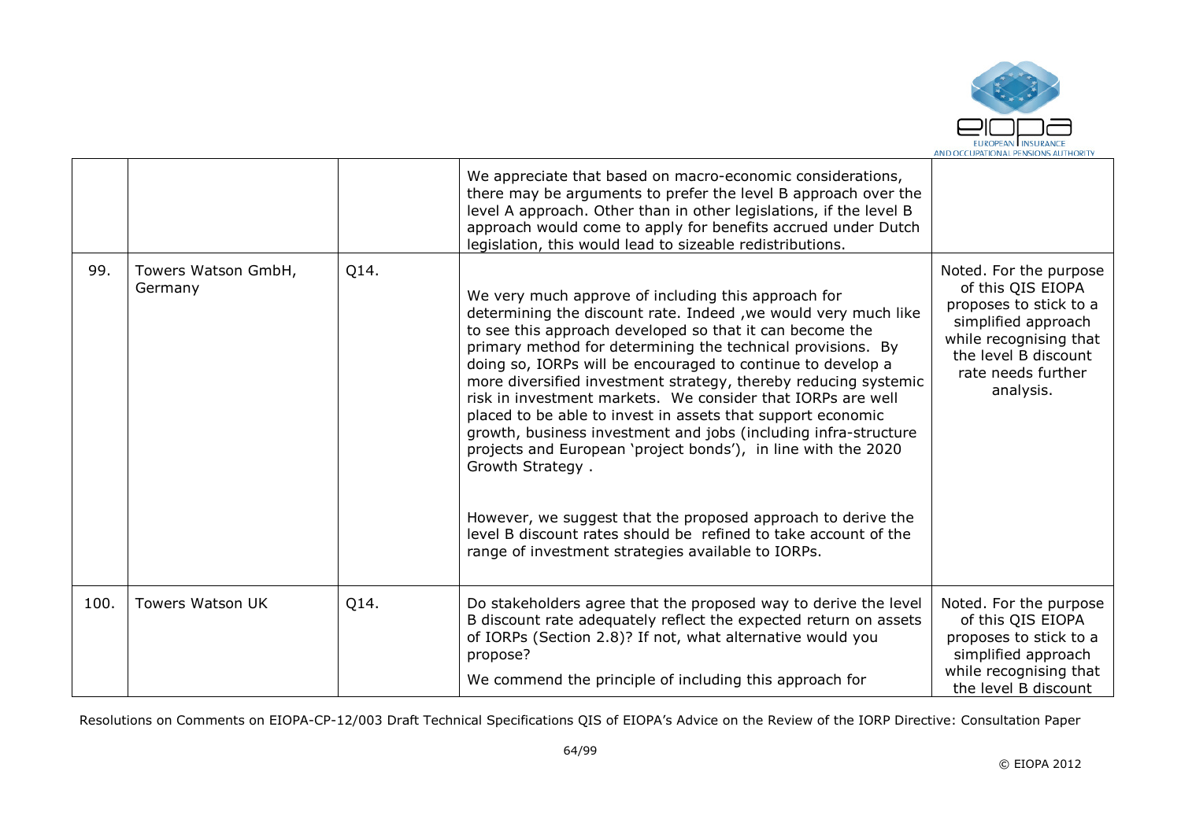|  |  |  | We appreciate that based on macro-economic considerations, there may be arguments to prefer the level B approach over the level A approach. Other than in other legislations, if the level B approach would come to apply for benefits accrued under Dutch legislation, this would lead to sizeable redistributions. |  |
|---|---|---|---|---|
| 99. | Towers Watson GmbH, Germany | Q14. | We very much approve of including this approach for determining the discount rate. Indeed ,we would very much like to see this approach developed so that it can become the primary method for determining the technical provisions. By doing so, IORPs will be encouraged to continue to develop a more diversified investment strategy, thereby reducing systemic risk in investment markets. We consider that IORPs are well placed to be able to invest in assets that support economic growth, business investment and jobs (including infra-structure projects and European 'project bonds'), in line with the 2020 Growth Strategy .<br><br>However, we suggest that the proposed approach to derive the level B discount rates should be refined to take account of the range of investment strategies available to IORPs. | Noted. For the purpose of this QIS EIOPA proposes to stick to a simplified approach while recognising that the level B discount rate needs further analysis. |
| 100. | Towers Watson UK | Q14. | Do stakeholders agree that the proposed way to derive the level B discount rate adequately reflect the expected return on assets of IORPs (Section 2.8)? If not, what alternative would you propose?<br><br>We commend the principle of including this approach for | Noted. For the purpose of this QIS EIOPA proposes to stick to a simplified approach while recognising that the level B discount |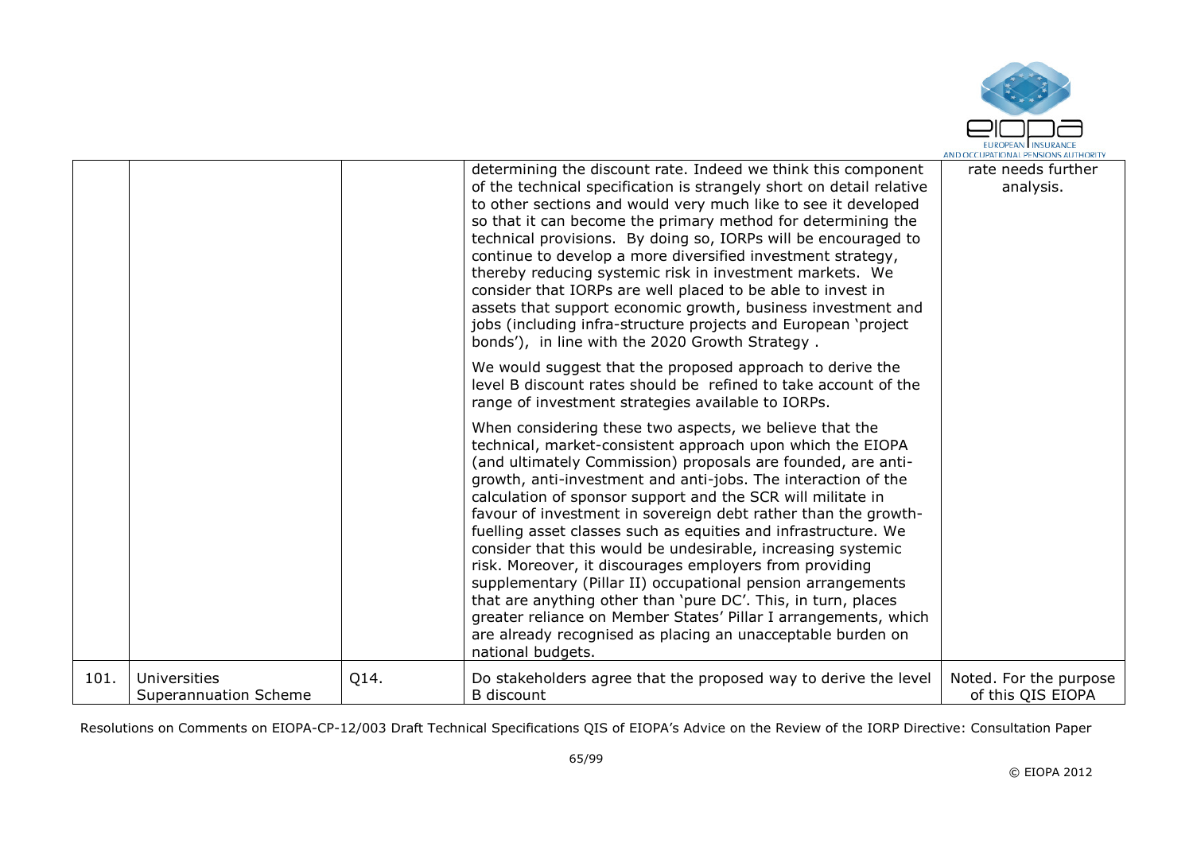| | | | determining the discount rate. Indeed we think this component of the technical specification is strangely short on detail relative to other sections and would very much like to see it developed so that it can become the primary method for determining the technical provisions. By doing so, IORPs will be encouraged to continue to develop a more diversified investment strategy, thereby reducing systemic risk in investment markets. We consider that IORPs are well placed to be able to invest in assets that support economic growth, business investment and jobs (including infra-structure projects and European 'project bonds'), in line with the 2020 Growth Strategy .<br><br>We would suggest that the proposed approach to derive the level B discount rates should be refined to take account of the range of investment strategies available to IORPs.<br><br>When considering these two aspects, we believe that the technical, market-consistent approach upon which the EIOPA (and ultimately Commission) proposals are founded, are anti-growth, anti-investment and anti-jobs. The interaction of the calculation of sponsor support and the SCR will militate in favour of investment in sovereign debt rather than the growth-fuelling asset classes such as equities and infrastructure. We consider that this would be undesirable, increasing systemic risk. Moreover, it discourages employers from providing supplementary (Pillar II) occupational pension arrangements that are anything other than 'pure DC'. This, in turn, places greater reliance on Member States' Pillar I arrangements, which are already recognised as placing an unacceptable burden on national budgets. | rate needs further analysis. |
|---|---|---|---|---|
| 101. | Universities Superannuation Scheme | Q14. | Do stakeholders agree that the proposed way to derive the level B discount | Noted. For the purpose of this QIS EIOPA |

Resolutions on Comments on EIOPA-CP-12/003 Draft Technical Specifications QIS of EIOPA's Advice on the Review of the IORP Directive: Consultation Paper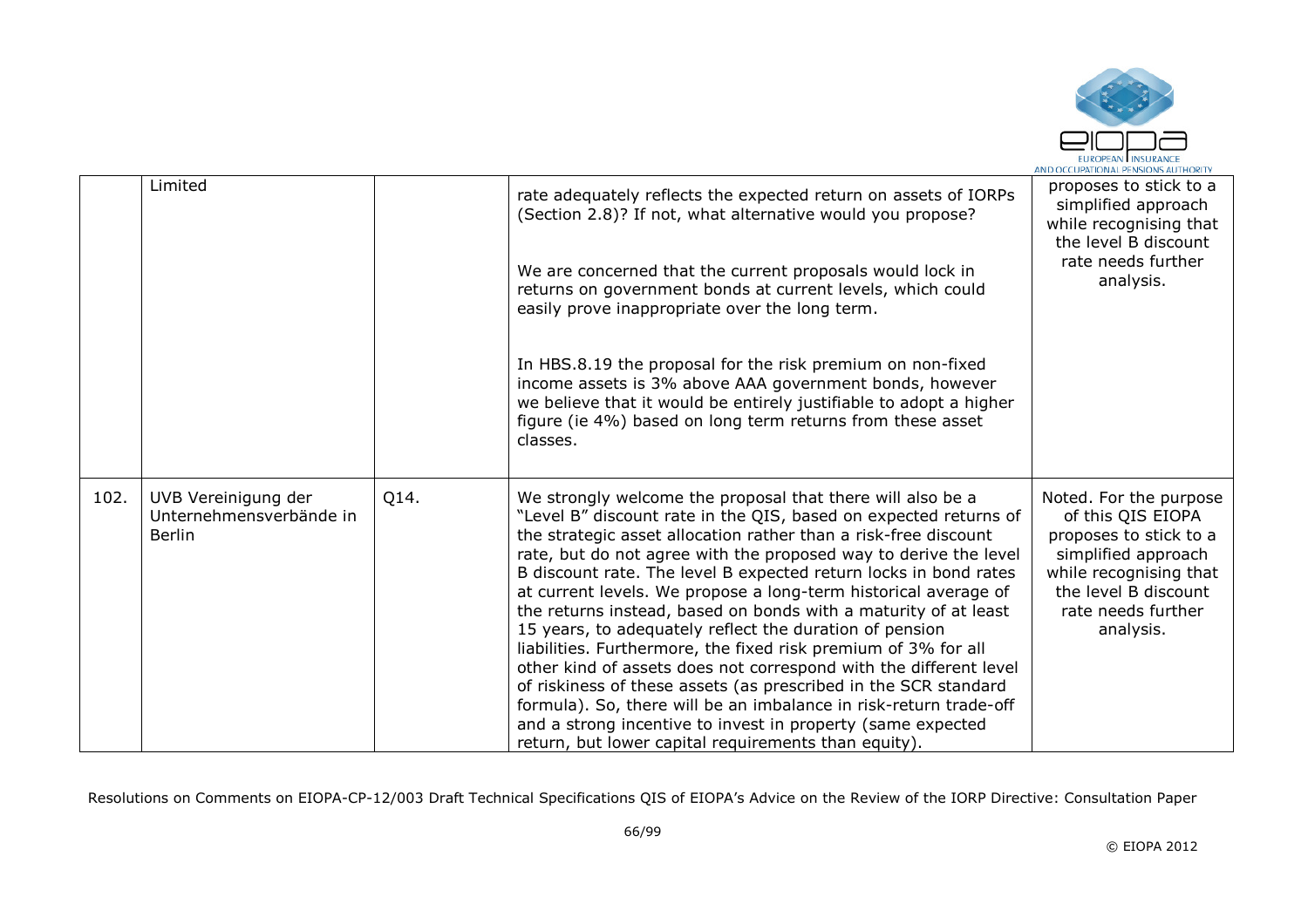|  | Limited |  | rate adequately reflects the expected return on assets of IORPs (Section 2.8)? If not, what alternative would you propose?<br><br>We are concerned that the current proposals would lock in returns on government bonds at current levels, which could easily prove inappropriate over the long term.<br><br>In HBS.8.19 the proposal for the risk premium on non-fixed income assets is 3% above AAA government bonds, however we believe that it would be entirely justifiable to adopt a higher figure (ie 4%) based on long term returns from these asset classes. | proposes to stick to a simplified approach while recognising that the level B discount rate needs further analysis. |
|---|---|---|---|---|
| 102. | UVB Vereinigung der Unternehmensverbände in Berlin | Q14. | We strongly welcome the proposal that there will also be a "Level B" discount rate in the QIS, based on expected returns of the strategic asset allocation rather than a risk-free discount rate, but do not agree with the proposed way to derive the level B discount rate. The level B expected return locks in bond rates at current levels. We propose a long-term historical average of the returns instead, based on bonds with a maturity of at least 15 years, to adequately reflect the duration of pension liabilities. Furthermore, the fixed risk premium of 3% for all other kind of assets does not correspond with the different level of riskiness of these assets (as prescribed in the SCR standard formula). So, there will be an imbalance in risk-return trade-off and a strong incentive to invest in property (same expected return, but lower capital requirements than equity). | Noted. For the purpose of this QIS EIOPA proposes to stick to a simplified approach while recognising that the level B discount rate needs further analysis. |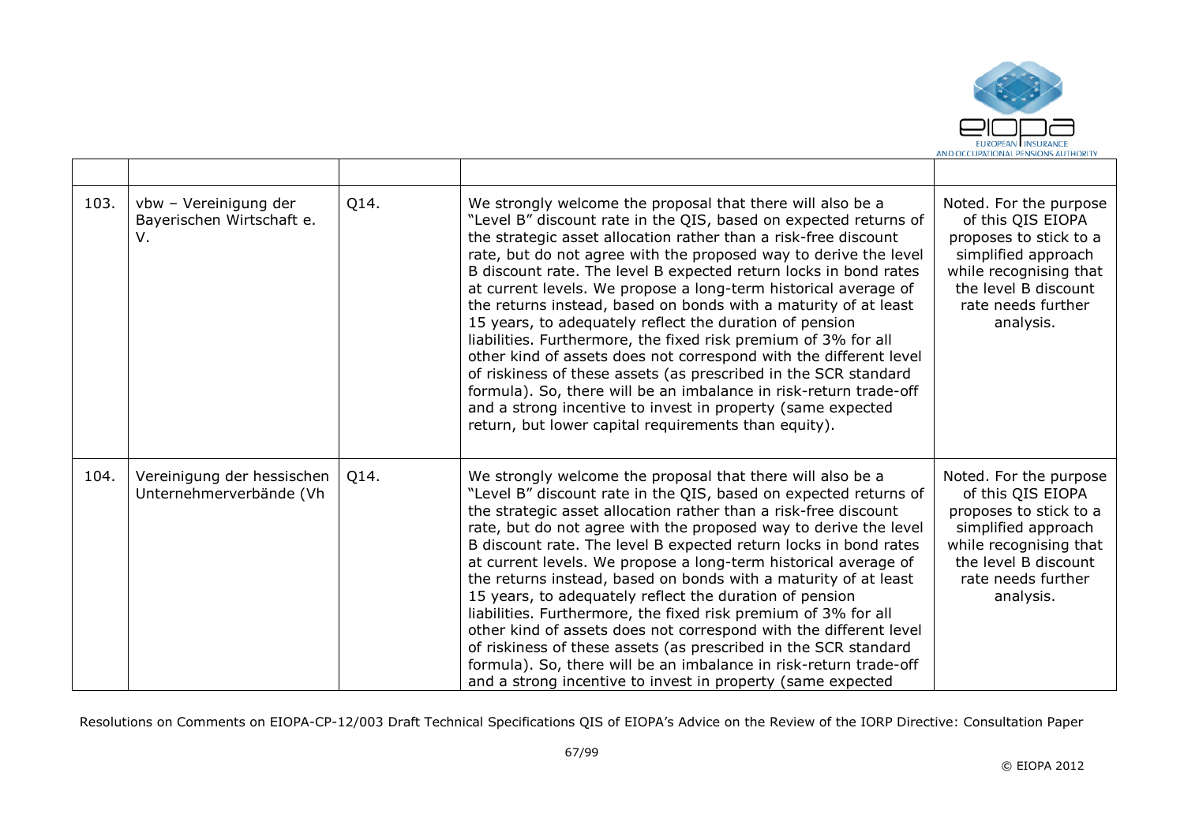| | | | | |
|---|---|---|---|---|
| 103. | vbw – Vereinigung der Bayerischen Wirtschaft e. V. | Q14. | We strongly welcome the proposal that there will also be a "Level B" discount rate in the QIS, based on expected returns of the strategic asset allocation rather than a risk-free discount rate, but do not agree with the proposed way to derive the level B discount rate. The level B expected return locks in bond rates at current levels. We propose a long-term historical average of the returns instead, based on bonds with a maturity of at least 15 years, to adequately reflect the duration of pension liabilities. Furthermore, the fixed risk premium of 3% for all other kind of assets does not correspond with the different level of riskiness of these assets (as prescribed in the SCR standard formula). So, there will be an imbalance in risk-return trade-off and a strong incentive to invest in property (same expected return, but lower capital requirements than equity). | Noted. For the purpose of this QIS EIOPA proposes to stick to a simplified approach while recognising that the level B discount rate needs further analysis. |
| 104. | Vereinigung der hessischen Unternehmerverbände (Vh | Q14. | We strongly welcome the proposal that there will also be a "Level B" discount rate in the QIS, based on expected returns of the strategic asset allocation rather than a risk-free discount rate, but do not agree with the proposed way to derive the level B discount rate. The level B expected return locks in bond rates at current levels. We propose a long-term historical average of the returns instead, based on bonds with a maturity of at least 15 years, to adequately reflect the duration of pension liabilities. Furthermore, the fixed risk premium of 3% for all other kind of assets does not correspond with the different level of riskiness of these assets (as prescribed in the SCR standard formula). So, there will be an imbalance in risk-return trade-off and a strong incentive to invest in property (same expected | Noted. For the purpose of this QIS EIOPA proposes to stick to a simplified approach while recognising that the level B discount rate needs further analysis. |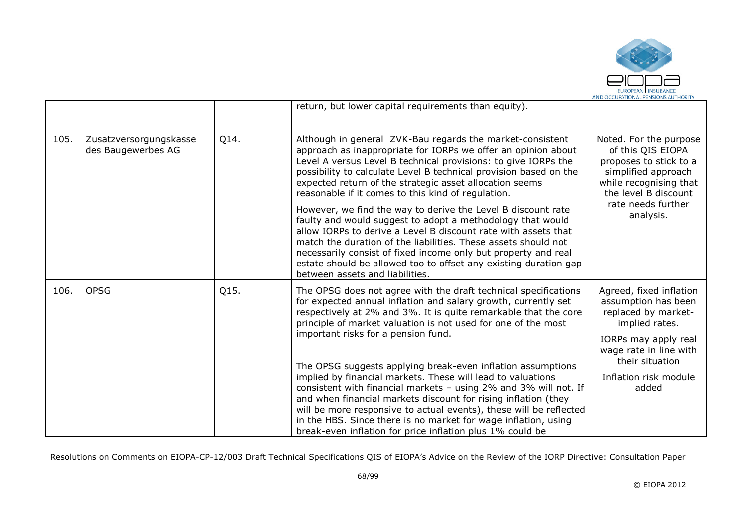| | | | | |
|---|---|---|---|---|
| | | | return, but lower capital requirements than equity). | |
| 105. | Zusatzversorgungskasse des Baugewerbes AG | Q14. | Although in general ZVK-Bau regards the market-consistent approach as inappropriate for IORPs we offer an opinion about Level A versus Level B technical provisions: to give IORPs the possibility to calculate Level B technical provision based on the expected return of the strategic asset allocation seems reasonable if it comes to this kind of regulation.<br><br>However, we find the way to derive the Level B discount rate faulty and would suggest to adopt a methodology that would allow IORPs to derive a Level B discount rate with assets that match the duration of the liabilities. These assets should not necessarily consist of fixed income only but property and real estate should be allowed too to offset any existing duration gap between assets and liabilities. | Noted. For the purpose of this QIS EIOPA proposes to stick to a simplified approach while recognising that the level B discount rate needs further analysis. |
| 106. | OPSG | Q15. | The OPSG does not agree with the draft technical specifications for expected annual inflation and salary growth, currently set respectively at 2% and 3%. It is quite remarkable that the core principle of market valuation is not used for one of the most important risks for a pension fund.<br><br>The OPSG suggests applying break-even inflation assumptions implied by financial markets. These will lead to valuations consistent with financial markets – using 2% and 3% will not. If and when financial markets discount for rising inflation (they will be more responsive to actual events), these will be reflected in the HBS. Since there is no market for wage inflation, using break-even inflation for price inflation plus 1% could be | Agreed, fixed inflation assumption has been replaced by market-implied rates.<br><br>IORPs may apply real wage rate in line with their situation<br><br>Inflation risk module added |

Resolutions on Comments on EIOPA-CP-12/003 Draft Technical Specifications QIS of EIOPA's Advice on the Review of the IORP Directive: Consultation Paper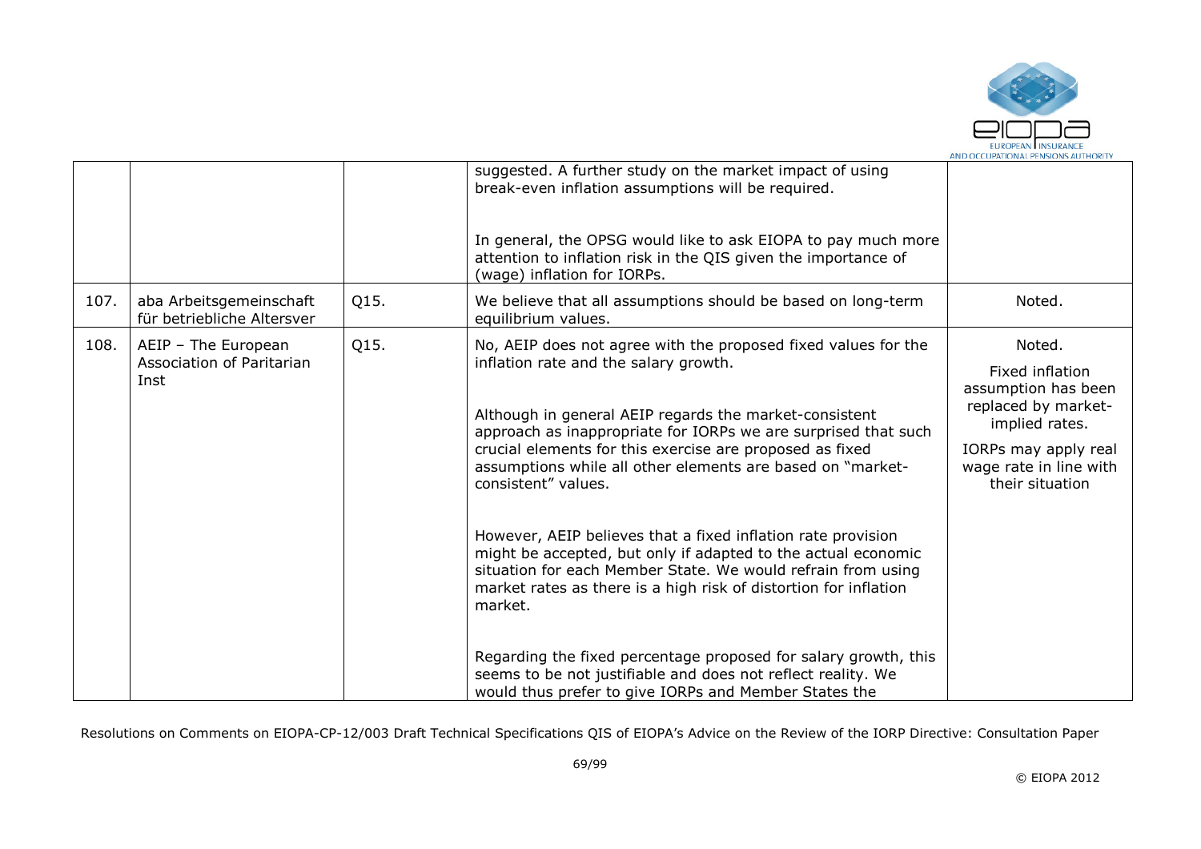|  |  |  |  |  |
|---|---|---|---|---|
|  |  |  | suggested. A further study on the market impact of using break-even inflation assumptions will be required.<br><br>In general, the OPSG would like to ask EIOPA to pay much more attention to inflation risk in the QIS given the importance of (wage) inflation for IORPs. |  |
| 107. | aba Arbeitsgemeinschaft für betriebliche Altersver | Q15. | We believe that all assumptions should be based on long-term equilibrium values. | Noted. |
| 108. | AEIP – The European Association of Paritarian Inst | Q15. | No, AEIP does not agree with the proposed fixed values for the inflation rate and the salary growth.<br><br>Although in general AEIP regards the market-consistent approach as inappropriate for IORPs we are surprised that such crucial elements for this exercise are proposed as fixed assumptions while all other elements are based on "market-consistent" values.<br><br>However, AEIP believes that a fixed inflation rate provision might be accepted, but only if adapted to the actual economic situation for each Member State. We would refrain from using market rates as there is a high risk of distortion for inflation market.<br><br>Regarding the fixed percentage proposed for salary growth, this seems to be not justifiable and does not reflect reality. We would thus prefer to give IORPs and Member States the | Noted.<br><br>Fixed inflation assumption has been replaced by market-implied rates.<br><br>IORPs may apply real wage rate in line with their situation |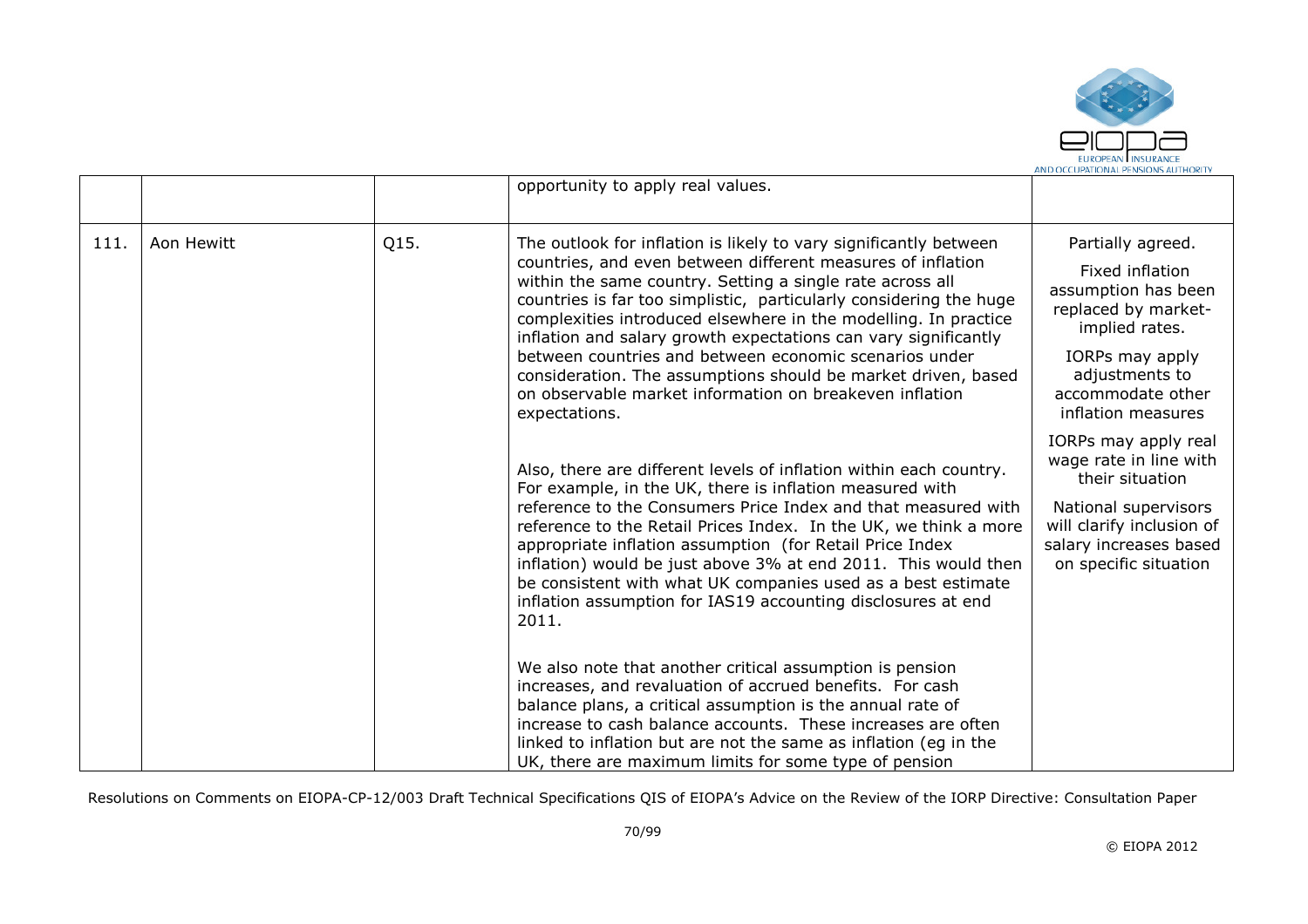| | | | | |
|---|---|---|---|---|
| | | | opportunity to apply real values. | |
| 111. | Aon Hewitt | Q15. | The outlook for inflation is likely to vary significantly between countries, and even between different measures of inflation within the same country. Setting a single rate across all countries is far too simplistic, particularly considering the huge complexities introduced elsewhere in the modelling. In practice inflation and salary growth expectations can vary significantly between countries and between economic scenarios under consideration. The assumptions should be market driven, based on observable market information on breakeven inflation expectations.<br><br>Also, there are different levels of inflation within each country. For example, in the UK, there is inflation measured with reference to the Consumers Price Index and that measured with reference to the Retail Prices Index. In the UK, we think a more appropriate inflation assumption (for Retail Price Index inflation) would be just above 3% at end 2011. This would then be consistent with what UK companies used as a best estimate inflation assumption for IAS19 accounting disclosures at end 2011.<br><br>We also note that another critical assumption is pension increases, and revaluation of accrued benefits. For cash balance plans, a critical assumption is the annual rate of increase to cash balance accounts. These increases are often linked to inflation but are not the same as inflation (eg in the UK, there are maximum limits for some type of pension | Partially agreed.<br><br>Fixed inflation assumption has been replaced by market-implied rates.<br><br>IORPs may apply adjustments to accommodate other inflation measures<br><br>IORPs may apply real wage rate in line with their situation<br><br>National supervisors will clarify inclusion of salary increases based on specific situation |

Resolutions on Comments on EIOPA-CP-12/003 Draft Technical Specifications QIS of EIOPA's Advice on the Review of the IORP Directive: Consultation Paper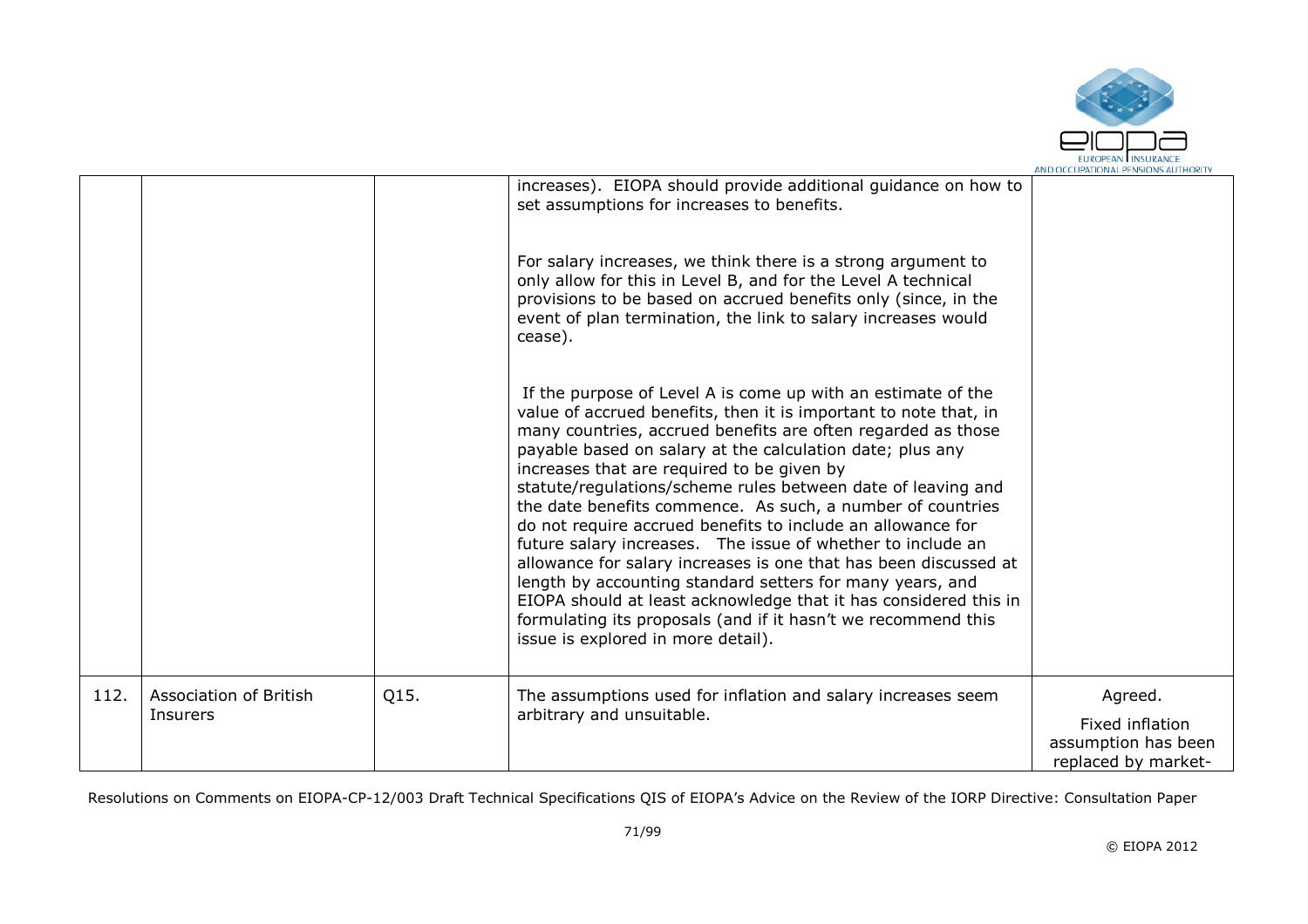| | | | | |
|---|---|---|---|---|
| | | | increases). EIOPA should provide additional guidance on how to set assumptions for increases to benefits.<br><br>For salary increases, we think there is a strong argument to only allow for this in Level B, and for the Level A technical provisions to be based on accrued benefits only (since, in the event of plan termination, the link to salary increases would cease).<br><br>If the purpose of Level A is come up with an estimate of the value of accrued benefits, then it is important to note that, in many countries, accrued benefits are often regarded as those payable based on salary at the calculation date; plus any increases that are required to be given by statute/regulations/scheme rules between date of leaving and the date benefits commence. As such, a number of countries do not require accrued benefits to include an allowance for future salary increases. The issue of whether to include an allowance for salary increases is one that has been discussed at length by accounting standard setters for many years, and EIOPA should at least acknowledge that it has considered this in formulating its proposals (and if it hasn't we recommend this issue is explored in more detail). | |
| 112. | Association of British Insurers | Q15. | The assumptions used for inflation and salary increases seem arbitrary and unsuitable. | Agreed.<br><br>Fixed inflation assumption has been replaced by market- |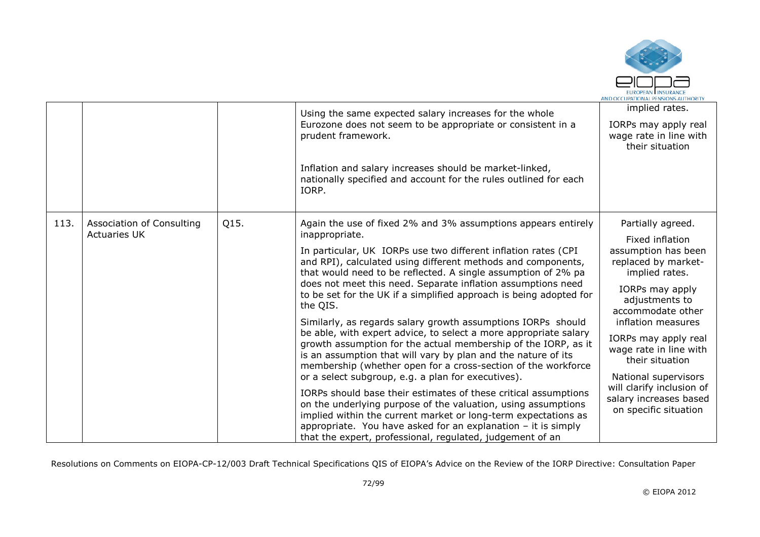| | | | | |
|---|---|---|---|---|
| | | | Using the same expected salary increases for the whole Eurozone does not seem to be appropriate or consistent in a prudent framework.<br><br>Inflation and salary increases should be market-linked, nationally specified and account for the rules outlined for each IORP. | implied rates.<br><br>IORPs may apply real wage rate in line with their situation |
| 113. | Association of Consulting Actuaries UK | Q15. | Again the use of fixed 2% and 3% assumptions appears entirely inappropriate.<br><br>In particular, UK IORPs use two different inflation rates (CPI and RPI), calculated using different methods and components, that would need to be reflected. A single assumption of 2% pa does not meet this need. Separate inflation assumptions need to be set for the UK if a simplified approach is being adopted for the QIS.<br><br>Similarly, as regards salary growth assumptions IORPs should be able, with expert advice, to select a more appropriate salary growth assumption for the actual membership of the IORP, as it is an assumption that will vary by plan and the nature of its membership (whether open for a cross-section of the workforce or a select subgroup, e.g. a plan for executives).<br><br>IORPs should base their estimates of these critical assumptions on the underlying purpose of the valuation, using assumptions implied within the current market or long-term expectations as appropriate. You have asked for an explanation – it is simply that the expert, professional, regulated, judgement of an | Partially agreed.<br><br>Fixed inflation assumption has been replaced by market-implied rates.<br><br>IORPs may apply adjustments to accommodate other inflation measures<br><br>IORPs may apply real wage rate in line with their situation<br><br>National supervisors will clarify inclusion of salary increases based on specific situation |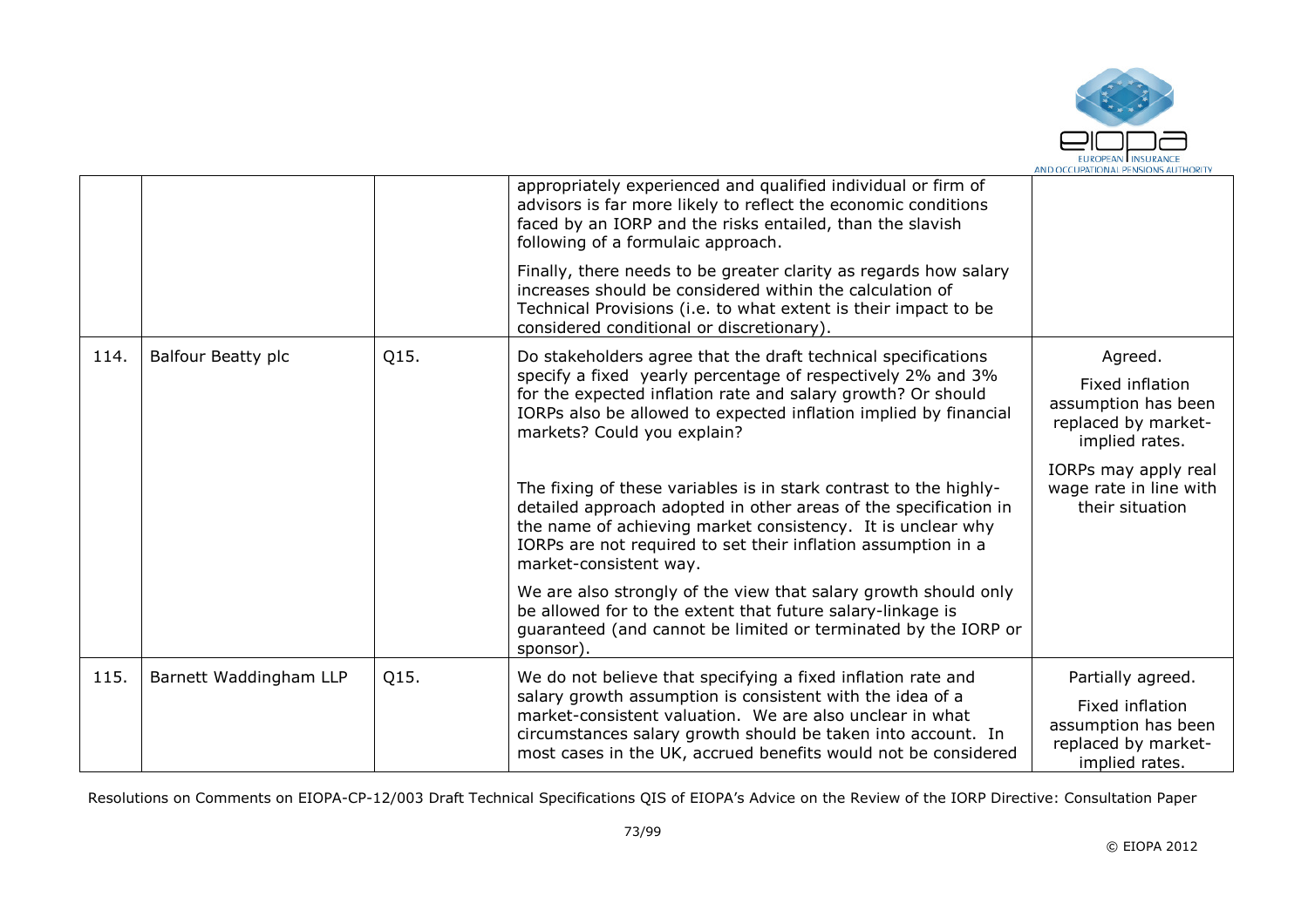|  |  |  |  |  |
|---|---|---|---|---|
|  |  |  | appropriately experienced and qualified individual or firm of advisors is far more likely to reflect the economic conditions faced by an IORP and the risks entailed, than the slavish following of a formulaic approach.<br><br>Finally, there needs to be greater clarity as regards how salary increases should be considered within the calculation of Technical Provisions (i.e. to what extent is their impact to be considered conditional or discretionary). |  |
| 114. | Balfour Beatty plc | Q15. | Do stakeholders agree that the draft technical specifications specify a fixed yearly percentage of respectively 2% and 3% for the expected inflation rate and salary growth? Or should IORPs also be allowed to expected inflation implied by financial markets? Could you explain?<br><br>The fixing of these variables is in stark contrast to the highly-detailed approach adopted in other areas of the specification in the name of achieving market consistency. It is unclear why IORPs are not required to set their inflation assumption in a market-consistent way.<br><br>We are also strongly of the view that salary growth should only be allowed for to the extent that future salary-linkage is guaranteed (and cannot be limited or terminated by the IORP or sponsor). | Agreed.<br><br>Fixed inflation assumption has been replaced by market-implied rates.<br><br>IORPs may apply real wage rate in line with their situation |
| 115. | Barnett Waddingham LLP | Q15. | We do not believe that specifying a fixed inflation rate and salary growth assumption is consistent with the idea of a market-consistent valuation. We are also unclear in what circumstances salary growth should be taken into account. In most cases in the UK, accrued benefits would not be considered | Partially agreed.<br><br>Fixed inflation assumption has been replaced by market-implied rates. |

Resolutions on Comments on EIOPA-CP-12/003 Draft Technical Specifications QIS of EIOPA's Advice on the Review of the IORP Directive: Consultation Paper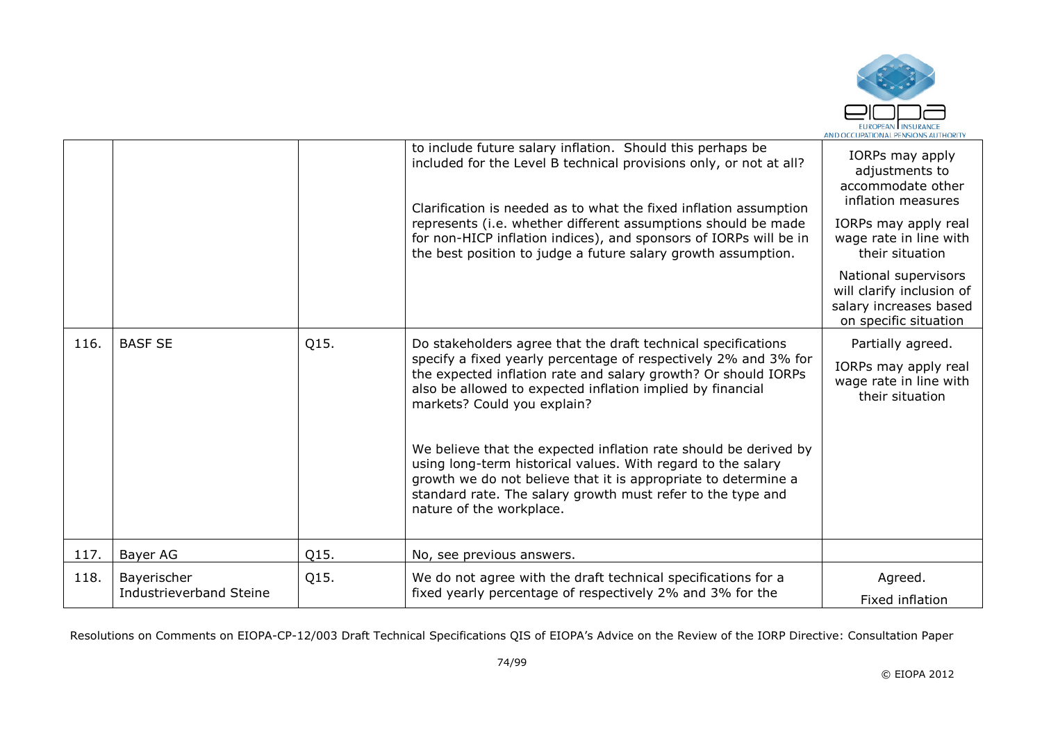| | | | | |
|---|---|---|---|---|
| | | | to include future salary inflation. Should this perhaps be included for the Level B technical provisions only, or not at all?<br><br>Clarification is needed as to what the fixed inflation assumption represents (i.e. whether different assumptions should be made for non-HICP inflation indices), and sponsors of IORPs will be in the best position to judge a future salary growth assumption. | IORPs may apply adjustments to accommodate other inflation measures<br><br>IORPs may apply real wage rate in line with their situation<br><br>National supervisors will clarify inclusion of salary increases based on specific situation |
| 116. | BASF SE | Q15. | Do stakeholders agree that the draft technical specifications specify a fixed yearly percentage of respectively 2% and 3% for the expected inflation rate and salary growth? Or should IORPs also be allowed to expected inflation implied by financial markets? Could you explain?<br><br>We believe that the expected inflation rate should be derived by using long-term historical values. With regard to the salary growth we do not believe that it is appropriate to determine a standard rate. The salary growth must refer to the type and nature of the workplace. | Partially agreed.<br><br>IORPs may apply real wage rate in line with their situation |
| 117. | Bayer AG | Q15. | No, see previous answers. | |
| 118. | Bayerischer Industrieverband Steine | Q15. | We do not agree with the draft technical specifications for a fixed yearly percentage of respectively 2% and 3% for the | Agreed.<br><br>Fixed inflation |

Resolutions on Comments on EIOPA-CP-12/003 Draft Technical Specifications QIS of EIOPA's Advice on the Review of the IORP Directive: Consultation Paper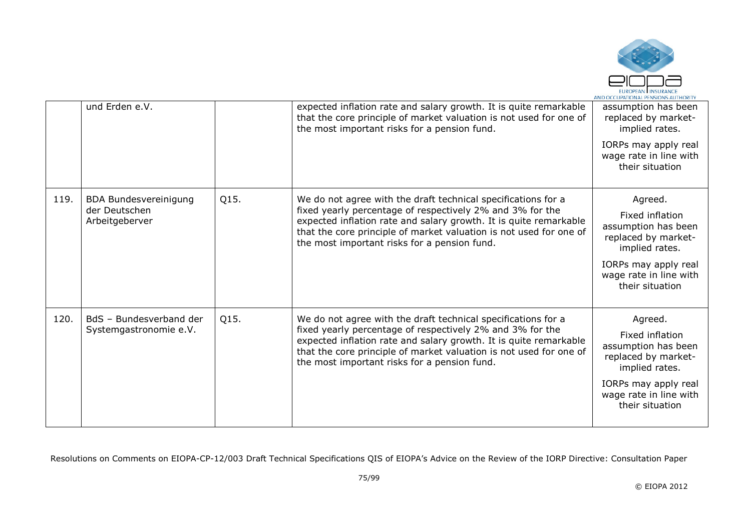| | und Erden e.V. | | expected inflation rate and salary growth. It is quite remarkable that the core principle of market valuation is not used for one of the most important risks for a pension fund. | assumption has been replaced by market-implied rates.<br><br>IORPs may apply real wage rate in line with their situation |
|---|---|---|---|---|
| 119. | BDA Bundesvereinigung der Deutschen Arbeitgeberver | Q15. | We do not agree with the draft technical specifications for a fixed yearly percentage of respectively 2% and 3% for the expected inflation rate and salary growth. It is quite remarkable that the core principle of market valuation is not used for one of the most important risks for a pension fund. | Agreed.<br><br>Fixed inflation assumption has been replaced by market-implied rates.<br><br>IORPs may apply real wage rate in line with their situation |
| 120. | BdS – Bundesverband der Systemgastronomie e.V. | Q15. | We do not agree with the draft technical specifications for a fixed yearly percentage of respectively 2% and 3% for the expected inflation rate and salary growth. It is quite remarkable that the core principle of market valuation is not used for one of the most important risks for a pension fund. | Agreed.<br><br>Fixed inflation assumption has been replaced by market-implied rates.<br><br>IORPs may apply real wage rate in line with their situation |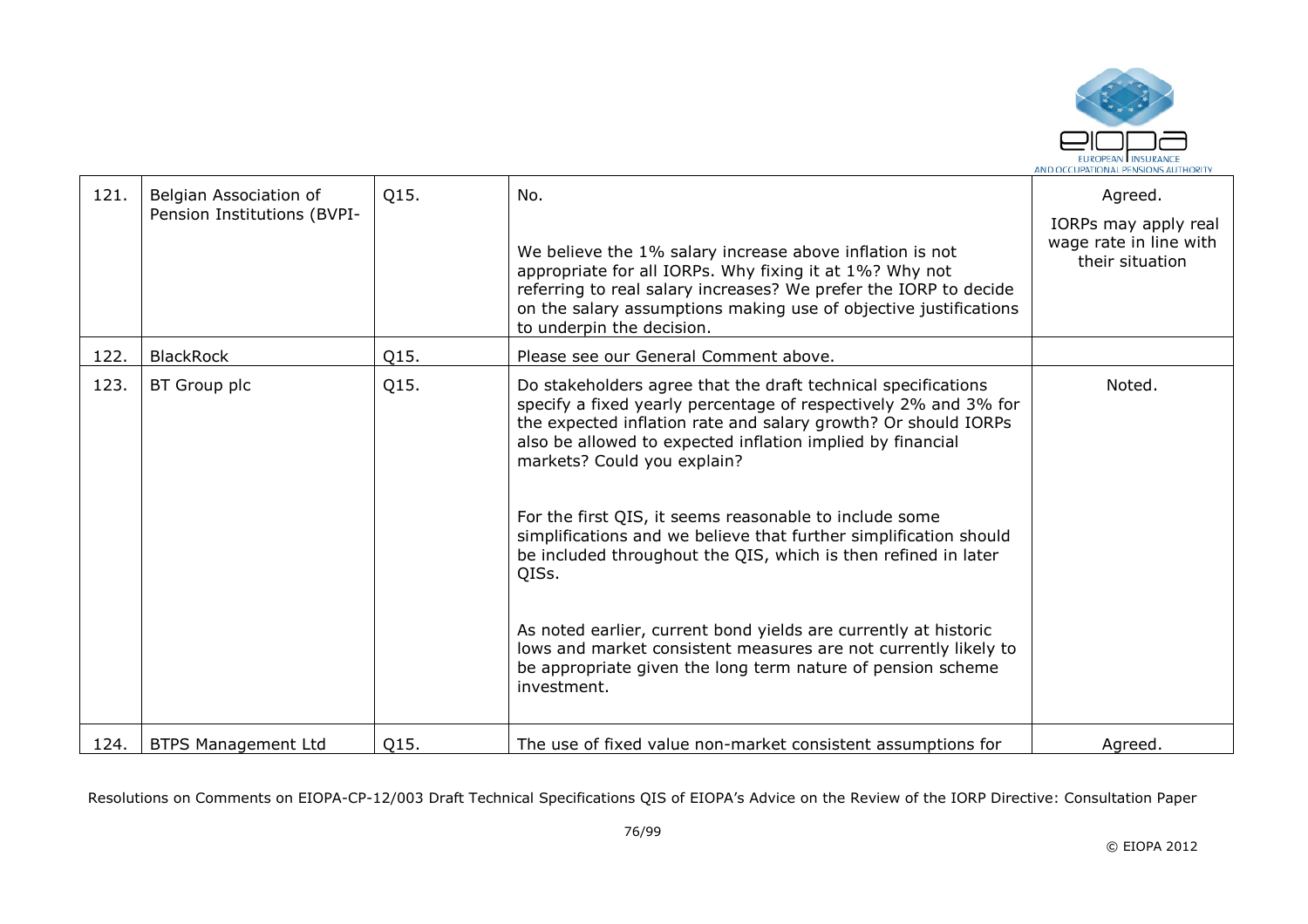| 121. | Belgian Association of Pension Institutions (BVPI- | Q15. | No.<br><br>We believe the 1% salary increase above inflation is not appropriate for all IORPs. Why fixing it at 1%? Why not referring to real salary increases? We prefer the IORP to decide on the salary assumptions making use of objective justifications to underpin the decision. | Agreed.<br><br>IORPs may apply real wage rate in line with their situation |
|---|---|---|---|---|
| 122. | BlackRock | Q15. | Please see our General Comment above. | |
| 123. | BT Group plc | Q15. | Do stakeholders agree that the draft technical specifications specify a fixed yearly percentage of respectively 2% and 3% for the expected inflation rate and salary growth? Or should IORPs also be allowed to expected inflation implied by financial markets? Could you explain?<br><br>For the first QIS, it seems reasonable to include some simplifications and we believe that further simplification should be included throughout the QIS, which is then refined in later QISs.<br><br>As noted earlier, current bond yields are currently at historic lows and market consistent measures are not currently likely to be appropriate given the long term nature of pension scheme investment. | Noted. |
| 124. | BTPS Management Ltd | Q15. | The use of fixed value non-market consistent assumptions for | Agreed. |

Resolutions on Comments on EIOPA-CP-12/003 Draft Technical Specifications QIS of EIOPA's Advice on the Review of the IORP Directive: Consultation Paper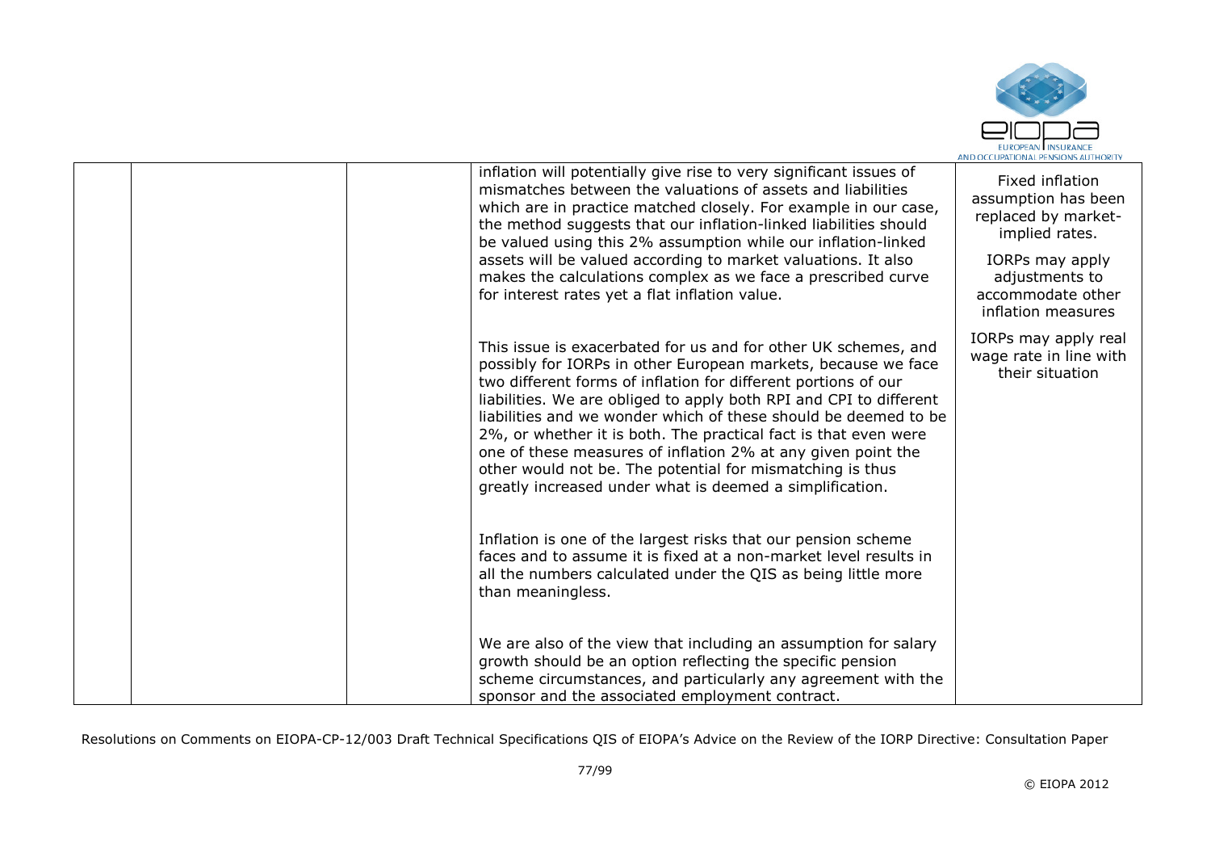|  |  |  | inflation will potentially give rise to very significant issues of mismatches between the valuations of assets and liabilities which are in practice matched closely. For example in our case, the method suggests that our inflation-linked liabilities should be valued using this 2% assumption while our inflation-linked assets will be valued according to market valuations. It also makes the calculations complex as we face a prescribed curve for interest rates yet a flat inflation value.<br><br>This issue is exacerbated for us and for other UK schemes, and possibly for IORPs in other European markets, because we face two different forms of inflation for different portions of our liabilities. We are obliged to apply both RPI and CPI to different liabilities and we wonder which of these should be deemed to be 2%, or whether it is both. The practical fact is that even were one of these measures of inflation 2% at any given point the other would not be. The potential for mismatching is thus greatly increased under what is deemed a simplification.<br><br>Inflation is one of the largest risks that our pension scheme faces and to assume it is fixed at a non-market level results in all the numbers calculated under the QIS as being little more than meaningless.<br><br>We are also of the view that including an assumption for salary growth should be an option reflecting the specific pension scheme circumstances, and particularly any agreement with the sponsor and the associated employment contract. | Fixed inflation assumption has been replaced by market-implied rates.<br><br>IORPs may apply adjustments to accommodate other inflation measures<br><br>IORPs may apply real wage rate in line with their situation |
|---|---|---|---|---|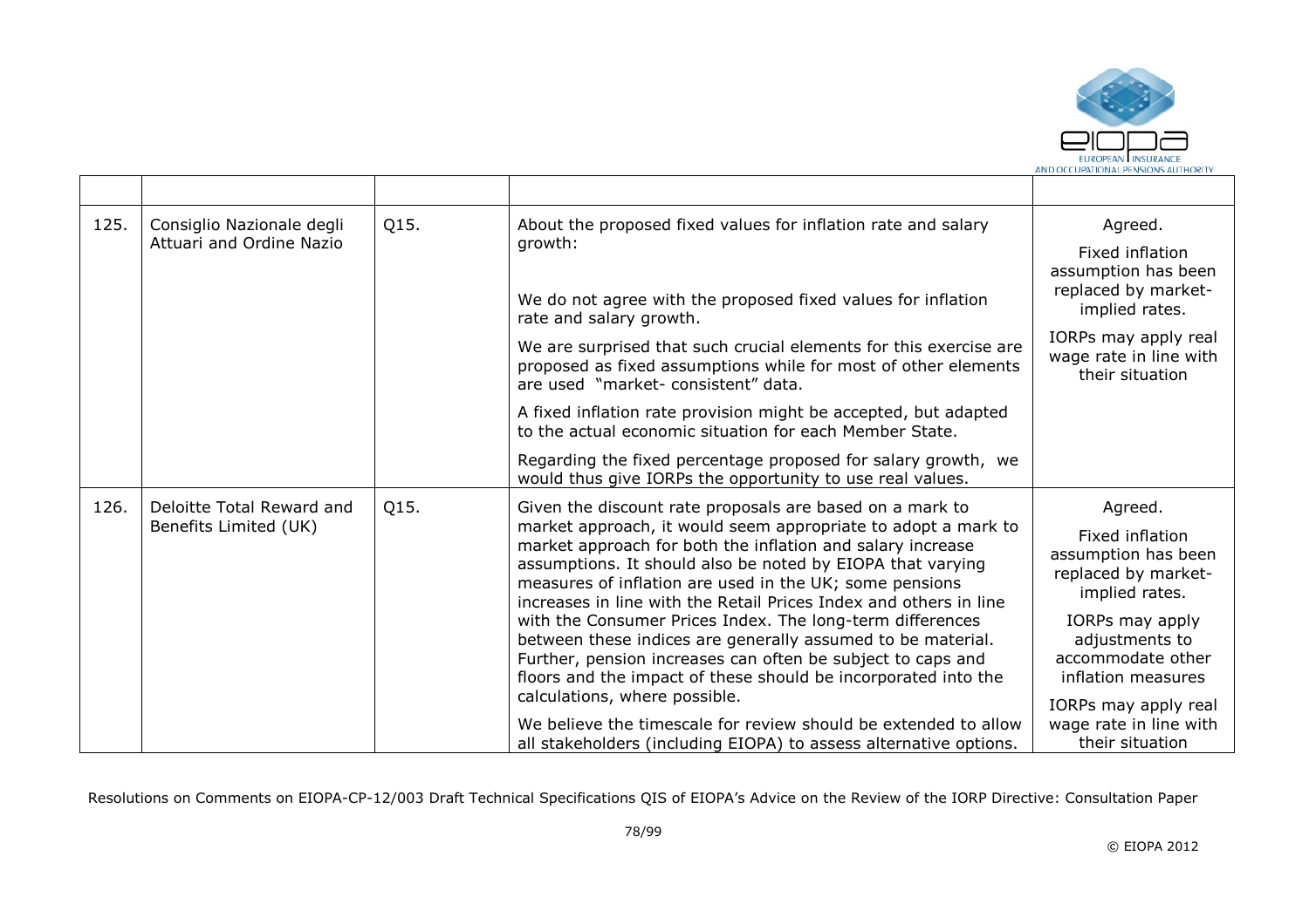| | | | | |
|---|---|---|---|---|
| 125. | Consiglio Nazionale degli Attuari and Ordine Nazio | Q15. | About the proposed fixed values for inflation rate and salary growth:<br><br>We do not agree with the proposed fixed values for inflation rate and salary growth.<br><br>We are surprised that such crucial elements for this exercise are proposed as fixed assumptions while for most of other elements are used "market- consistent" data.<br><br>A fixed inflation rate provision might be accepted, but adapted to the actual economic situation for each Member State.<br><br>Regarding the fixed percentage proposed for salary growth, we would thus give IORPs the opportunity to use real values. | Agreed.<br><br>Fixed inflation assumption has been replaced by market-implied rates.<br><br>IORPs may apply real wage rate in line with their situation |
| 126. | Deloitte Total Reward and Benefits Limited (UK) | Q15. | Given the discount rate proposals are based on a mark to market approach, it would seem appropriate to adopt a mark to market approach for both the inflation and salary increase assumptions. It should also be noted by EIOPA that varying measures of inflation are used in the UK; some pensions increases in line with the Retail Prices Index and others in line with the Consumer Prices Index. The long-term differences between these indices are generally assumed to be material. Further, pension increases can often be subject to caps and floors and the impact of these should be incorporated into the calculations, where possible.<br><br>We believe the timescale for review should be extended to allow all stakeholders (including EIOPA) to assess alternative options. | Agreed.<br><br>Fixed inflation assumption has been replaced by market-implied rates.<br><br>IORPs may apply adjustments to accommodate other inflation measures<br><br>IORPs may apply real wage rate in line with their situation |

Resolutions on Comments on EIOPA-CP-12/003 Draft Technical Specifications QIS of EIOPA's Advice on the Review of the IORP Directive: Consultation Paper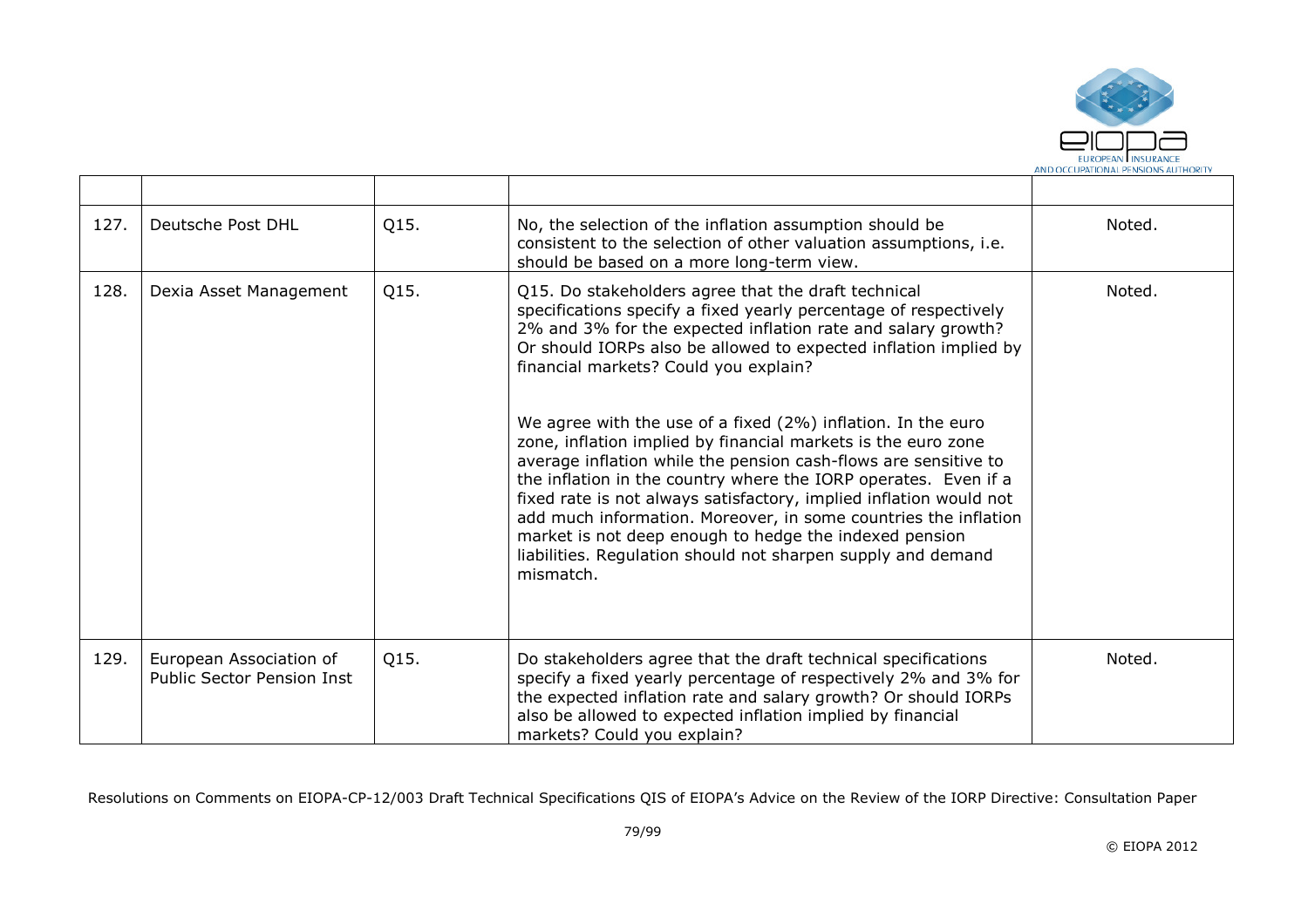| | | | | |
|---|---|---|---|---|
| 127. | Deutsche Post DHL | Q15. | No, the selection of the inflation assumption should be consistent to the selection of other valuation assumptions, i.e. should be based on a more long-term view. | Noted. |
| 128. | Dexia Asset Management | Q15. | Q15. Do stakeholders agree that the draft technical specifications specify a fixed yearly percentage of respectively 2% and 3% for the expected inflation rate and salary growth? Or should IORPs also be allowed to expected inflation implied by financial markets? Could you explain?<br><br>We agree with the use of a fixed (2%) inflation. In the euro zone, inflation implied by financial markets is the euro zone average inflation while the pension cash-flows are sensitive to the inflation in the country where the IORP operates. Even if a fixed rate is not always satisfactory, implied inflation would not add much information. Moreover, in some countries the inflation market is not deep enough to hedge the indexed pension liabilities. Regulation should not sharpen supply and demand mismatch. | Noted. |
| 129. | European Association of Public Sector Pension Inst | Q15. | Do stakeholders agree that the draft technical specifications specify a fixed yearly percentage of respectively 2% and 3% for the expected inflation rate and salary growth? Or should IORPs also be allowed to expected inflation implied by financial markets? Could you explain? | Noted. |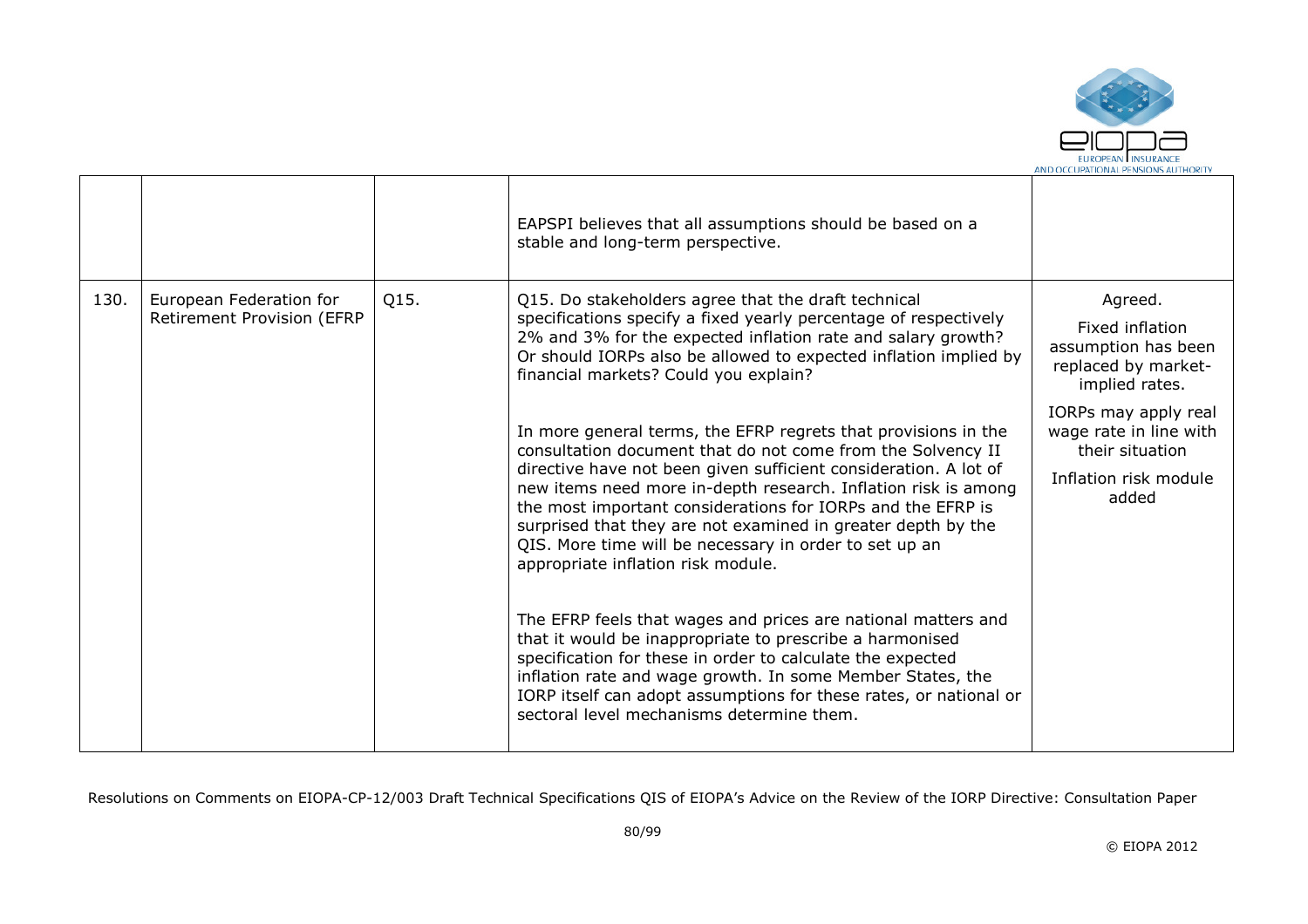|  |  |  | EAPSPI believes that all assumptions should be based on a stable and long-term perspective. |  |
|---|---|---|---|---|
| 130. | European Federation for Retirement Provision (EFRP | Q15. | Q15. Do stakeholders agree that the draft technical specifications specify a fixed yearly percentage of respectively 2% and 3% for the expected inflation rate and salary growth? Or should IORPs also be allowed to expected inflation implied by financial markets? Could you explain?<br><br>In more general terms, the EFRP regrets that provisions in the consultation document that do not come from the Solvency II directive have not been given sufficient consideration. A lot of new items need more in-depth research. Inflation risk is among the most important considerations for IORPs and the EFRP is surprised that they are not examined in greater depth by the QIS. More time will be necessary in order to set up an appropriate inflation risk module.<br><br>The EFRP feels that wages and prices are national matters and that it would be inappropriate to prescribe a harmonised specification for these in order to calculate the expected inflation rate and wage growth. In some Member States, the IORP itself can adopt assumptions for these rates, or national or sectoral level mechanisms determine them. | Agreed.<br><br>Fixed inflation assumption has been replaced by market-implied rates.<br><br>IORPs may apply real wage rate in line with their situation<br><br>Inflation risk module added |

Resolutions on Comments on EIOPA-CP-12/003 Draft Technical Specifications QIS of EIOPA's Advice on the Review of the IORP Directive: Consultation Paper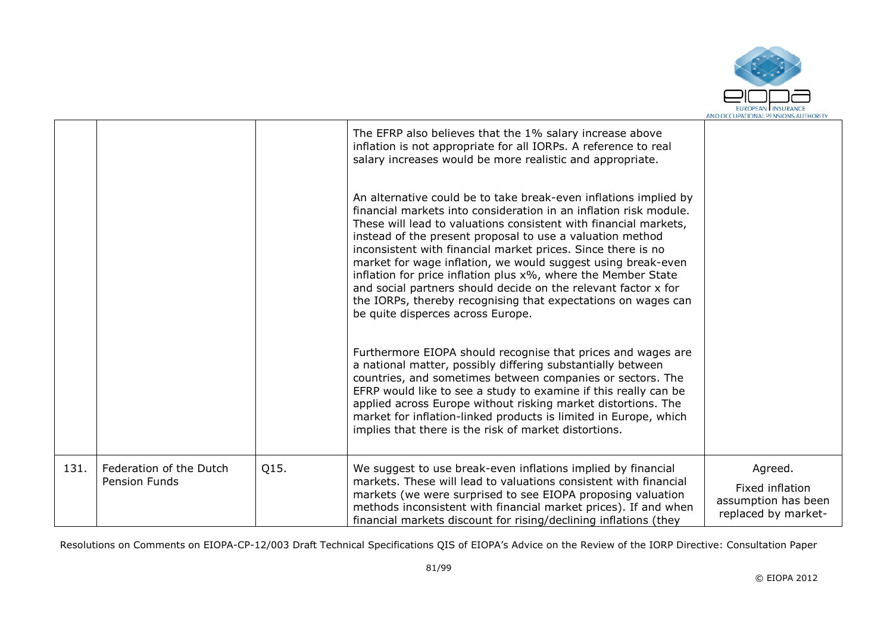| | | | | |
|---|---|---|---|---|
| | | | The EFRP also believes that the 1% salary increase above inflation is not appropriate for all IORPs. A reference to real salary increases would be more realistic and appropriate.<br><br>An alternative could be to take break-even inflations implied by financial markets into consideration in an inflation risk module. These will lead to valuations consistent with financial markets, instead of the present proposal to use a valuation method inconsistent with financial market prices. Since there is no market for wage inflation, we would suggest using break-even inflation for price inflation plus x%, where the Member State and social partners should decide on the relevant factor x for the IORPs, thereby recognising that expectations on wages can be quite disperces across Europe.<br><br>Furthermore EIOPA should recognise that prices and wages are a national matter, possibly differing substantially between countries, and sometimes between companies or sectors. The EFRP would like to see a study to examine if this really can be applied across Europe without risking market distortions. The market for inflation-linked products is limited in Europe, which implies that there is the risk of market distortions. | |
| 131. | Federation of the Dutch Pension Funds | Q15. | We suggest to use break-even inflations implied by financial markets. These will lead to valuations consistent with financial markets (we were surprised to see EIOPA proposing valuation methods inconsistent with financial market prices). If and when financial markets discount for rising/declining inflations (they | Agreed.<br><br>Fixed inflation assumption has been replaced by market- |

Resolutions on Comments on EIOPA-CP-12/003 Draft Technical Specifications QIS of EIOPA's Advice on the Review of the IORP Directive: Consultation Paper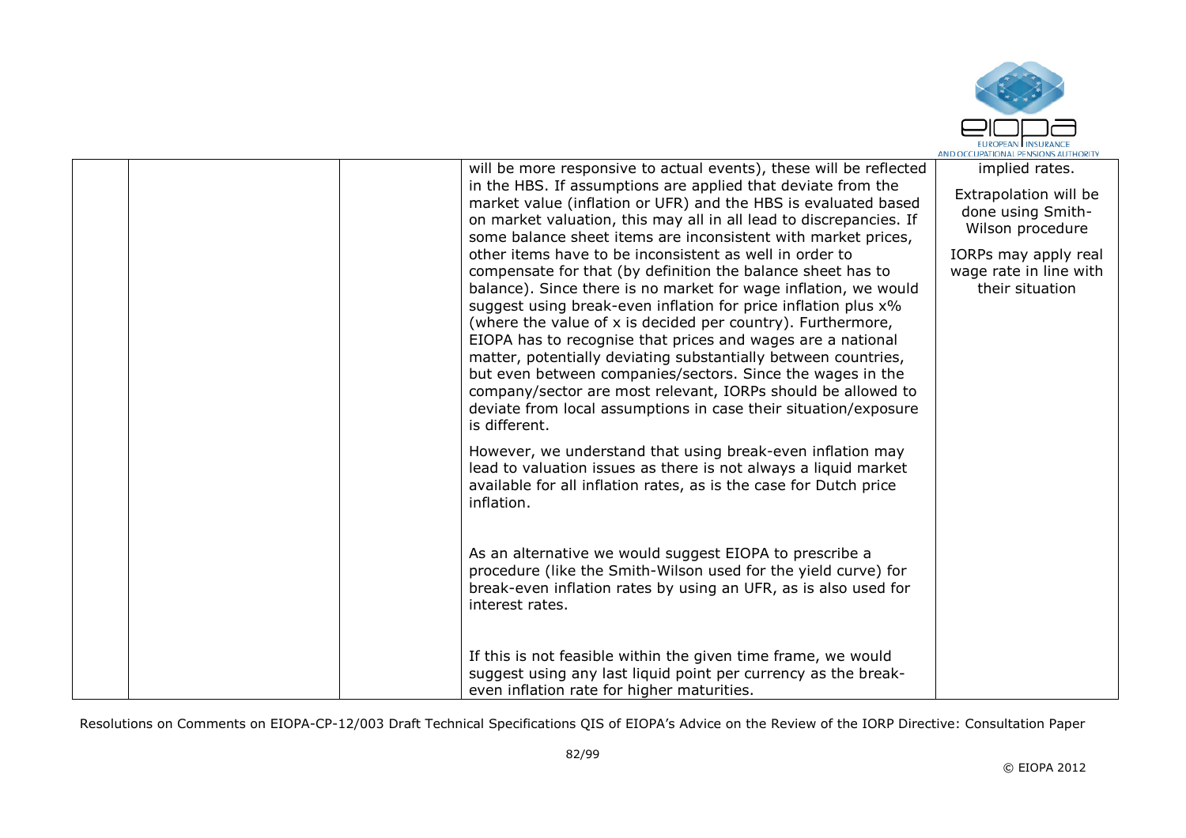|  |  |  | will be more responsive to actual events), these will be reflected in the HBS. If assumptions are applied that deviate from the market value (inflation or UFR) and the HBS is evaluated based on market valuation, this may all in all lead to discrepancies. If some balance sheet items are inconsistent with market prices, other items have to be inconsistent as well in order to compensate for that (by definition the balance sheet has to balance). Since there is no market for wage inflation, we would suggest using break-even inflation for price inflation plus x% (where the value of x is decided per country). Furthermore, EIOPA has to recognise that prices and wages are a national matter, potentially deviating substantially between countries, but even between companies/sectors. Since the wages in the company/sector are most relevant, IORPs should be allowed to deviate from local assumptions in case their situation/exposure is different.<br><br>However, we understand that using break-even inflation may lead to valuation issues as there is not always a liquid market available for all inflation rates, as is the case for Dutch price inflation.<br><br>As an alternative we would suggest EIOPA to prescribe a procedure (like the Smith-Wilson used for the yield curve) for break-even inflation rates by using an UFR, as is also used for interest rates.<br><br>If this is not feasible within the given time frame, we would suggest using any last liquid point per currency as the break-even inflation rate for higher maturities. | implied rates.<br><br>Extrapolation will be done using Smith-Wilson procedure<br><br>IORPs may apply real wage rate in line with their situation |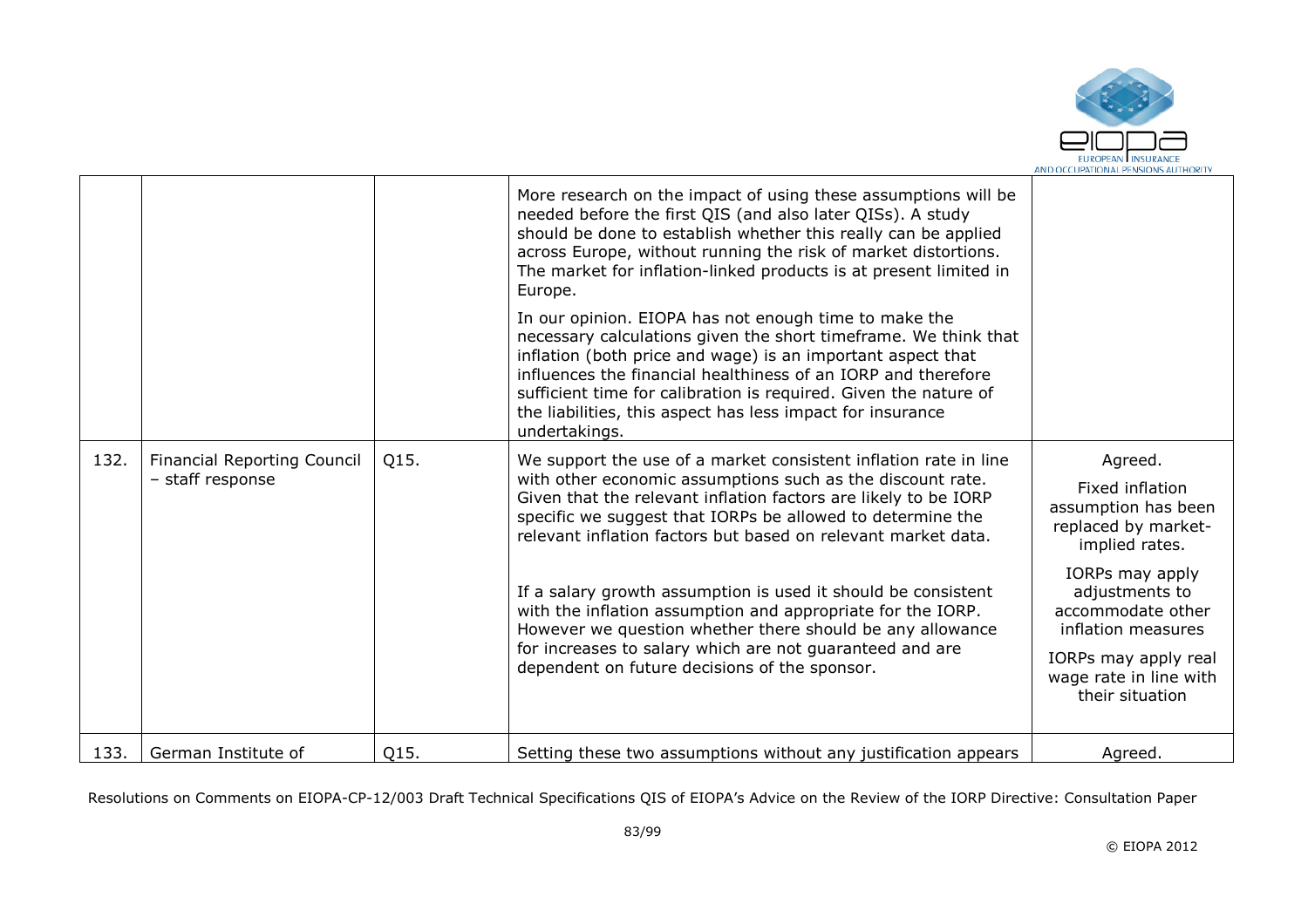| | | | | |
|---|---|---|---|---|
| | | | More research on the impact of using these assumptions will be needed before the first QIS (and also later QISs). A study should be done to establish whether this really can be applied across Europe, without running the risk of market distortions. The market for inflation-linked products is at present limited in Europe.<br><br>In our opinion. EIOPA has not enough time to make the necessary calculations given the short timeframe. We think that inflation (both price and wage) is an important aspect that influences the financial healthiness of an IORP and therefore sufficient time for calibration is required. Given the nature of the liabilities, this aspect has less impact for insurance undertakings. | |
| 132. | Financial Reporting Council – staff response | Q15. | We support the use of a market consistent inflation rate in line with other economic assumptions such as the discount rate. Given that the relevant inflation factors are likely to be IORP specific we suggest that IORPs be allowed to determine the relevant inflation factors but based on relevant market data.<br><br>If a salary growth assumption is used it should be consistent with the inflation assumption and appropriate for the IORP. However we question whether there should be any allowance for increases to salary which are not guaranteed and are dependent on future decisions of the sponsor. | Agreed.<br><br>Fixed inflation assumption has been replaced by market-implied rates.<br><br>IORPs may apply adjustments to accommodate other inflation measures<br><br>IORPs may apply real wage rate in line with their situation |
| 133. | German Institute of | Q15. | Setting these two assumptions without any justification appears | Agreed. |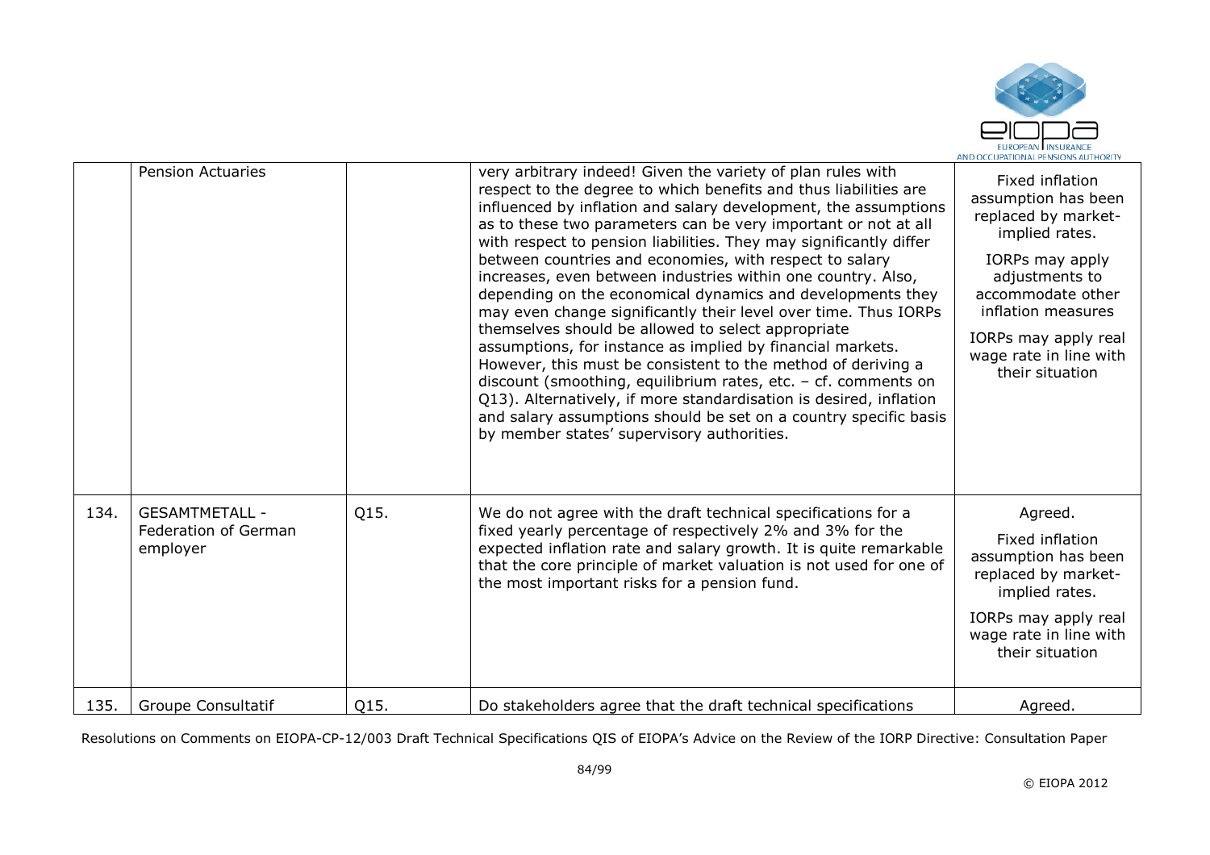| | | | | |
|---|---|---|---|---|
| | Pension Actuaries | | very arbitrary indeed! Given the variety of plan rules with respect to the degree to which benefits and thus liabilities are influenced by inflation and salary development, the assumptions as to these two parameters can be very important or not at all with respect to pension liabilities. They may significantly differ between countries and economies, with respect to salary increases, even between industries within one country. Also, depending on the economical dynamics and developments they may even change significantly their level over time. Thus IORPs themselves should be allowed to select appropriate assumptions, for instance as implied by financial markets. However, this must be consistent to the method of deriving a discount (smoothing, equilibrium rates, etc. – cf. comments on Q13). Alternatively, if more standardisation is desired, inflation and salary assumptions should be set on a country specific basis by member states' supervisory authorities. | Fixed inflation assumption has been replaced by market-implied rates.<br><br>IORPs may apply adjustments to accommodate other inflation measures<br><br>IORPs may apply real wage rate in line with their situation |
| 134. | GESAMTMETALL - Federation of German employer | Q15. | We do not agree with the draft technical specifications for a fixed yearly percentage of respectively 2% and 3% for the expected inflation rate and salary growth. It is quite remarkable that the core principle of market valuation is not used for one of the most important risks for a pension fund. | Agreed.<br><br>Fixed inflation assumption has been replaced by market-implied rates.<br><br>IORPs may apply real wage rate in line with their situation |
| 135. | Groupe Consultatif | Q15. | Do stakeholders agree that the draft technical specifications | Agreed. |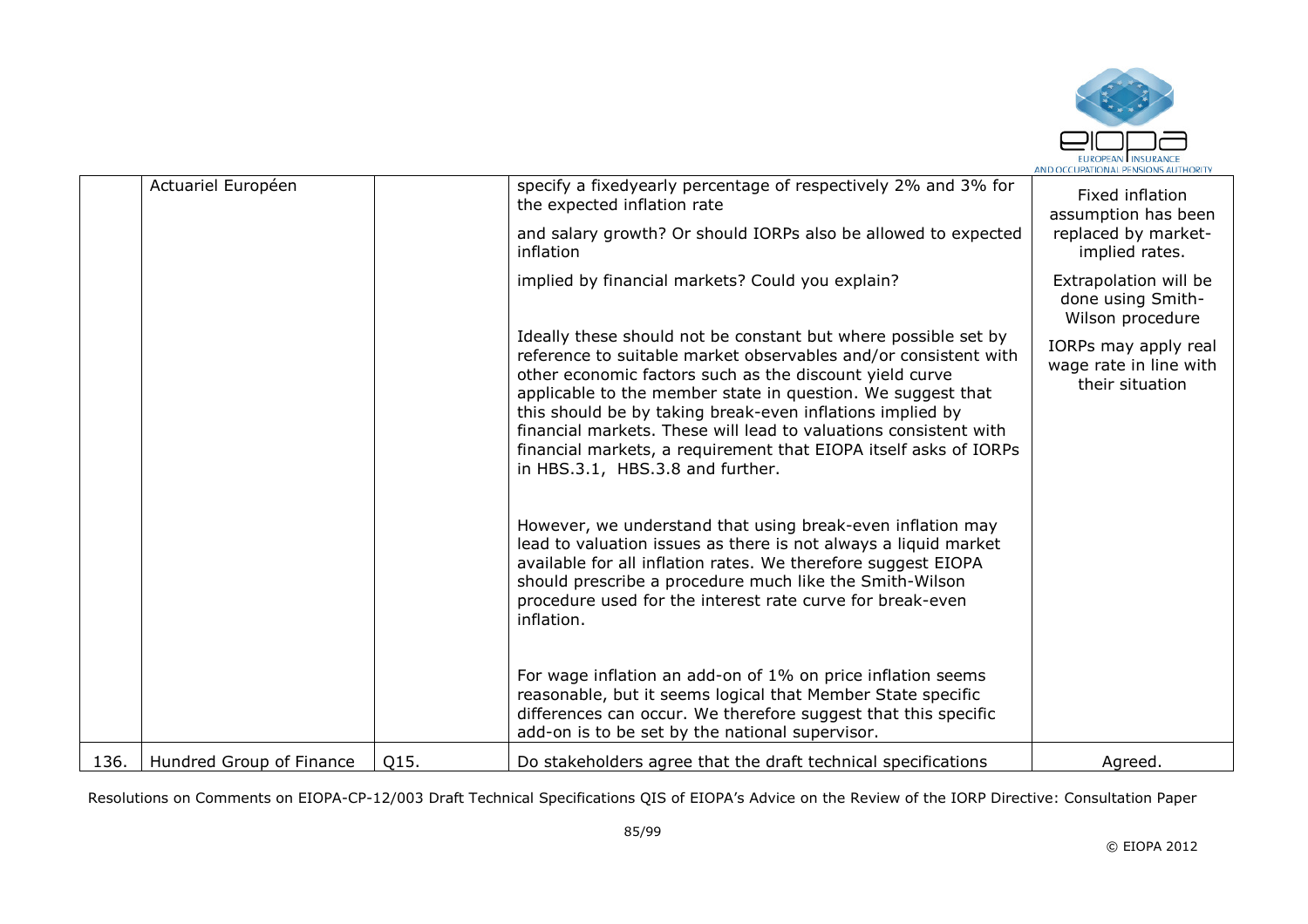| | Actuariel Européen | | specify a fixedyearly percentage of respectively 2% and 3% for the expected inflation rate<br><br>and salary growth? Or should IORPs also be allowed to expected inflation<br><br>implied by financial markets? Could you explain?<br><br>Ideally these should not be constant but where possible set by reference to suitable market observables and/or consistent with other economic factors such as the discount yield curve applicable to the member state in question. We suggest that this should be by taking break-even inflations implied by financial markets. These will lead to valuations consistent with financial markets, a requirement that EIOPA itself asks of IORPs in HBS.3.1, HBS.3.8 and further.<br><br>However, we understand that using break-even inflation may lead to valuation issues as there is not always a liquid market available for all inflation rates. We therefore suggest EIOPA should prescribe a procedure much like the Smith-Wilson procedure used for the interest rate curve for break-even inflation.<br><br>For wage inflation an add-on of 1% on price inflation seems reasonable, but it seems logical that Member State specific differences can occur. We therefore suggest that this specific add-on is to be set by the national supervisor. | Fixed inflation assumption has been replaced by market-implied rates.<br><br>Extrapolation will be done using Smith-Wilson procedure<br><br>IORPs may apply real wage rate in line with their situation |
|---|---|---|---|---|
| 136. | Hundred Group of Finance | Q15. | Do stakeholders agree that the draft technical specifications | Agreed. |

Resolutions on Comments on EIOPA-CP-12/003 Draft Technical Specifications QIS of EIOPA's Advice on the Review of the IORP Directive: Consultation Paper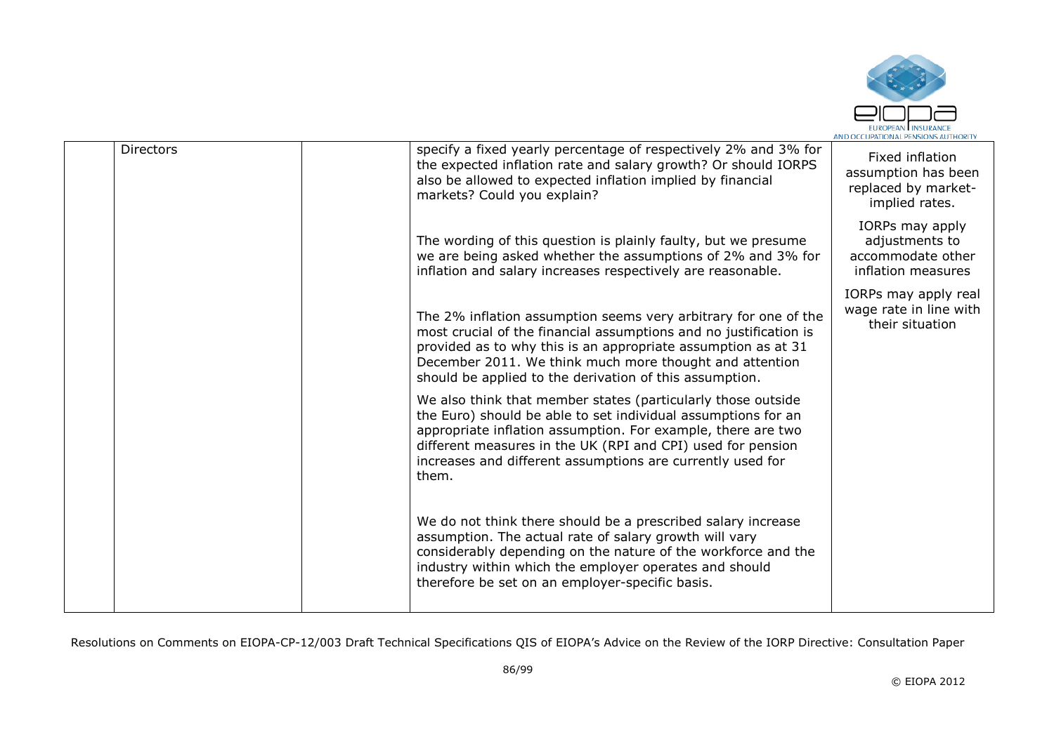| | Directors | | specify a fixed yearly percentage of respectively 2% and 3% for the expected inflation rate and salary growth? Or should IORPS also be allowed to expected inflation implied by financial markets? Could you explain?<br><br>The wording of this question is plainly faulty, but we presume we are being asked whether the assumptions of 2% and 3% for inflation and salary increases respectively are reasonable.<br><br>The 2% inflation assumption seems very arbitrary for one of the most crucial of the financial assumptions and no justification is provided as to why this is an appropriate assumption as at 31 December 2011. We think much more thought and attention should be applied to the derivation of this assumption.<br><br>We also think that member states (particularly those outside the Euro) should be able to set individual assumptions for an appropriate inflation assumption. For example, there are two different measures in the UK (RPI and CPI) used for pension increases and different assumptions are currently used for them.<br><br>We do not think there should be a prescribed salary increase assumption. The actual rate of salary growth will vary considerably depending on the nature of the workforce and the industry within which the employer operates and should therefore be set on an employer-specific basis. | Fixed inflation assumption has been replaced by market-implied rates.<br><br>IORPs may apply adjustments to accommodate other inflation measures<br><br>IORPs may apply real wage rate in line with their situation |
|---|---|---|---|---|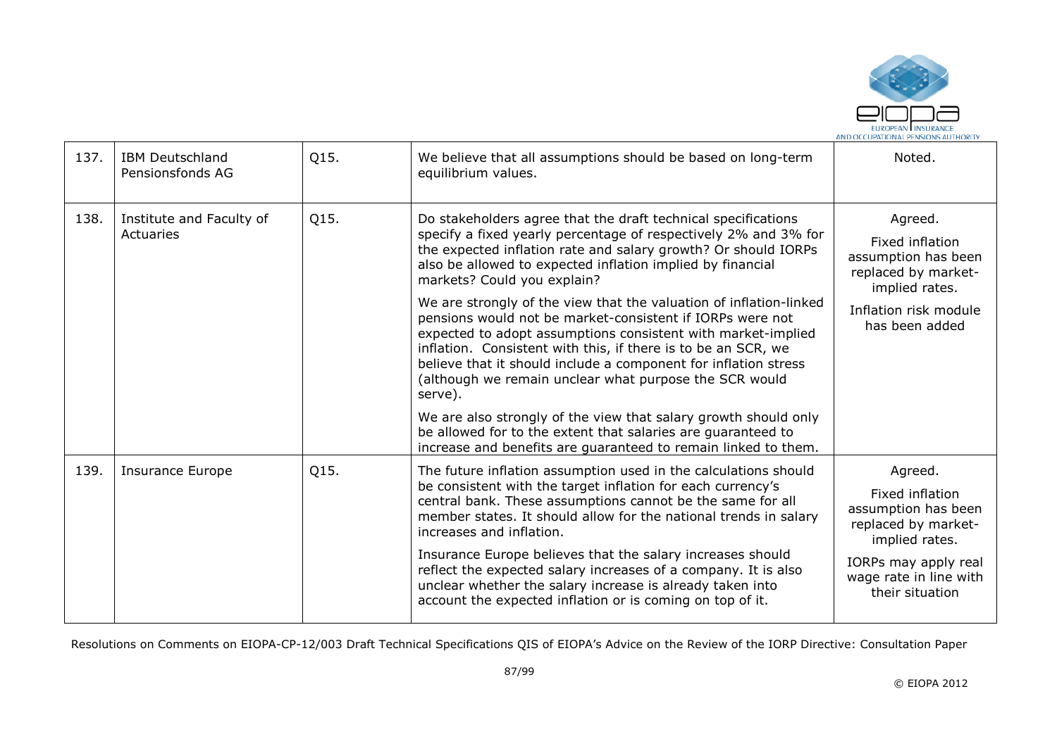| 137. | IBM Deutschland Pensionsfonds AG | Q15. | We believe that all assumptions should be based on long-term equilibrium values. | Noted. |
|---|---|---|---|---|
| 138. | Institute and Faculty of Actuaries | Q15. | Do stakeholders agree that the draft technical specifications specify a fixed yearly percentage of respectively 2% and 3% for the expected inflation rate and salary growth? Or should IORPs also be allowed to expected inflation implied by financial markets? Could you explain?<br><br>We are strongly of the view that the valuation of inflation-linked pensions would not be market-consistent if IORPs were not expected to adopt assumptions consistent with market-implied inflation. Consistent with this, if there is to be an SCR, we believe that it should include a component for inflation stress (although we remain unclear what purpose the SCR would serve).<br><br>We are also strongly of the view that salary growth should only be allowed for to the extent that salaries are guaranteed to increase and benefits are guaranteed to remain linked to them. | Agreed.<br><br>Fixed inflation assumption has been replaced by market-implied rates.<br><br>Inflation risk module has been added |
| 139. | Insurance Europe | Q15. | The future inflation assumption used in the calculations should be consistent with the target inflation for each currency's central bank. These assumptions cannot be the same for all member states. It should allow for the national trends in salary increases and inflation.<br><br>Insurance Europe believes that the salary increases should reflect the expected salary increases of a company. It is also unclear whether the salary increase is already taken into account the expected inflation or is coming on top of it. | Agreed.<br><br>Fixed inflation assumption has been replaced by market-implied rates.<br><br>IORPs may apply real wage rate in line with their situation |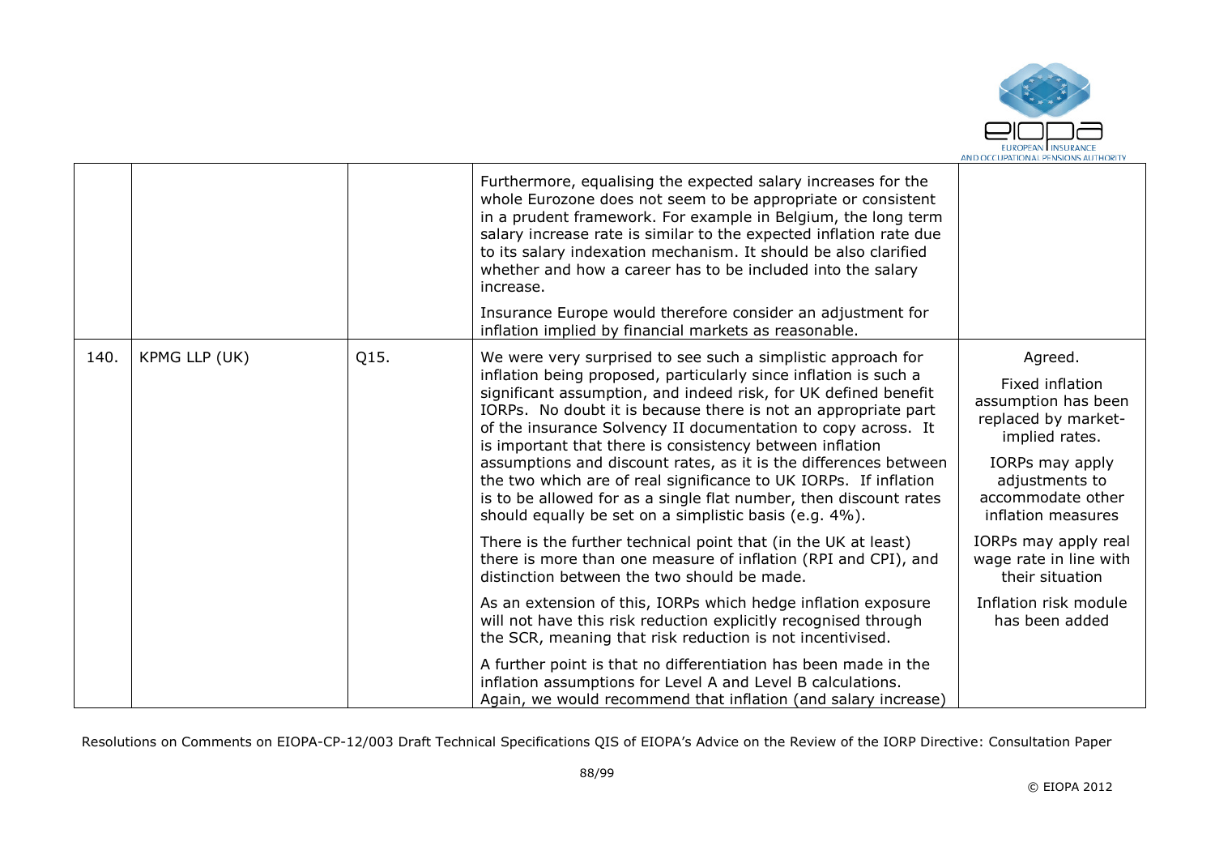| | | | | |
|---|---|---|---|---|
| | | | Furthermore, equalising the expected salary increases for the whole Eurozone does not seem to be appropriate or consistent in a prudent framework. For example in Belgium, the long term salary increase rate is similar to the expected inflation rate due to its salary indexation mechanism. It should be also clarified whether and how a career has to be included into the salary increase.<br><br>Insurance Europe would therefore consider an adjustment for inflation implied by financial markets as reasonable. | |
| 140. | KPMG LLP (UK) | Q15. | We were very surprised to see such a simplistic approach for inflation being proposed, particularly since inflation is such a significant assumption, and indeed risk, for UK defined benefit IORPs. No doubt it is because there is not an appropriate part of the insurance Solvency II documentation to copy across. It is important that there is consistency between inflation assumptions and discount rates, as it is the differences between the two which are of real significance to UK IORPs. If inflation is to be allowed for as a single flat number, then discount rates should equally be set on a simplistic basis (e.g. 4%).<br><br>There is the further technical point that (in the UK at least) there is more than one measure of inflation (RPI and CPI), and distinction between the two should be made.<br><br>As an extension of this, IORPs which hedge inflation exposure will not have this risk reduction explicitly recognised through the SCR, meaning that risk reduction is not incentivised.<br><br>A further point is that no differentiation has been made in the inflation assumptions for Level A and Level B calculations. Again, we would recommend that inflation (and salary increase) | Agreed.<br><br>Fixed inflation assumption has been replaced by market-implied rates.<br><br>IORPs may apply adjustments to accommodate other inflation measures<br><br>IORPs may apply real wage rate in line with their situation<br><br>Inflation risk module has been added |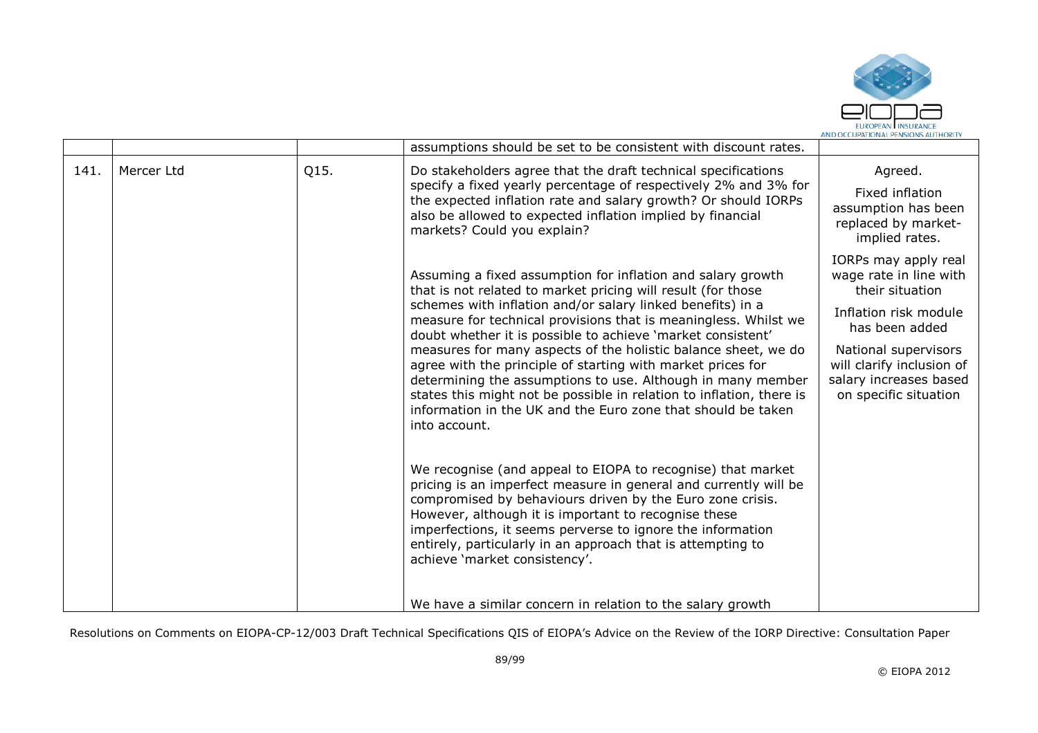|  |  |  | assumptions should be set to be consistent with discount rates. |  |
|---|---|---|---|---|
| 141. | Mercer Ltd | Q15. | Do stakeholders agree that the draft technical specifications specify a fixed yearly percentage of respectively 2% and 3% for the expected inflation rate and salary growth? Or should IORPs also be allowed to expected inflation implied by financial markets? Could you explain?<br><br>Assuming a fixed assumption for inflation and salary growth that is not related to market pricing will result (for those schemes with inflation and/or salary linked benefits) in a measure for technical provisions that is meaningless. Whilst we doubt whether it is possible to achieve 'market consistent' measures for many aspects of the holistic balance sheet, we do agree with the principle of starting with market prices for determining the assumptions to use. Although in many member states this might not be possible in relation to inflation, there is information in the UK and the Euro zone that should be taken into account.<br><br>We recognise (and appeal to EIOPA to recognise) that market pricing is an imperfect measure in general and currently will be compromised by behaviours driven by the Euro zone crisis. However, although it is important to recognise these imperfections, it seems perverse to ignore the information entirely, particularly in an approach that is attempting to achieve 'market consistency'.<br><br>We have a similar concern in relation to the salary growth | Agreed.<br><br>Fixed inflation assumption has been replaced by market-implied rates.<br><br>IORPs may apply real wage rate in line with their situation<br><br>Inflation risk module has been added<br><br>National supervisors will clarify inclusion of salary increases based on specific situation |

Resolutions on Comments on EIOPA-CP-12/003 Draft Technical Specifications QIS of EIOPA's Advice on the Review of the IORP Directive: Consultation Paper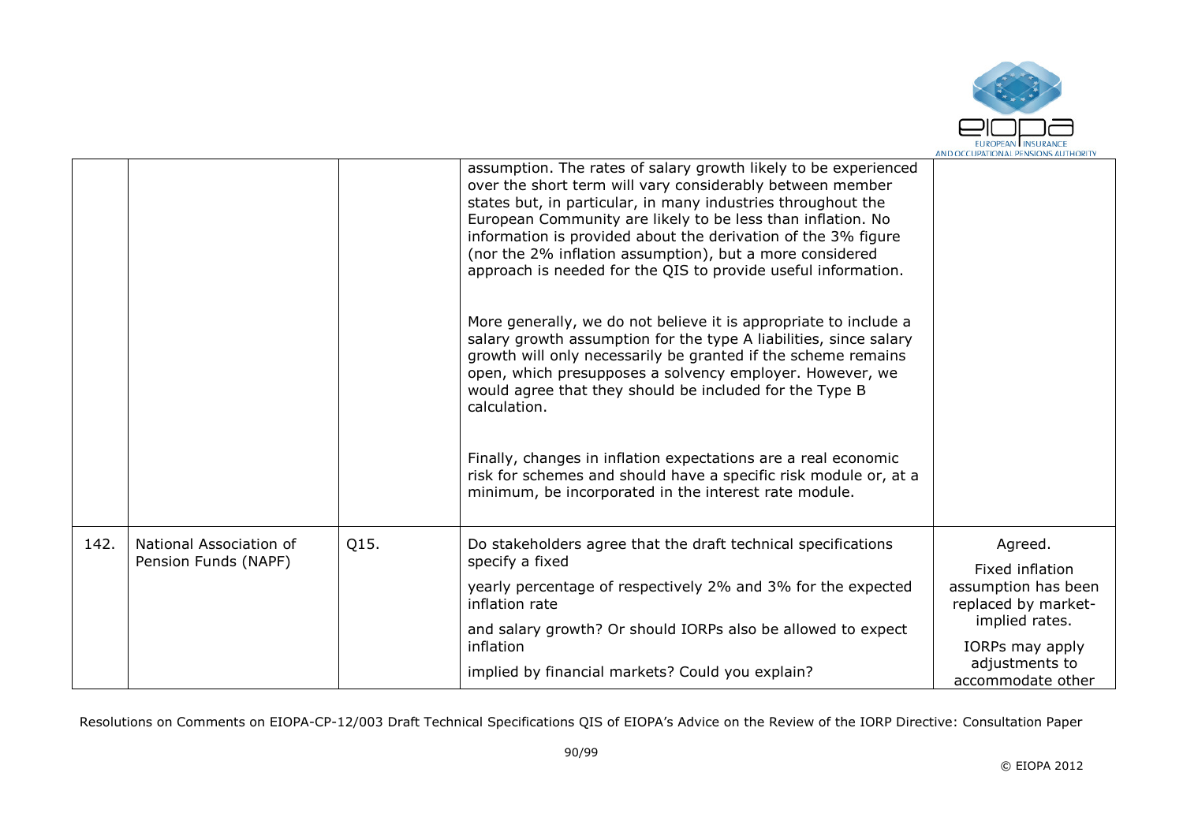| | | | | |
|---|---|---|---|---|
| | | | assumption. The rates of salary growth likely to be experienced over the short term will vary considerably between member states but, in particular, in many industries throughout the European Community are likely to be less than inflation. No information is provided about the derivation of the 3% figure (nor the 2% inflation assumption), but a more considered approach is needed for the QIS to provide useful information.<br><br>More generally, we do not believe it is appropriate to include a salary growth assumption for the type A liabilities, since salary growth will only necessarily be granted if the scheme remains open, which presupposes a solvency employer. However, we would agree that they should be included for the Type B calculation.<br><br>Finally, changes in inflation expectations are a real economic risk for schemes and should have a specific risk module or, at a minimum, be incorporated in the interest rate module. | |
| 142. | National Association of Pension Funds (NAPF) | Q15. | Do stakeholders agree that the draft technical specifications specify a fixed<br><br>yearly percentage of respectively 2% and 3% for the expected inflation rate<br><br>and salary growth? Or should IORPs also be allowed to expect inflation<br><br>implied by financial markets? Could you explain? | Agreed.<br><br>Fixed inflation assumption has been replaced by market-implied rates.<br><br>IORPs may apply adjustments to accommodate other |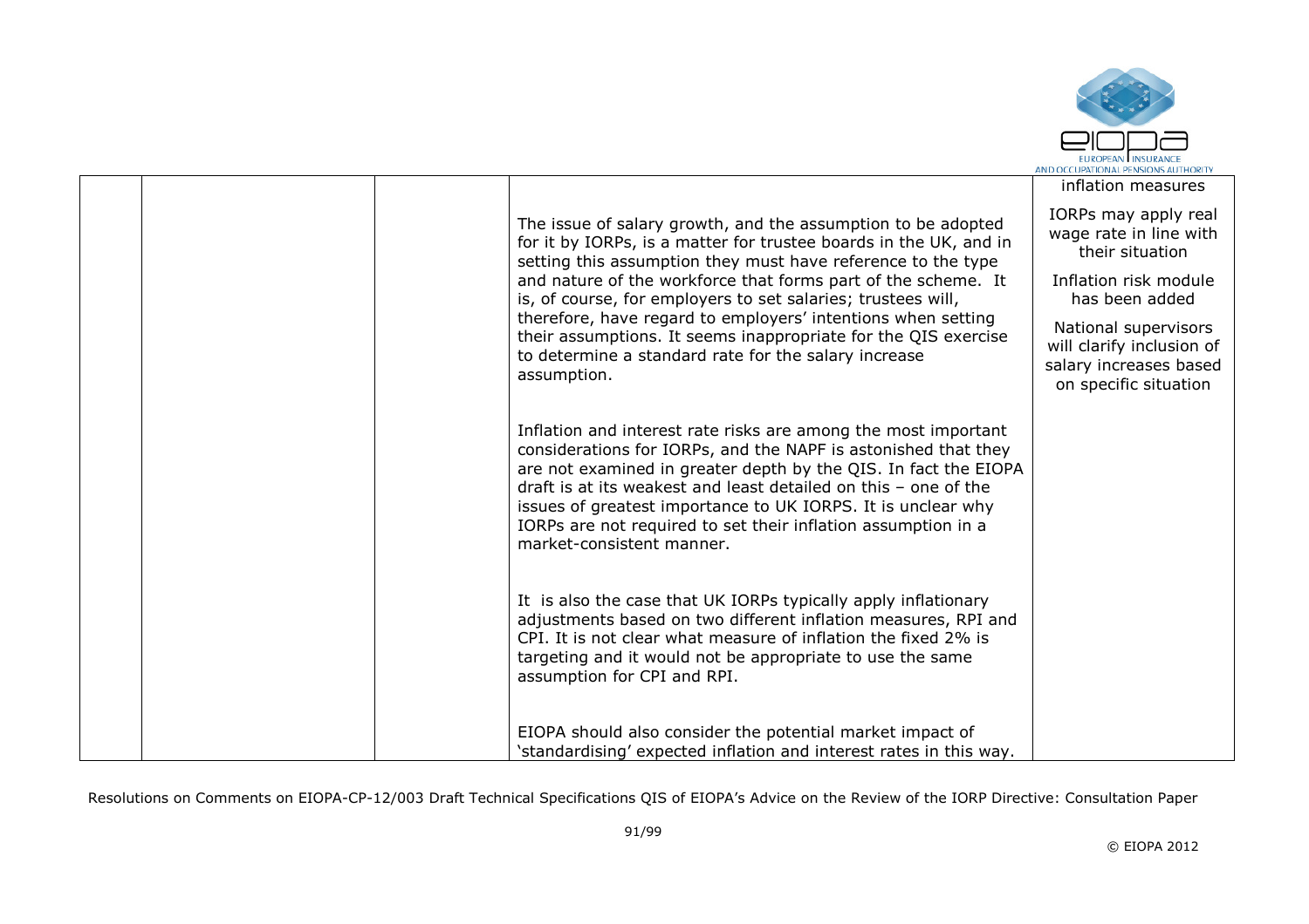|  |  |  | The issue of salary growth, and the assumption to be adopted for it by IORPs, is a matter for trustee boards in the UK, and in setting this assumption they must have reference to the type and nature of the workforce that forms part of the scheme. It is, of course, for employers to set salaries; trustees will, therefore, have regard to employers' intentions when setting their assumptions. It seems inappropriate for the QIS exercise to determine a standard rate for the salary increase assumption.<br><br>Inflation and interest rate risks are among the most important considerations for IORPs, and the NAPF is astonished that they are not examined in greater depth by the QIS. In fact the EIOPA draft is at its weakest and least detailed on this – one of the issues of greatest importance to UK IORPS. It is unclear why IORPs are not required to set their inflation assumption in a market-consistent manner.<br><br>It is also the case that UK IORPs typically apply inflationary adjustments based on two different inflation measures, RPI and CPI. It is not clear what measure of inflation the fixed 2% is targeting and it would not be appropriate to use the same assumption for CPI and RPI.<br><br>EIOPA should also consider the potential market impact of 'standardising' expected inflation and interest rates in this way. | inflation measures<br><br>IORPs may apply real wage rate in line with their situation<br><br>Inflation risk module has been added<br><br>National supervisors will clarify inclusion of salary increases based on specific situation |
|---|---|---|---|---|

Resolutions on Comments on EIOPA-CP-12/003 Draft Technical Specifications QIS of EIOPA's Advice on the Review of the IORP Directive: Consultation Paper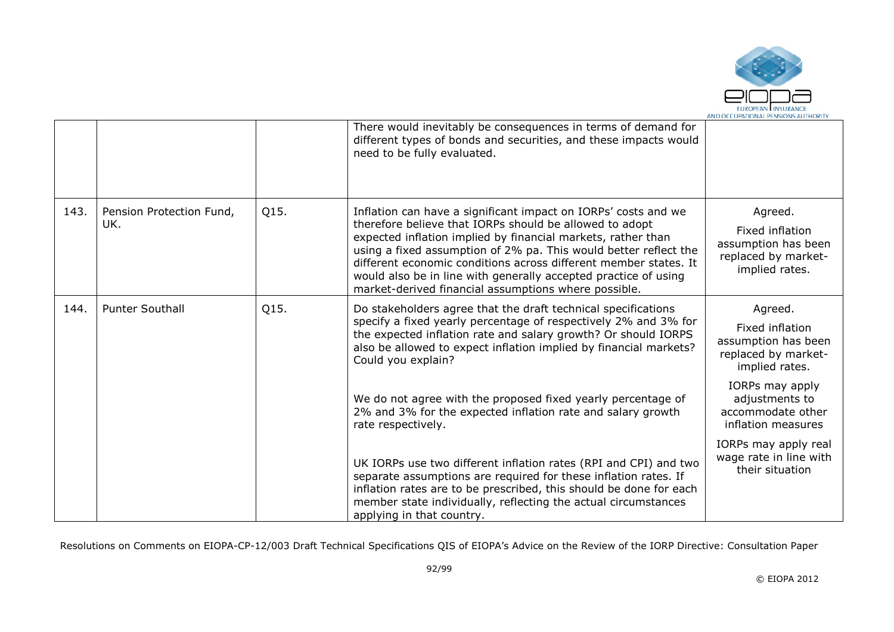| | | | | |
|---|---|---|---|---|
| | | | There would inevitably be consequences in terms of demand for different types of bonds and securities, and these impacts would need to be fully evaluated. | |
| 143. | Pension Protection Fund, UK. | Q15. | Inflation can have a significant impact on IORPs' costs and we therefore believe that IORPs should be allowed to adopt expected inflation implied by financial markets, rather than using a fixed assumption of 2% pa. This would better reflect the different economic conditions across different member states. It would also be in line with generally accepted practice of using market-derived financial assumptions where possible. | Agreed.<br><br>Fixed inflation assumption has been replaced by market-implied rates. |
| 144. | Punter Southall | Q15. | Do stakeholders agree that the draft technical specifications specify a fixed yearly percentage of respectively 2% and 3% for the expected inflation rate and salary growth? Or should IORPS also be allowed to expect inflation implied by financial markets? Could you explain?<br><br>We do not agree with the proposed fixed yearly percentage of 2% and 3% for the expected inflation rate and salary growth rate respectively.<br><br>UK IORPs use two different inflation rates (RPI and CPI) and two separate assumptions are required for these inflation rates. If inflation rates are to be prescribed, this should be done for each member state individually, reflecting the actual circumstances applying in that country. | Agreed.<br><br>Fixed inflation assumption has been replaced by market-implied rates.<br><br>IORPs may apply adjustments to accommodate other inflation measures<br><br>IORPs may apply real wage rate in line with their situation |

Resolutions on Comments on EIOPA-CP-12/003 Draft Technical Specifications QIS of EIOPA's Advice on the Review of the IORP Directive: Consultation Paper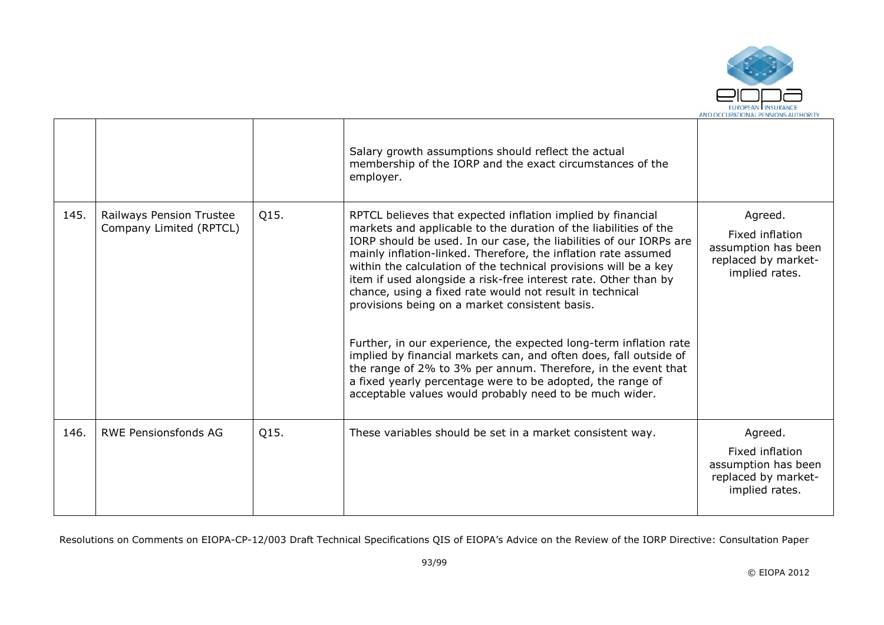|  |  |  |  |  |
|---|---|---|---|---|
|  |  |  | Salary growth assumptions should reflect the actual membership of the IORP and the exact circumstances of the employer. |  |
| 145. | Railways Pension Trustee Company Limited (RPTCL) | Q15. | RPTCL believes that expected inflation implied by financial markets and applicable to the duration of the liabilities of the IORP should be used. In our case, the liabilities of our IORPs are mainly inflation-linked. Therefore, the inflation rate assumed within the calculation of the technical provisions will be a key item if used alongside a risk-free interest rate. Other than by chance, using a fixed rate would not result in technical provisions being on a market consistent basis.<br><br>Further, in our experience, the expected long-term inflation rate implied by financial markets can, and often does, fall outside of the range of 2% to 3% per annum. Therefore, in the event that a fixed yearly percentage were to be adopted, the range of acceptable values would probably need to be much wider. | Agreed.<br><br>Fixed inflation assumption has been replaced by market-implied rates. |
| 146. | RWE Pensionsfonds AG | Q15. | These variables should be set in a market consistent way. | Agreed.<br><br>Fixed inflation assumption has been replaced by market-implied rates. |

Resolutions on Comments on EIOPA-CP-12/003 Draft Technical Specifications QIS of EIOPA's Advice on the Review of the IORP Directive: Consultation Paper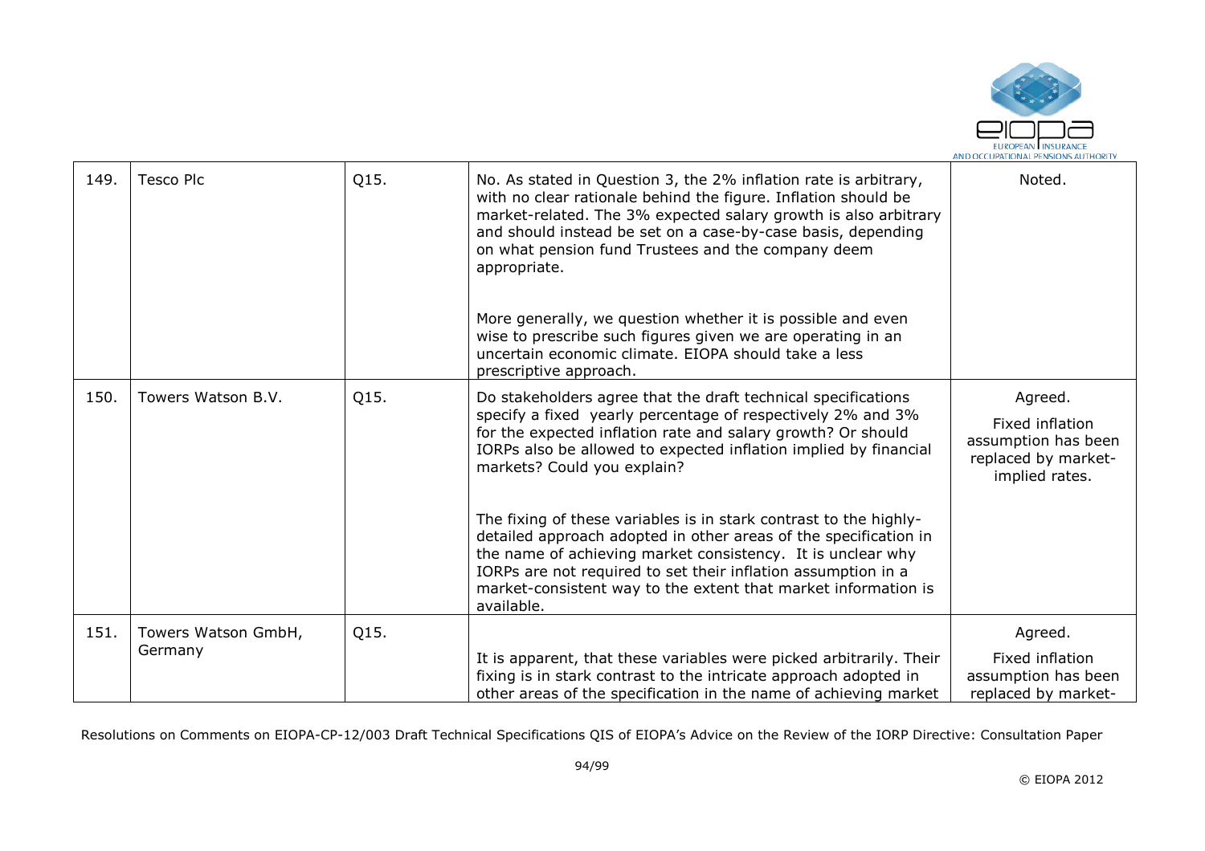| | | | | |
|---|---|---|---|---|
| 149. | Tesco Plc | Q15. | No. As stated in Question 3, the 2% inflation rate is arbitrary, with no clear rationale behind the figure. Inflation should be market-related. The 3% expected salary growth is also arbitrary and should instead be set on a case-by-case basis, depending on what pension fund Trustees and the company deem appropriate.<br><br>More generally, we question whether it is possible and even wise to prescribe such figures given we are operating in an uncertain economic climate. EIOPA should take a less prescriptive approach. | Noted. |
| 150. | Towers Watson B.V. | Q15. | Do stakeholders agree that the draft technical specifications specify a fixed yearly percentage of respectively 2% and 3% for the expected inflation rate and salary growth? Or should IORPs also be allowed to expected inflation implied by financial markets? Could you explain?<br><br>The fixing of these variables is in stark contrast to the highly-detailed approach adopted in other areas of the specification in the name of achieving market consistency. It is unclear why IORPs are not required to set their inflation assumption in a market-consistent way to the extent that market information is available. | Agreed.<br><br>Fixed inflation assumption has been replaced by market-implied rates. |
| 151. | Towers Watson GmbH, Germany | Q15. | It is apparent, that these variables were picked arbitrarily. Their fixing is in stark contrast to the intricate approach adopted in other areas of the specification in the name of achieving market | Agreed.<br><br>Fixed inflation assumption has been replaced by market- |

Resolutions on Comments on EIOPA-CP-12/003 Draft Technical Specifications QIS of EIOPA's Advice on the Review of the IORP Directive: Consultation Paper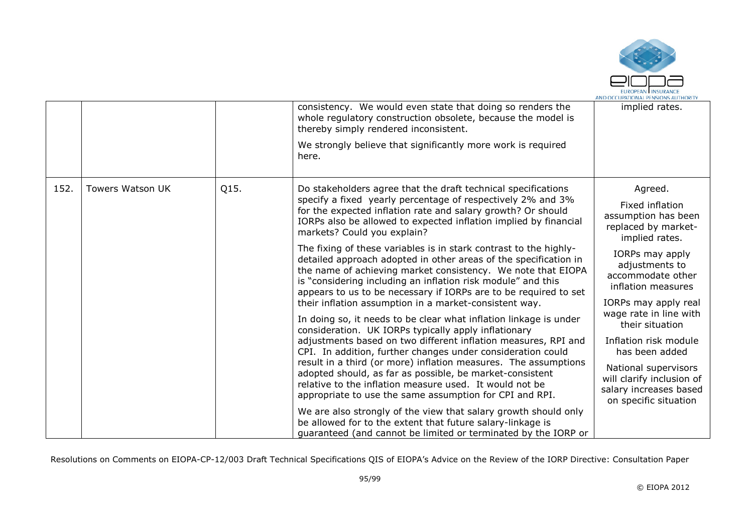| | | | | |
|---|---|---|---|---|
| | | | consistency. We would even state that doing so renders the whole regulatory construction obsolete, because the model is thereby simply rendered inconsistent.<br><br>We strongly believe that significantly more work is required here. | implied rates. |
| 152. | Towers Watson UK | Q15. | Do stakeholders agree that the draft technical specifications specify a fixed yearly percentage of respectively 2% and 3% for the expected inflation rate and salary growth? Or should IORPs also be allowed to expected inflation implied by financial markets? Could you explain?<br><br>The fixing of these variables is in stark contrast to the highly-detailed approach adopted in other areas of the specification in the name of achieving market consistency. We note that EIOPA is "considering including an inflation risk module" and this appears to us to be necessary if IORPs are to be required to set their inflation assumption in a market-consistent way.<br><br>In doing so, it needs to be clear what inflation linkage is under consideration. UK IORPs typically apply inflationary adjustments based on two different inflation measures, RPI and CPI. In addition, further changes under consideration could result in a third (or more) inflation measures. The assumptions adopted should, as far as possible, be market-consistent relative to the inflation measure used. It would not be appropriate to use the same assumption for CPI and RPI.<br><br>We are also strongly of the view that salary growth should only be allowed for to the extent that future salary-linkage is guaranteed (and cannot be limited or terminated by the IORP or | Agreed.<br><br>Fixed inflation assumption has been replaced by market-implied rates.<br><br>IORPs may apply adjustments to accommodate other inflation measures<br><br>IORPs may apply real wage rate in line with their situation<br><br>Inflation risk module has been added<br><br>National supervisors will clarify inclusion of salary increases based on specific situation |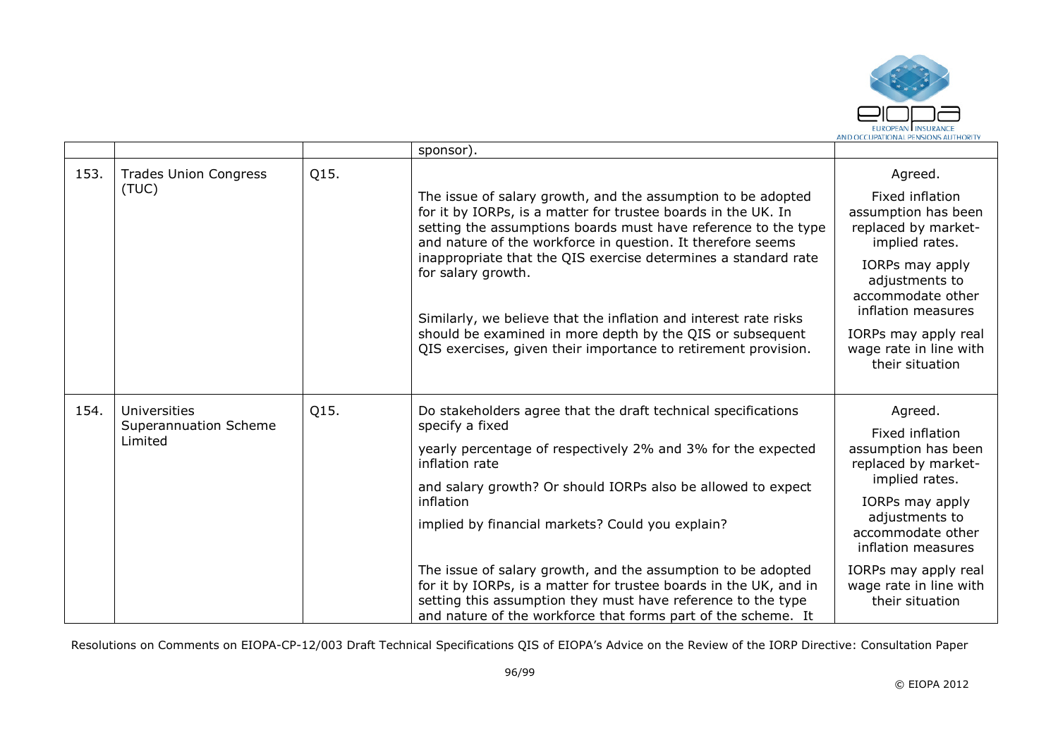| | | | sponsor). | |
|---|---|---|---|---|
| 153. | Trades Union Congress (TUC) | Q15. | The issue of salary growth, and the assumption to be adopted for it by IORPs, is a matter for trustee boards in the UK. In setting the assumptions boards must have reference to the type and nature of the workforce in question. It therefore seems inappropriate that the QIS exercise determines a standard rate for salary growth.<br><br>Similarly, we believe that the inflation and interest rate risks should be examined in more depth by the QIS or subsequent QIS exercises, given their importance to retirement provision. | Agreed.<br><br>Fixed inflation assumption has been replaced by market-implied rates.<br><br>IORPs may apply adjustments to accommodate other inflation measures<br><br>IORPs may apply real wage rate in line with their situation |
| 154. | Universities Superannuation Scheme Limited | Q15. | Do stakeholders agree that the draft technical specifications specify a fixed<br><br>yearly percentage of respectively 2% and 3% for the expected inflation rate<br><br>and salary growth? Or should IORPs also be allowed to expect inflation<br><br>implied by financial markets? Could you explain?<br><br>The issue of salary growth, and the assumption to be adopted for it by IORPs, is a matter for trustee boards in the UK, and in setting this assumption they must have reference to the type and nature of the workforce that forms part of the scheme. It | Agreed.<br><br>Fixed inflation assumption has been replaced by market-implied rates.<br><br>IORPs may apply adjustments to accommodate other inflation measures<br><br>IORPs may apply real wage rate in line with their situation |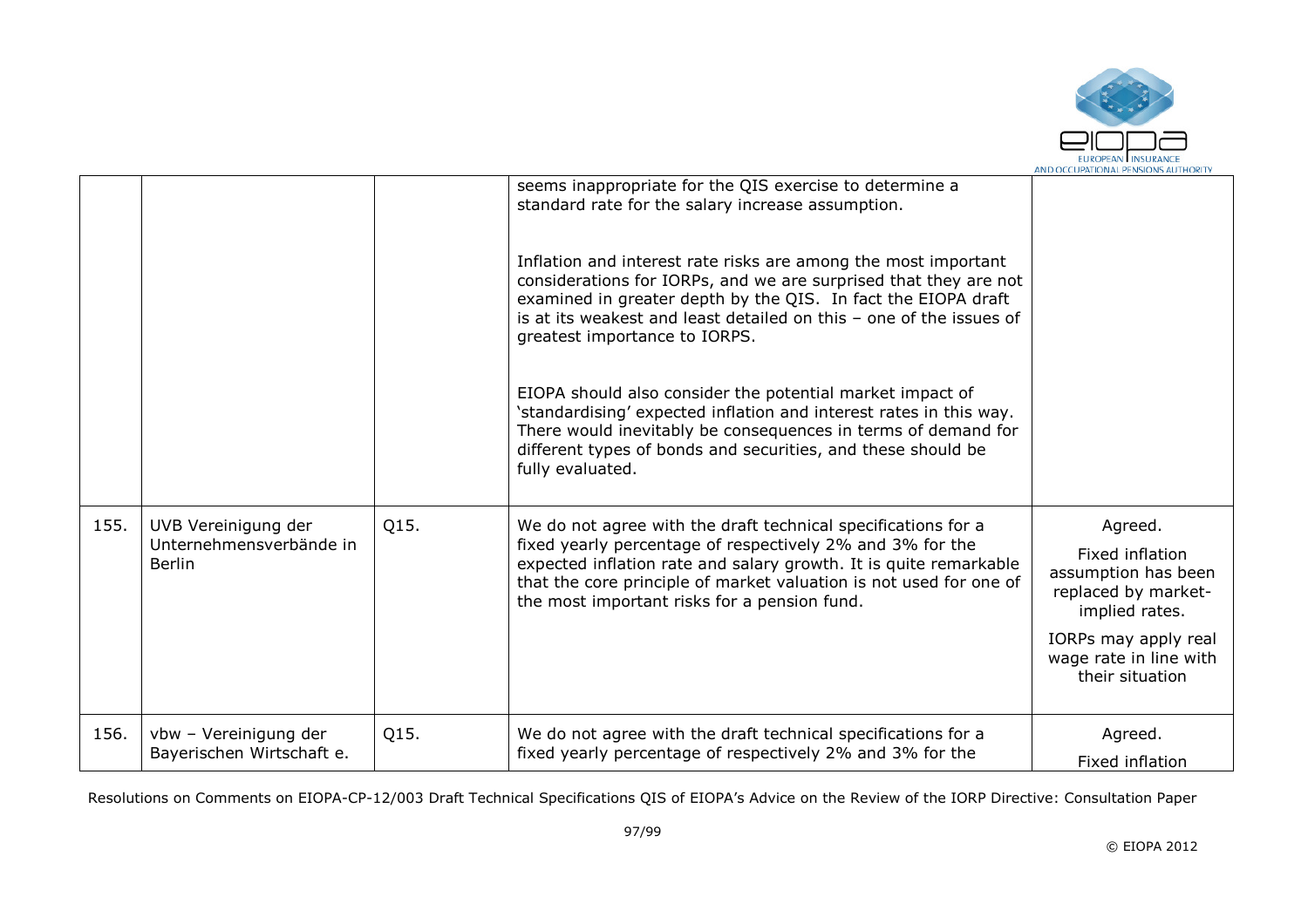| | | | | |
|---|---|---|---|---|
| | | | seems inappropriate for the QIS exercise to determine a standard rate for the salary increase assumption.<br><br>Inflation and interest rate risks are among the most important considerations for IORPs, and we are surprised that they are not examined in greater depth by the QIS. In fact the EIOPA draft is at its weakest and least detailed on this – one of the issues of greatest importance to IORPS.<br><br>EIOPA should also consider the potential market impact of 'standardising' expected inflation and interest rates in this way. There would inevitably be consequences in terms of demand for different types of bonds and securities, and these should be fully evaluated. | |
| 155. | UVB Vereinigung der Unternehmensverbände in Berlin | Q15. | We do not agree with the draft technical specifications for a fixed yearly percentage of respectively 2% and 3% for the expected inflation rate and salary growth. It is quite remarkable that the core principle of market valuation is not used for one of the most important risks for a pension fund. | Agreed.<br><br>Fixed inflation assumption has been replaced by market-implied rates.<br><br>IORPs may apply real wage rate in line with their situation |
| 156. | vbw – Vereinigung der Bayerischen Wirtschaft e. | Q15. | We do not agree with the draft technical specifications for a fixed yearly percentage of respectively 2% and 3% for the | Agreed.<br><br>Fixed inflation |

Resolutions on Comments on EIOPA-CP-12/003 Draft Technical Specifications QIS of EIOPA's Advice on the Review of the IORP Directive: Consultation Paper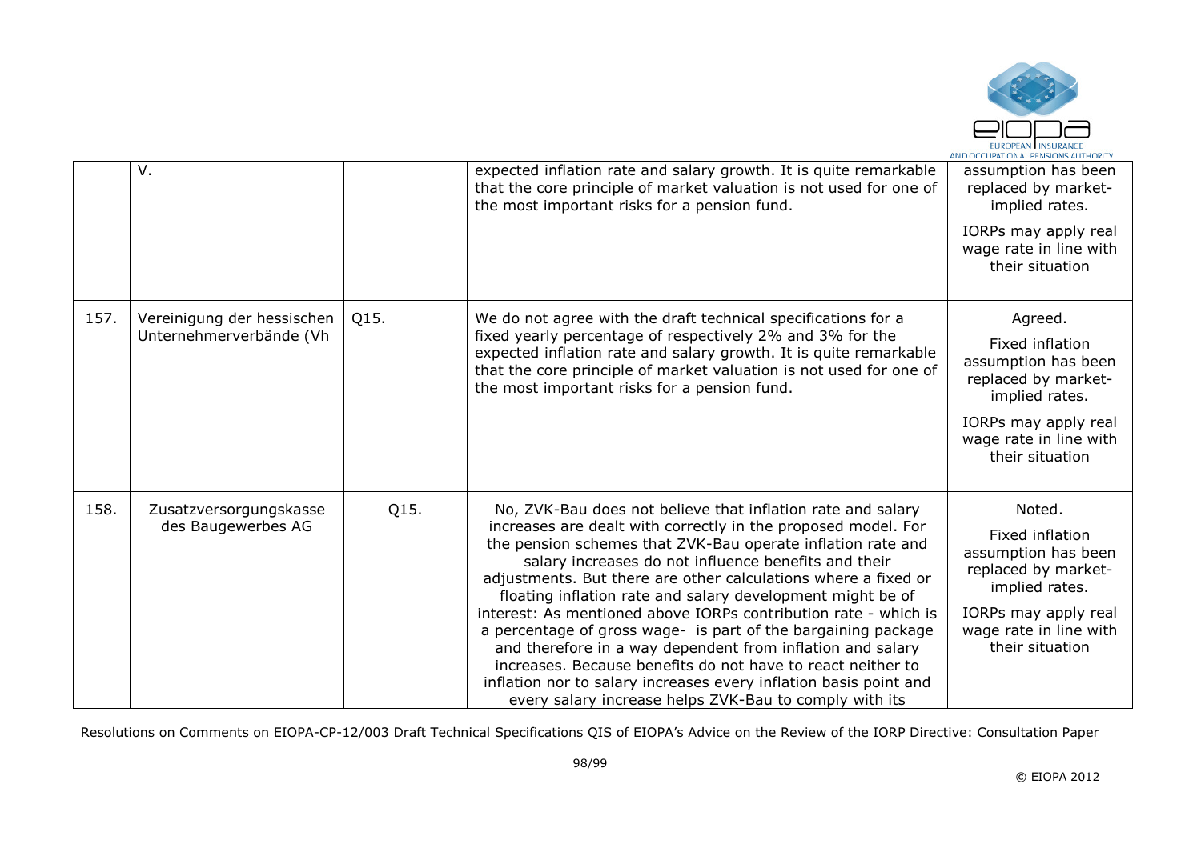|  |  |  |  |  |
|---|---|---|---|---|
|  | V. |  | expected inflation rate and salary growth. It is quite remarkable that the core principle of market valuation is not used for one of the most important risks for a pension fund. | assumption has been replaced by market-implied rates.<br><br>IORPs may apply real wage rate in line with their situation |
| 157. | Vereinigung der hessischen Unternehmerverbände (Vh | Q15. | We do not agree with the draft technical specifications for a fixed yearly percentage of respectively 2% and 3% for the expected inflation rate and salary growth. It is quite remarkable that the core principle of market valuation is not used for one of the most important risks for a pension fund. | Agreed.<br><br>Fixed inflation assumption has been replaced by market-implied rates.<br><br>IORPs may apply real wage rate in line with their situation |
| 158. | Zusatzversorgungskasse des Baugewerbes AG | Q15. | No, ZVK-Bau does not believe that inflation rate and salary increases are dealt with correctly in the proposed model. For the pension schemes that ZVK-Bau operate inflation rate and salary increases do not influence benefits and their adjustments. But there are other calculations where a fixed or floating inflation rate and salary development might be of interest: As mentioned above IORPs contribution rate - which is a percentage of gross wage- is part of the bargaining package and therefore in a way dependent from inflation and salary increases. Because benefits do not have to react neither to inflation nor to salary increases every inflation basis point and every salary increase helps ZVK-Bau to comply with its | Noted.<br><br>Fixed inflation assumption has been replaced by market-implied rates.<br><br>IORPs may apply real wage rate in line with their situation |

Resolutions on Comments on EIOPA-CP-12/003 Draft Technical Specifications QIS of EIOPA's Advice on the Review of the IORP Directive: Consultation Paper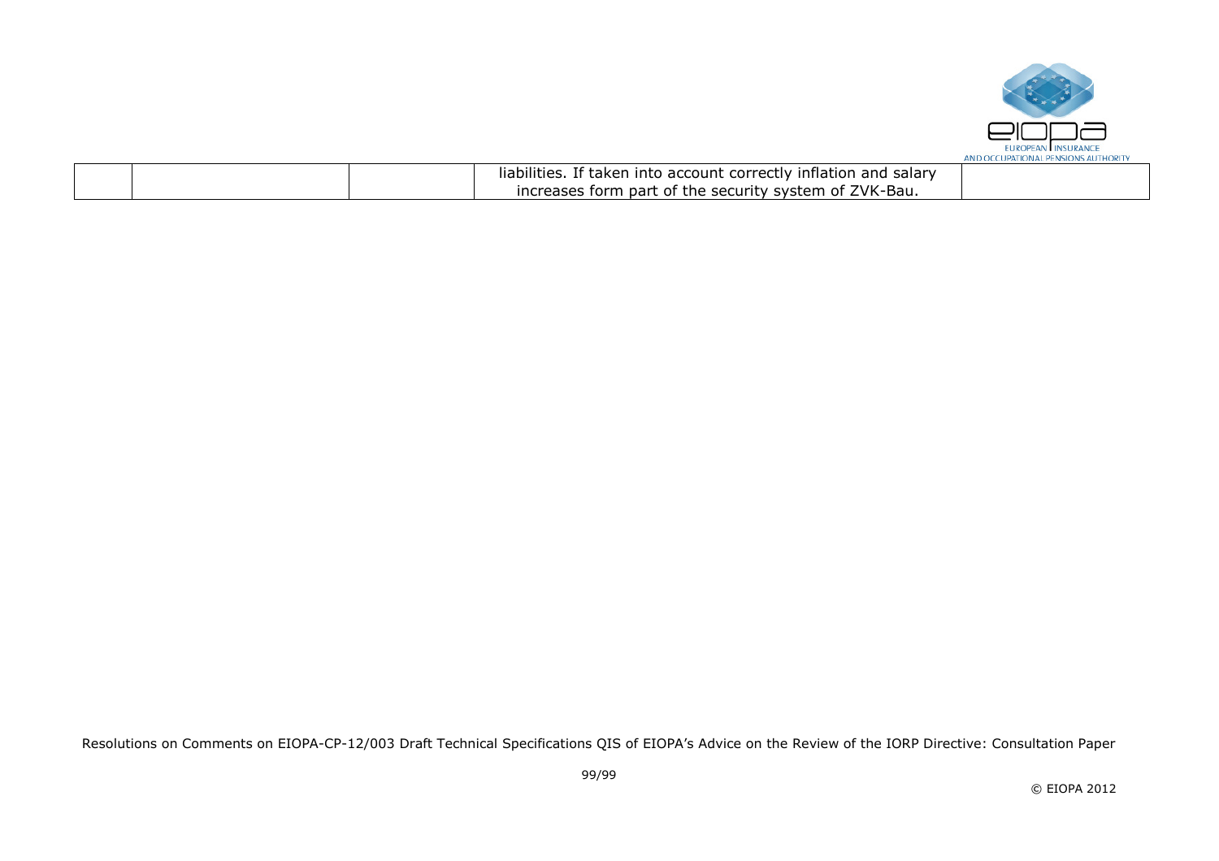| | | | | |
|---|---|---|---|---|
| | | | liabilities. If taken into account correctly inflation and salary increases form part of the security system of ZVK-Bau. | |